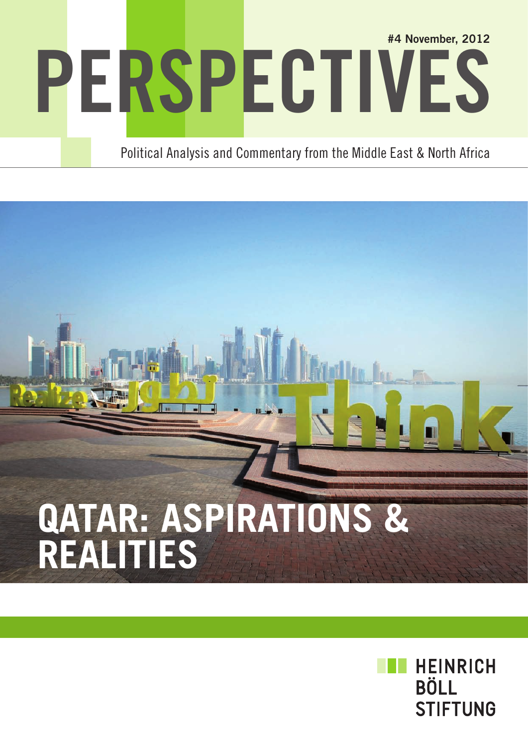#4 November, 2012

# PERSPECTIVES

Political Analysis and Commentary from the Middle East & North Africa

# QATAR: ASPIRATIONS & REALITIES

HEINRICH BÖLL STIFTUNG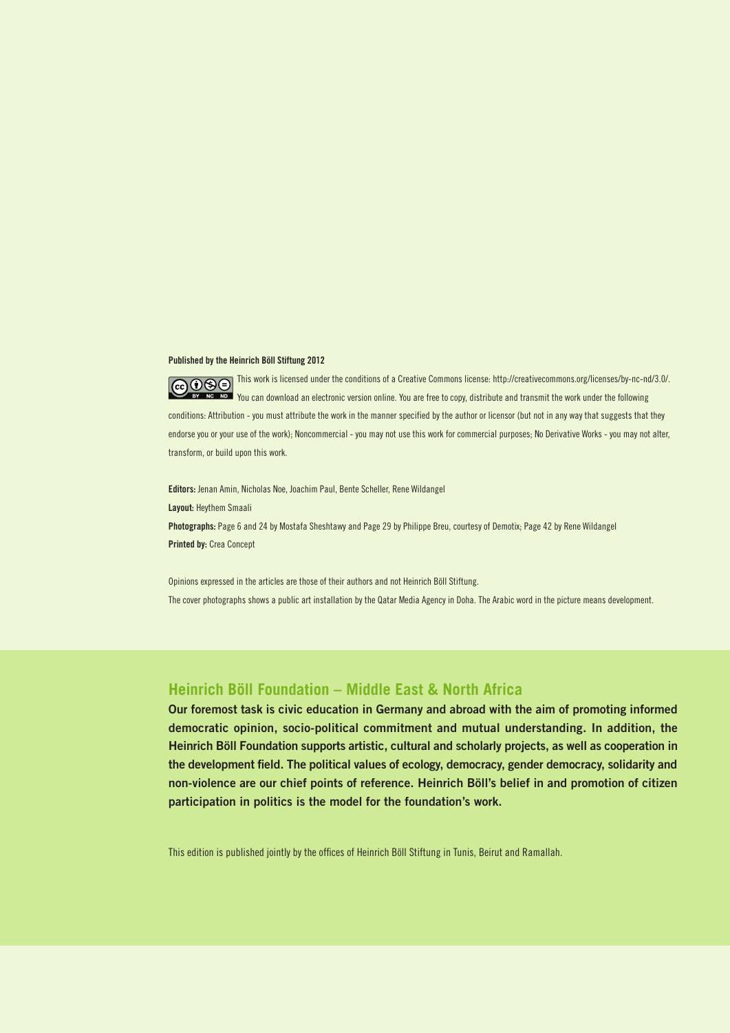**Published by the Heinrich Böll Stiftung 2012**

This work is licensed under the conditions of a Creative Commons license: http://creativecommons.org/licenses/by-nc-nd/3.0/. You can download an electronic version online. You are free to copy, distribute and transmit the work under the following conditions: Attribution - you must attribute the work in the manner specified by the author or licensor (but not in any way that suggests that they endorse you or your use of the work); Noncommercial - you may not use this work for commercial purposes; No Derivative Works - you may not alter, transform, or build upon this work.

**Editors:** Jenan Amin, Nicholas Noe, Joachim Paul, Bente Scheller, Rene Wildangel

**Layout:** Heythem Smaali

**Photographs:** Page 6 and 24 by Mostafa Sheshtawy and Page 29 by Philippe Breu, courtesy of Demotix; Page 42 by Rene Wildangel

**Printed by:** Crea Concept

Opinions expressed in the articles are those of their authors and not Heinrich Böll Stiftung.

The cover photographs shows a public art installation by the Qatar Media Agency in Doha. The Arabic word in the picture means development.

## Heinrich Böll Foundation – Middle East & North Africa

**Our foremost task is civic education in Germany and abroad with the aim of promoting informed democratic opinion, socio-political commitment and mutual understanding. In addition, the Heinrich Böll Foundation supports artistic, cultural and scholarly projects, as well as cooperation in the development field. The political values of ecology, democracy, gender democracy, solidarity and non-violence are our chief points of reference. Heinrich Böll's belief in and promotion of citizen participation in politics is the model for the foundation's work.**

This edition is published jointly by the offices of Heinrich Böll Stiftung in Tunis, Beirut and Ramallah.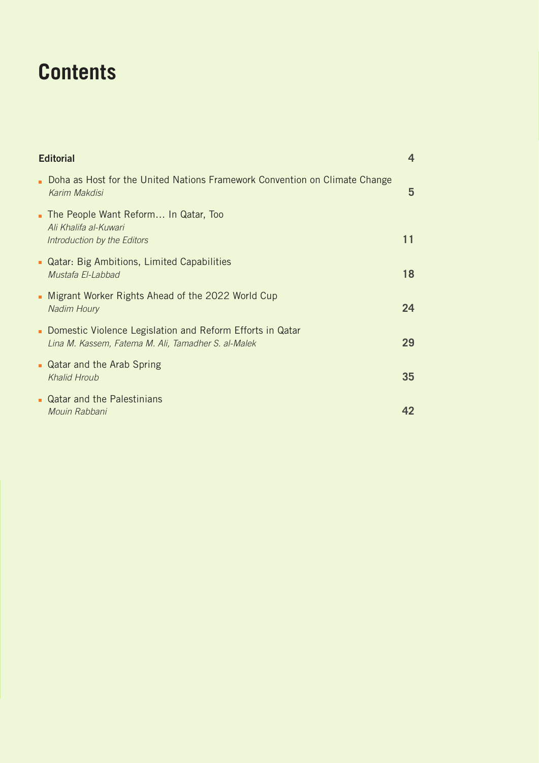# Contents

**Editorial** — 4

- Doha as Host for the United Nations Framework Convention on Climate Change
  *Karim Makdisi* — 5
- The People Want Reform… In Qatar, Too
  *Ali Khalifa al-Kuwari*
  *Introduction by the Editors* — 11
- Qatar: Big Ambitions, Limited Capabilities
  *Mustafa El-Labbad* — 18
- Migrant Worker Rights Ahead of the 2022 World Cup
  *Nadim Houry* — 24
- Domestic Violence Legislation and Reform Efforts in Qatar
  *Lina M. Kassem, Fatema M. Ali, Tamadher S. al-Malek* — 29
- Qatar and the Arab Spring
  *Khalid Hroub* — 35
- Qatar and the Palestinians
  *Mouin Rabbani* — 42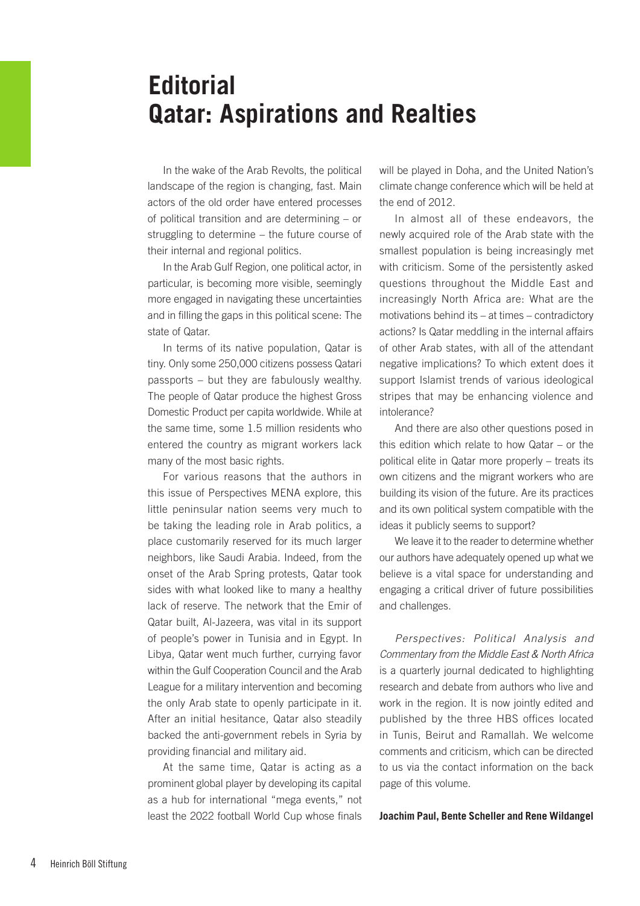# Editorial
# Qatar: Aspirations and Realties

In the wake of the Arab Revolts, the political landscape of the region is changing, fast. Main actors of the old order have entered processes of political transition and are determining – or struggling to determine – the future course of their internal and regional politics.

In the Arab Gulf Region, one political actor, in particular, is becoming more visible, seemingly more engaged in navigating these uncertainties and in filling the gaps in this political scene: The state of Qatar.

In terms of its native population, Qatar is tiny. Only some 250,000 citizens possess Qatari passports – but they are fabulously wealthy. The people of Qatar produce the highest Gross Domestic Product per capita worldwide. While at the same time, some 1.5 million residents who entered the country as migrant workers lack many of the most basic rights.

For various reasons that the authors in this issue of Perspectives MENA explore, this little peninsular nation seems very much to be taking the leading role in Arab politics, a place customarily reserved for its much larger neighbors, like Saudi Arabia. Indeed, from the onset of the Arab Spring protests, Qatar took sides with what looked like to many a healthy lack of reserve. The network that the Emir of Qatar built, Al-Jazeera, was vital in its support of people's power in Tunisia and in Egypt. In Libya, Qatar went much further, currying favor within the Gulf Cooperation Council and the Arab League for a military intervention and becoming the only Arab state to openly participate in it. After an initial hesitance, Qatar also steadily backed the anti-government rebels in Syria by providing financial and military aid.

At the same time, Qatar is acting as a prominent global player by developing its capital as a hub for international "mega events," not least the 2022 football World Cup whose finals will be played in Doha, and the United Nation's climate change conference which will be held at the end of 2012.

In almost all of these endeavors, the newly acquired role of the Arab state with the smallest population is being increasingly met with criticism. Some of the persistently asked questions throughout the Middle East and increasingly North Africa are: What are the motivations behind its – at times – contradictory actions? Is Qatar meddling in the internal affairs of other Arab states, with all of the attendant negative implications? To which extent does it support Islamist trends of various ideological stripes that may be enhancing violence and intolerance?

And there are also other questions posed in this edition which relate to how Qatar – or the political elite in Qatar more properly – treats its own citizens and the migrant workers who are building its vision of the future. Are its practices and its own political system compatible with the ideas it publicly seems to support?

We leave it to the reader to determine whether our authors have adequately opened up what we believe is a vital space for understanding and engaging a critical driver of future possibilities and challenges.

*Perspectives: Political Analysis and Commentary from the Middle East & North Africa* is a quarterly journal dedicated to highlighting research and debate from authors who live and work in the region. It is now jointly edited and published by the three HBS offices located in Tunis, Beirut and Ramallah. We welcome comments and criticism, which can be directed to us via the contact information on the back page of this volume.

**Joachim Paul, Bente Scheller and Rene Wildangel**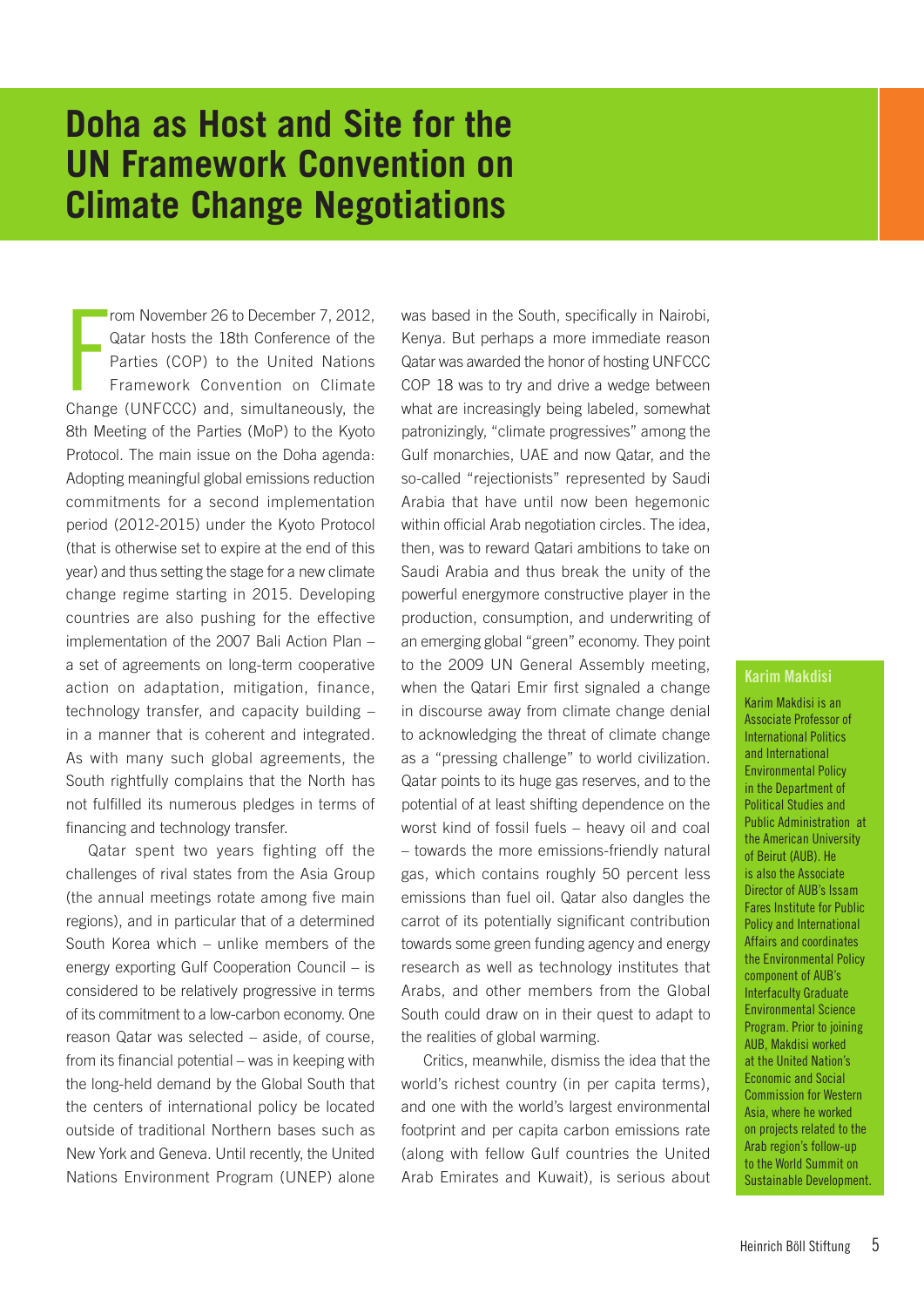# Doha as Host and Site for the UN Framework Convention on Climate Change Negotiations

From November 26 to December 7, 2012, Qatar hosts the 18th Conference of the Parties (COP) to the United Nations Framework Convention on Climate Change (UNFCCC) and, simultaneously, the 8th Meeting of the Parties (MoP) to the Kyoto Protocol. The main issue on the Doha agenda: Adopting meaningful global emissions reduction commitments for a second implementation period (2012-2015) under the Kyoto Protocol (that is otherwise set to expire at the end of this year) and thus setting the stage for a new climate change regime starting in 2015. Developing countries are also pushing for the effective implementation of the 2007 Bali Action Plan – a set of agreements on long-term cooperative action on adaptation, mitigation, finance, technology transfer, and capacity building – in a manner that is coherent and integrated. As with many such global agreements, the South rightfully complains that the North has not fulfilled its numerous pledges in terms of financing and technology transfer.

Qatar spent two years fighting off the challenges of rival states from the Asia Group (the annual meetings rotate among five main regions), and in particular that of a determined South Korea which – unlike members of the energy exporting Gulf Cooperation Council – is considered to be relatively progressive in terms of its commitment to a low-carbon economy. One reason Qatar was selected – aside, of course, from its financial potential – was in keeping with the long-held demand by the Global South that the centers of international policy be located outside of traditional Northern bases such as New York and Geneva. Until recently, the United Nations Environment Program (UNEP) alone was based in the South, specifically in Nairobi, Kenya. But perhaps a more immediate reason Qatar was awarded the honor of hosting UNFCCC COP 18 was to try and drive a wedge between what are increasingly being labeled, somewhat patronizingly, "climate progressives" among the Gulf monarchies, UAE and now Qatar, and the so-called "rejectionists" represented by Saudi Arabia that have until now been hegemonic within official Arab negotiation circles. The idea, then, was to reward Qatari ambitions to take on Saudi Arabia and thus break the unity of the powerful energymore constructive player in the production, consumption, and underwriting of an emerging global "green" economy. They point to the 2009 UN General Assembly meeting, when the Qatari Emir first signaled a change in discourse away from climate change denial to acknowledging the threat of climate change as a "pressing challenge" to world civilization. Qatar points to its huge gas reserves, and to the potential of at least shifting dependence on the worst kind of fossil fuels – heavy oil and coal – towards the more emissions-friendly natural gas, which contains roughly 50 percent less emissions than fuel oil. Qatar also dangles the carrot of its potentially significant contribution towards some green funding agency and energy research as well as technology institutes that Arabs, and other members from the Global South could draw on in their quest to adapt to the realities of global warming.

Critics, meanwhile, dismiss the idea that the world's richest country (in per capita terms), and one with the world's largest environmental footprint and per capita carbon emissions rate (along with fellow Gulf countries the United Arab Emirates and Kuwait), is serious about

**Karim Makdisi**

Karim Makdisi is an Associate Professor of International Politics and International Environmental Policy in the Department of Political Studies and Public Administration at the American University of Beirut (AUB). He is also the Associate Director of AUB's Issam Fares Institute for Public Policy and International Affairs and coordinates the Environmental Policy component of AUB's Interfaculty Graduate Environmental Science Program. Prior to joining AUB, Makdisi worked at the United Nation's Economic and Social Commission for Western Asia, where he worked on projects related to the Arab region's follow-up to the World Summit on Sustainable Development.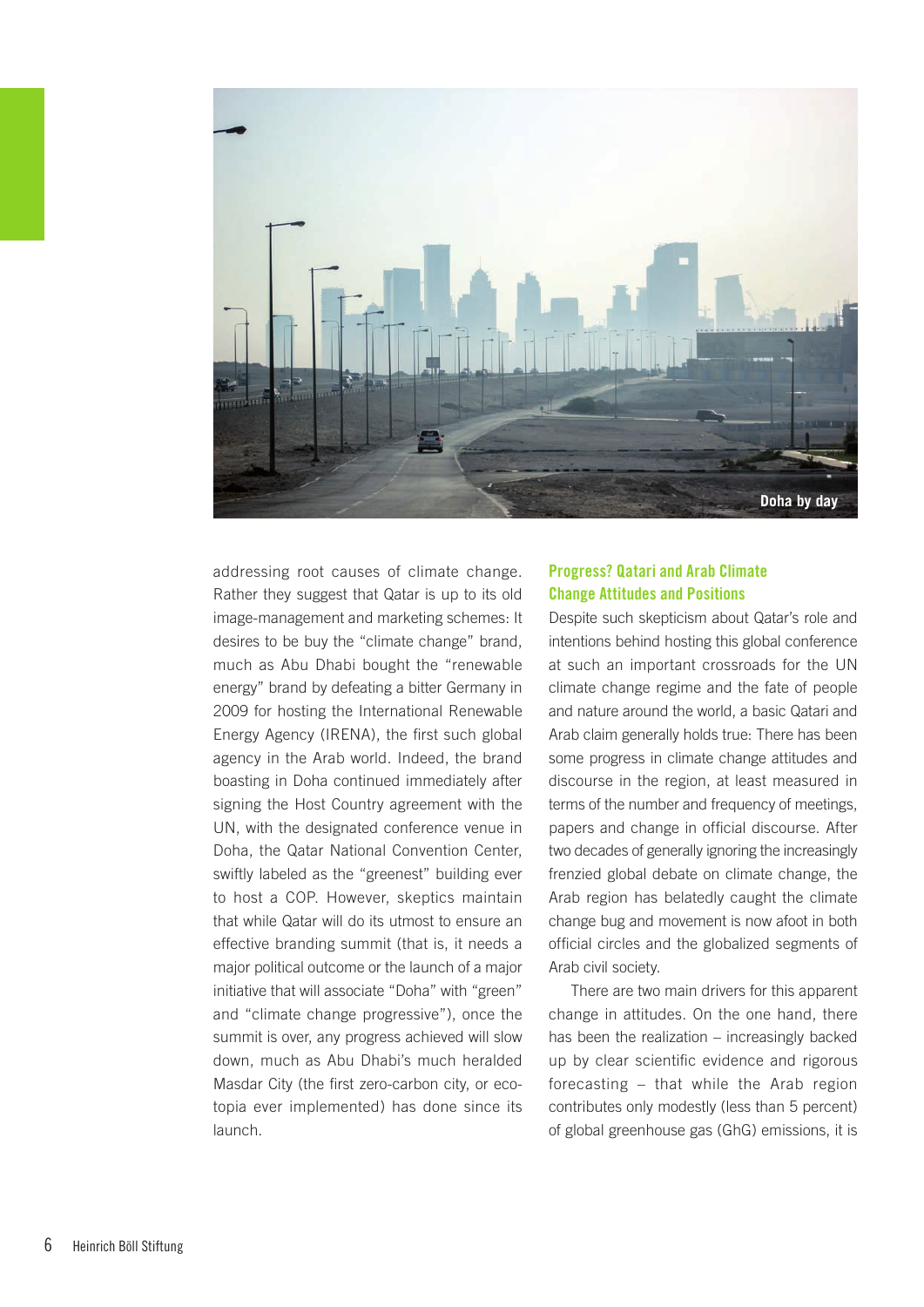Doha by day

addressing root causes of climate change. Rather they suggest that Qatar is up to its old image-management and marketing schemes: It desires to be buy the "climate change" brand, much as Abu Dhabi bought the "renewable energy" brand by defeating a bitter Germany in 2009 for hosting the International Renewable Energy Agency (IRENA), the first such global agency in the Arab world. Indeed, the brand boasting in Doha continued immediately after signing the Host Country agreement with the UN, with the designated conference venue in Doha, the Qatar National Convention Center, swiftly labeled as the "greenest" building ever to host a COP. However, skeptics maintain that while Qatar will do its utmost to ensure an effective branding summit (that is, it needs a major political outcome or the launch of a major initiative that will associate "Doha" with "green" and "climate change progressive"), once the summit is over, any progress achieved will slow down, much as Abu Dhabi's much heralded Masdar City (the first zero-carbon city, or eco-topia ever implemented) has done since its launch.

## Progress? Qatari and Arab Climate Change Attitudes and Positions

Despite such skepticism about Qatar's role and intentions behind hosting this global conference at such an important crossroads for the UN climate change regime and the fate of people and nature around the world, a basic Qatari and Arab claim generally holds true: There has been some progress in climate change attitudes and discourse in the region, at least measured in terms of the number and frequency of meetings, papers and change in official discourse. After two decades of generally ignoring the increasingly frenzied global debate on climate change, the Arab region has belatedly caught the climate change bug and movement is now afoot in both official circles and the globalized segments of Arab civil society.

There are two main drivers for this apparent change in attitudes. On the one hand, there has been the realization – increasingly backed up by clear scientific evidence and rigorous forecasting – that while the Arab region contributes only modestly (less than 5 percent) of global greenhouse gas (GhG) emissions, it is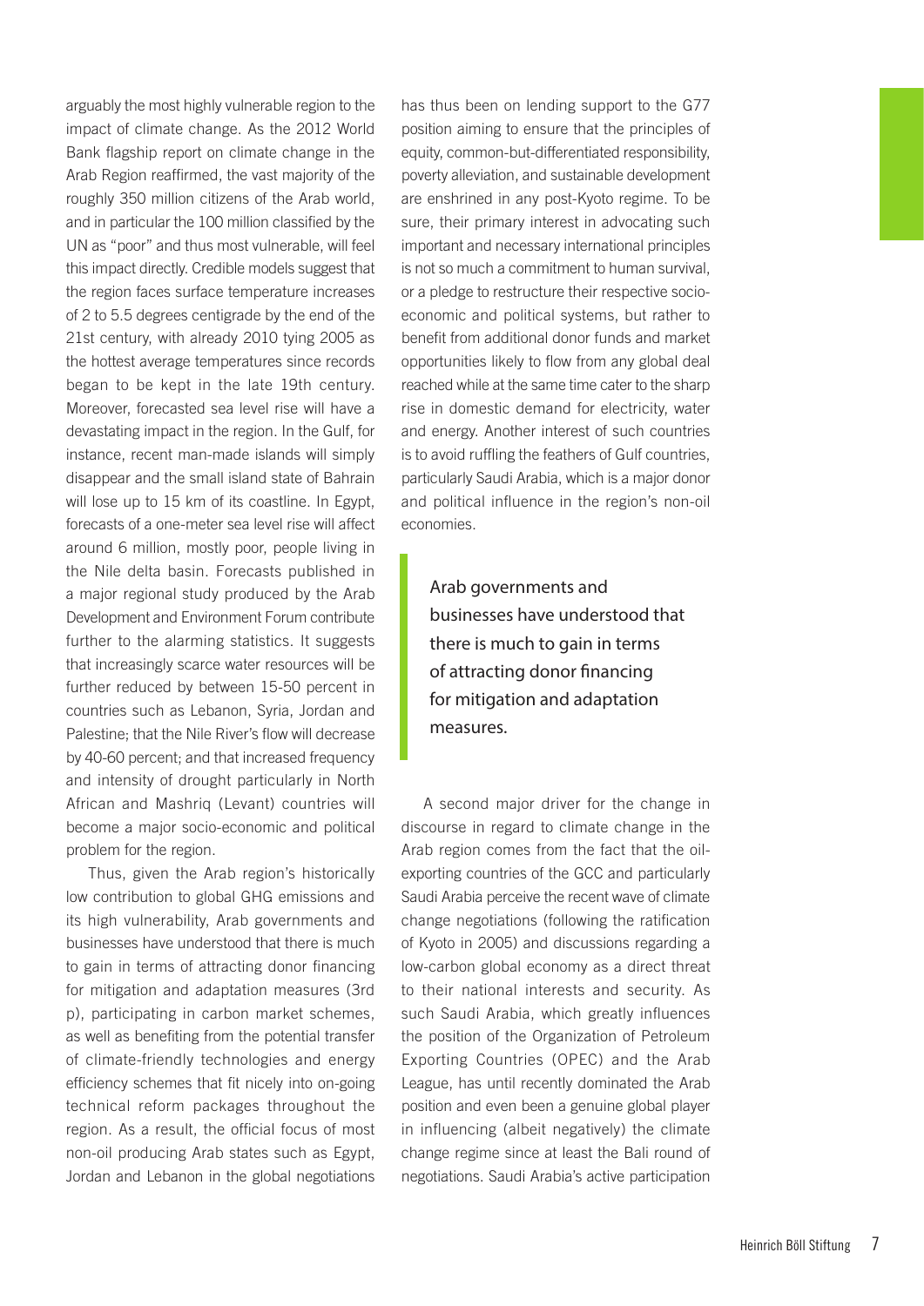arguably the most highly vulnerable region to the impact of climate change. As the 2012 World Bank flagship report on climate change in the Arab Region reaffirmed, the vast majority of the roughly 350 million citizens of the Arab world, and in particular the 100 million classified by the UN as "poor" and thus most vulnerable, will feel this impact directly. Credible models suggest that the region faces surface temperature increases of 2 to 5.5 degrees centigrade by the end of the 21st century, with already 2010 tying 2005 as the hottest average temperatures since records began to be kept in the late 19th century. Moreover, forecasted sea level rise will have a devastating impact in the region. In the Gulf, for instance, recent man-made islands will simply disappear and the small island state of Bahrain will lose up to 15 km of its coastline. In Egypt, forecasts of a one-meter sea level rise will affect around 6 million, mostly poor, people living in the Nile delta basin. Forecasts published in a major regional study produced by the Arab Development and Environment Forum contribute further to the alarming statistics. It suggests that increasingly scarce water resources will be further reduced by between 15-50 percent in countries such as Lebanon, Syria, Jordan and Palestine; that the Nile River's flow will decrease by 40-60 percent; and that increased frequency and intensity of drought particularly in North African and Mashriq (Levant) countries will become a major socio-economic and political problem for the region.

Thus, given the Arab region's historically low contribution to global GHG emissions and its high vulnerability, Arab governments and businesses have understood that there is much to gain in terms of attracting donor financing for mitigation and adaptation measures (3rd p), participating in carbon market schemes, as well as benefiting from the potential transfer of climate-friendly technologies and energy efficiency schemes that fit nicely into on-going technical reform packages throughout the region. As a result, the official focus of most non-oil producing Arab states such as Egypt, Jordan and Lebanon in the global negotiations has thus been on lending support to the G77 position aiming to ensure that the principles of equity, common-but-differentiated responsibility, poverty alleviation, and sustainable development are enshrined in any post-Kyoto regime. To be sure, their primary interest in advocating such important and necessary international principles is not so much a commitment to human survival, or a pledge to restructure their respective socio-economic and political systems, but rather to benefit from additional donor funds and market opportunities likely to flow from any global deal reached while at the same time cater to the sharp rise in domestic demand for electricity, water and energy. Another interest of such countries is to avoid ruffling the feathers of Gulf countries, particularly Saudi Arabia, which is a major donor and political influence in the region's non-oil economies.

> Arab governments and businesses have understood that there is much to gain in terms of attracting donor financing for mitigation and adaptation measures.

A second major driver for the change in discourse in regard to climate change in the Arab region comes from the fact that the oil-exporting countries of the GCC and particularly Saudi Arabia perceive the recent wave of climate change negotiations (following the ratification of Kyoto in 2005) and discussions regarding a low-carbon global economy as a direct threat to their national interests and security. As such Saudi Arabia, which greatly influences the position of the Organization of Petroleum Exporting Countries (OPEC) and the Arab League, has until recently dominated the Arab position and even been a genuine global player in influencing (albeit negatively) the climate change regime since at least the Bali round of negotiations. Saudi Arabia's active participation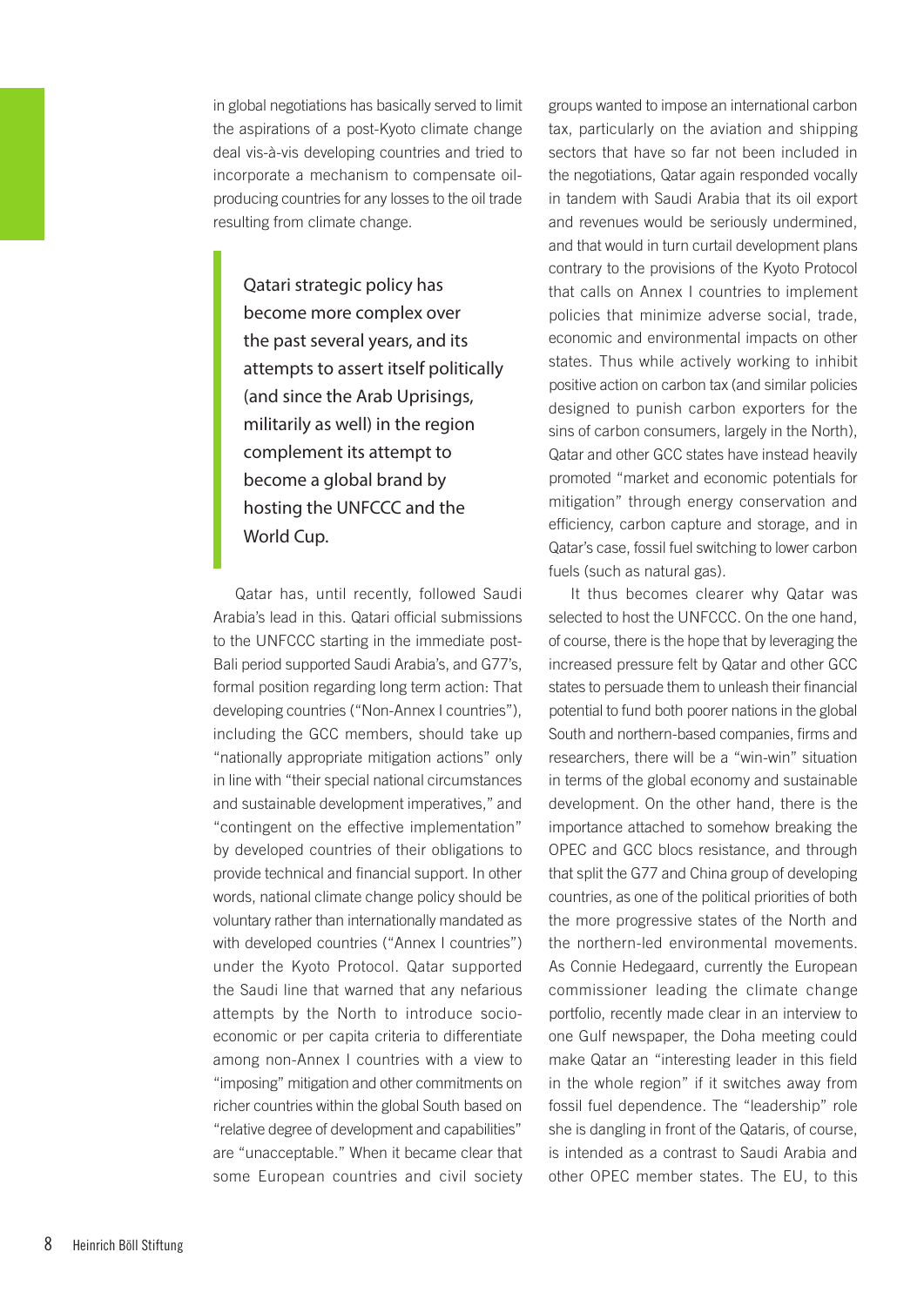in global negotiations has basically served to limit the aspirations of a post-Kyoto climate change deal vis-à-vis developing countries and tried to incorporate a mechanism to compensate oil-producing countries for any losses to the oil trade resulting from climate change.

> Qatari strategic policy has become more complex over the past several years, and its attempts to assert itself politically (and since the Arab Uprisings, militarily as well) in the region complement its attempt to become a global brand by hosting the UNFCCC and the World Cup.

Qatar has, until recently, followed Saudi Arabia's lead in this. Qatari official submissions to the UNFCCC starting in the immediate post-Bali period supported Saudi Arabia's, and G77's, formal position regarding long term action: That developing countries ("Non-Annex I countries"), including the GCC members, should take up "nationally appropriate mitigation actions" only in line with "their special national circumstances and sustainable development imperatives," and "contingent on the effective implementation" by developed countries of their obligations to provide technical and financial support. In other words, national climate change policy should be voluntary rather than internationally mandated as with developed countries ("Annex I countries") under the Kyoto Protocol. Qatar supported the Saudi line that warned that any nefarious attempts by the North to introduce socio-economic or per capita criteria to differentiate among non-Annex I countries with a view to "imposing" mitigation and other commitments on richer countries within the global South based on "relative degree of development and capabilities" are "unacceptable." When it became clear that some European countries and civil society groups wanted to impose an international carbon tax, particularly on the aviation and shipping sectors that have so far not been included in the negotiations, Qatar again responded vocally in tandem with Saudi Arabia that its oil export and revenues would be seriously undermined, and that would in turn curtail development plans contrary to the provisions of the Kyoto Protocol that calls on Annex I countries to implement policies that minimize adverse social, trade, economic and environmental impacts on other states. Thus while actively working to inhibit positive action on carbon tax (and similar policies designed to punish carbon exporters for the sins of carbon consumers, largely in the North), Qatar and other GCC states have instead heavily promoted "market and economic potentials for mitigation" through energy conservation and efficiency, carbon capture and storage, and in Qatar's case, fossil fuel switching to lower carbon fuels (such as natural gas).

It thus becomes clearer why Qatar was selected to host the UNFCCC. On the one hand, of course, there is the hope that by leveraging the increased pressure felt by Qatar and other GCC states to persuade them to unleash their financial potential to fund both poorer nations in the global South and northern-based companies, firms and researchers, there will be a "win-win" situation in terms of the global economy and sustainable development. On the other hand, there is the importance attached to somehow breaking the OPEC and GCC blocs resistance, and through that split the G77 and China group of developing countries, as one of the political priorities of both the more progressive states of the North and the northern-led environmental movements. As Connie Hedegaard, currently the European commissioner leading the climate change portfolio, recently made clear in an interview to one Gulf newspaper, the Doha meeting could make Qatar an "interesting leader in this field in the whole region" if it switches away from fossil fuel dependence. The "leadership" role she is dangling in front of the Qataris, of course, is intended as a contrast to Saudi Arabia and other OPEC member states. The EU, to this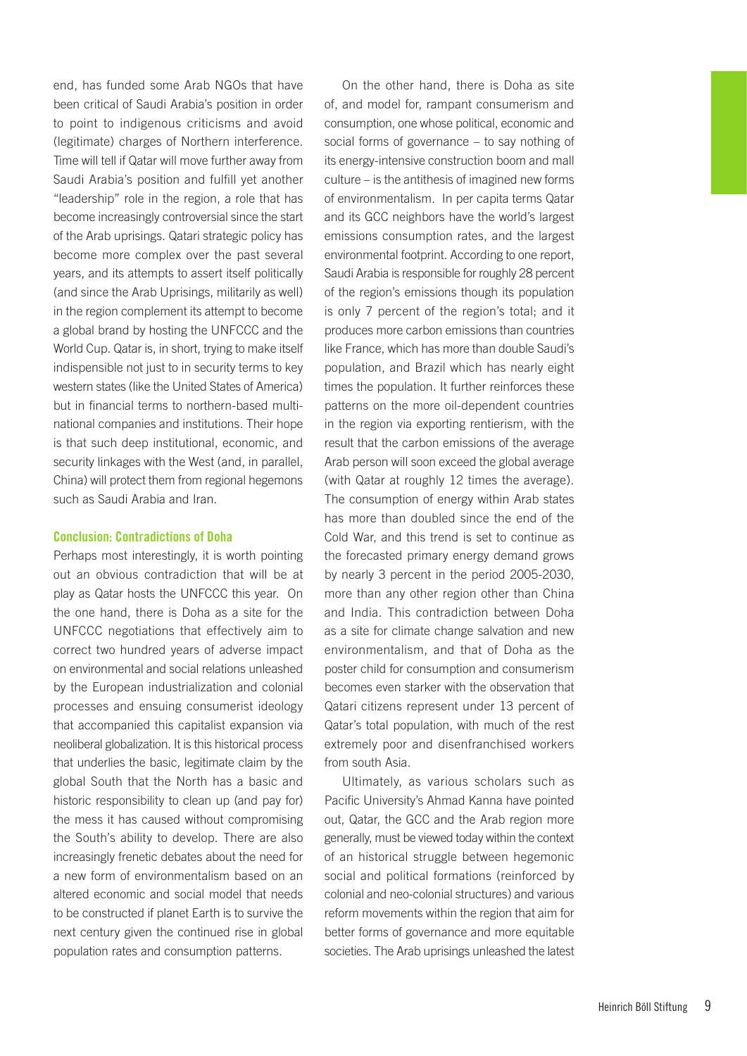end, has funded some Arab NGOs that have been critical of Saudi Arabia's position in order to point to indigenous criticisms and avoid (legitimate) charges of Northern interference. Time will tell if Qatar will move further away from Saudi Arabia's position and fulfill yet another "leadership" role in the region, a role that has become increasingly controversial since the start of the Arab uprisings. Qatari strategic policy has become more complex over the past several years, and its attempts to assert itself politically (and since the Arab Uprisings, militarily as well) in the region complement its attempt to become a global brand by hosting the UNFCCC and the World Cup. Qatar is, in short, trying to make itself indispensible not just to in security terms to key western states (like the United States of America) but in financial terms to northern-based multinational companies and institutions. Their hope is that such deep institutional, economic, and security linkages with the West (and, in parallel, China) will protect them from regional hegemons such as Saudi Arabia and Iran.

### Conclusion: Contradictions of Doha

Perhaps most interestingly, it is worth pointing out an obvious contradiction that will be at play as Qatar hosts the UNFCCC this year. On the one hand, there is Doha as a site for the UNFCCC negotiations that effectively aim to correct two hundred years of adverse impact on environmental and social relations unleashed by the European industrialization and colonial processes and ensuing consumerist ideology that accompanied this capitalist expansion via neoliberal globalization. It is this historical process that underlies the basic, legitimate claim by the global South that the North has a basic and historic responsibility to clean up (and pay for) the mess it has caused without compromising the South's ability to develop. There are also increasingly frenetic debates about the need for a new form of environmentalism based on an altered economic and social model that needs to be constructed if planet Earth is to survive the next century given the continued rise in global population rates and consumption patterns.

On the other hand, there is Doha as site of, and model for, rampant consumerism and consumption, one whose political, economic and social forms of governance – to say nothing of its energy-intensive construction boom and mall culture – is the antithesis of imagined new forms of environmentalism. In per capita terms Qatar and its GCC neighbors have the world's largest emissions consumption rates, and the largest environmental footprint. According to one report, Saudi Arabia is responsible for roughly 28 percent of the region's emissions though its population is only 7 percent of the region's total; and it produces more carbon emissions than countries like France, which has more than double Saudi's population, and Brazil which has nearly eight times the population. It further reinforces these patterns on the more oil-dependent countries in the region via exporting rentierism, with the result that the carbon emissions of the average Arab person will soon exceed the global average (with Qatar at roughly 12 times the average). The consumption of energy within Arab states has more than doubled since the end of the Cold War, and this trend is set to continue as the forecasted primary energy demand grows by nearly 3 percent in the period 2005-2030, more than any other region other than China and India. This contradiction between Doha as a site for climate change salvation and new environmentalism, and that of Doha as the poster child for consumption and consumerism becomes even starker with the observation that Qatari citizens represent under 13 percent of Qatar's total population, with much of the rest extremely poor and disenfranchised workers from south Asia.

Ultimately, as various scholars such as Pacific University's Ahmad Kanna have pointed out, Qatar, the GCC and the Arab region more generally, must be viewed today within the context of an historical struggle between hegemonic social and political formations (reinforced by colonial and neo-colonial structures) and various reform movements within the region that aim for better forms of governance and more equitable societies. The Arab uprisings unleashed the latest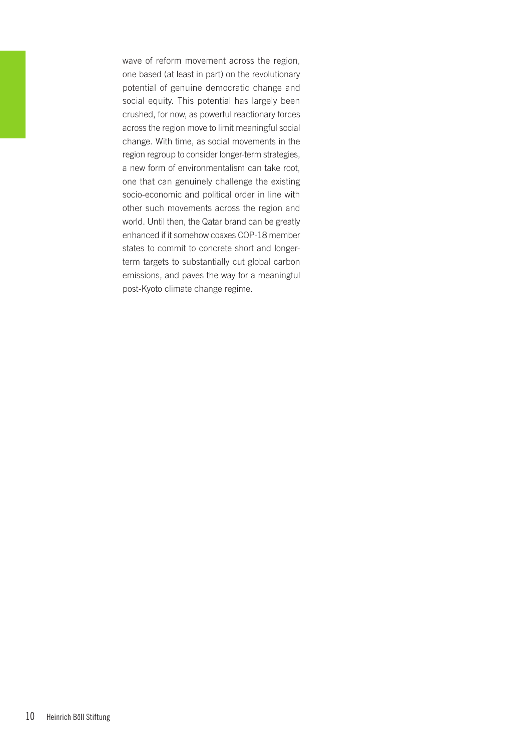wave of reform movement across the region, one based (at least in part) on the revolutionary potential of genuine democratic change and social equity. This potential has largely been crushed, for now, as powerful reactionary forces across the region move to limit meaningful social change. With time, as social movements in the region regroup to consider longer-term strategies, a new form of environmentalism can take root, one that can genuinely challenge the existing socio-economic and political order in line with other such movements across the region and world. Until then, the Qatar brand can be greatly enhanced if it somehow coaxes COP-18 member states to commit to concrete short and longer-term targets to substantially cut global carbon emissions, and paves the way for a meaningful post-Kyoto climate change regime.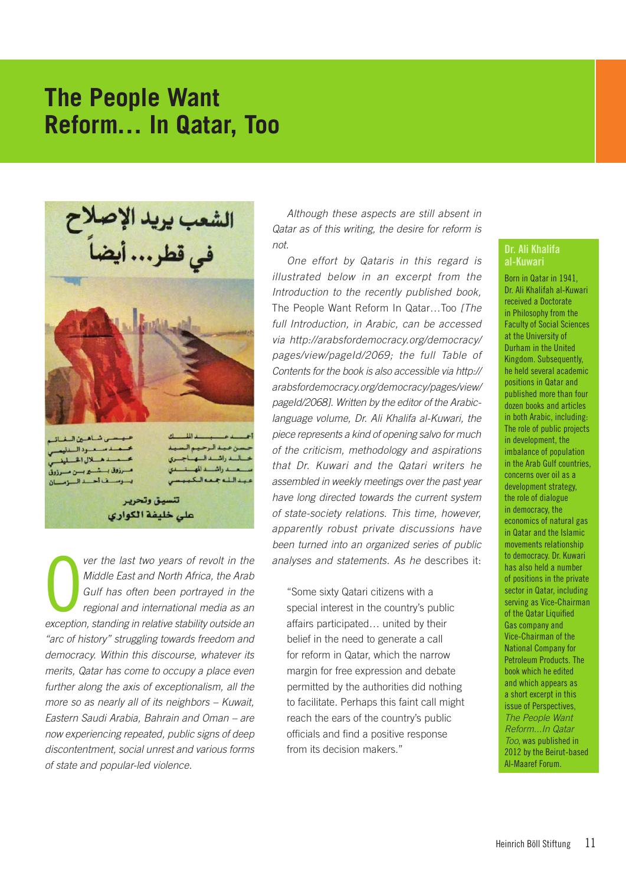# The People Want Reform… In Qatar, Too

Over the last two years of revolt in the Middle East and North Africa, the Arab Gulf has often been portrayed in the regional and international media as an exception, standing in relative stability outside an "arc of history" struggling towards freedom and democracy. Within this discourse, whatever its merits, Qatar has come to occupy a place even further along the axis of exceptionalism, all the more so as nearly all of its neighbors – Kuwait, Eastern Saudi Arabia, Bahrain and Oman – are now experiencing repeated, public signs of deep discontentment, social unrest and various forms of state and popular-led violence.

*Although these aspects are still absent in Qatar as of this writing, the desire for reform is not.*

*One effort by Qataris in this regard is illustrated below in an excerpt from the Introduction to the recently published book,* The People Want Reform In Qatar…Too *[The full Introduction, in Arabic, can be accessed via http://arabsfordemocracy.org/democracy/pages/view/pageId/2069; the full Table of Contents for the book is also accessible via http://arabsfordemocracy.org/democracy/pages/view/pageId/2068]. Written by the editor of the Arabic-language volume, Dr. Ali Khalifa al-Kuwari, the piece represents a kind of opening salvo for much of the criticism, methodology and aspirations that Dr. Kuwari and the Qatari writers he assembled in weekly meetings over the past year have long directed towards the current system of state-society relations. This time, however, apparently robust private discussions have been turned into an organized series of public analyses and statements. As he* describes it:

> "Some sixty Qatari citizens with a special interest in the country's public affairs participated… united by their belief in the need to generate a call for reform in Qatar, which the narrow margin for free expression and debate permitted by the authorities did nothing to facilitate. Perhaps this faint call might reach the ears of the country's public officials and find a positive response from its decision makers."

### Dr. Ali Khalifa al-Kuwari

Born in Qatar in 1941, Dr. Ali Khalifah al-Kuwari received a Doctorate in Philosophy from the Faculty of Social Sciences at the University of Durham in the United Kingdom. Subsequently, he held several academic positions in Qatar and published more than four dozen books and articles in both Arabic, including: The role of public projects in development, the imbalance of population in the Arab Gulf countries, concerns over oil as a development strategy, the role of dialogue in democracy, the economics of natural gas in Qatar and the Islamic movements relationship to democracy. Dr. Kuwari has also held a number of positions in the private sector in Qatar, including serving as Vice-Chairman of the Qatar Liquified Gas company and Vice-Chairman of the National Company for Petroleum Products. The book which he edited and which appears as a short excerpt in this issue of Perspectives, *The People Want Reform…In Qatar Too*, was published in 2012 by the Beirut-based Al-Maaref Forum.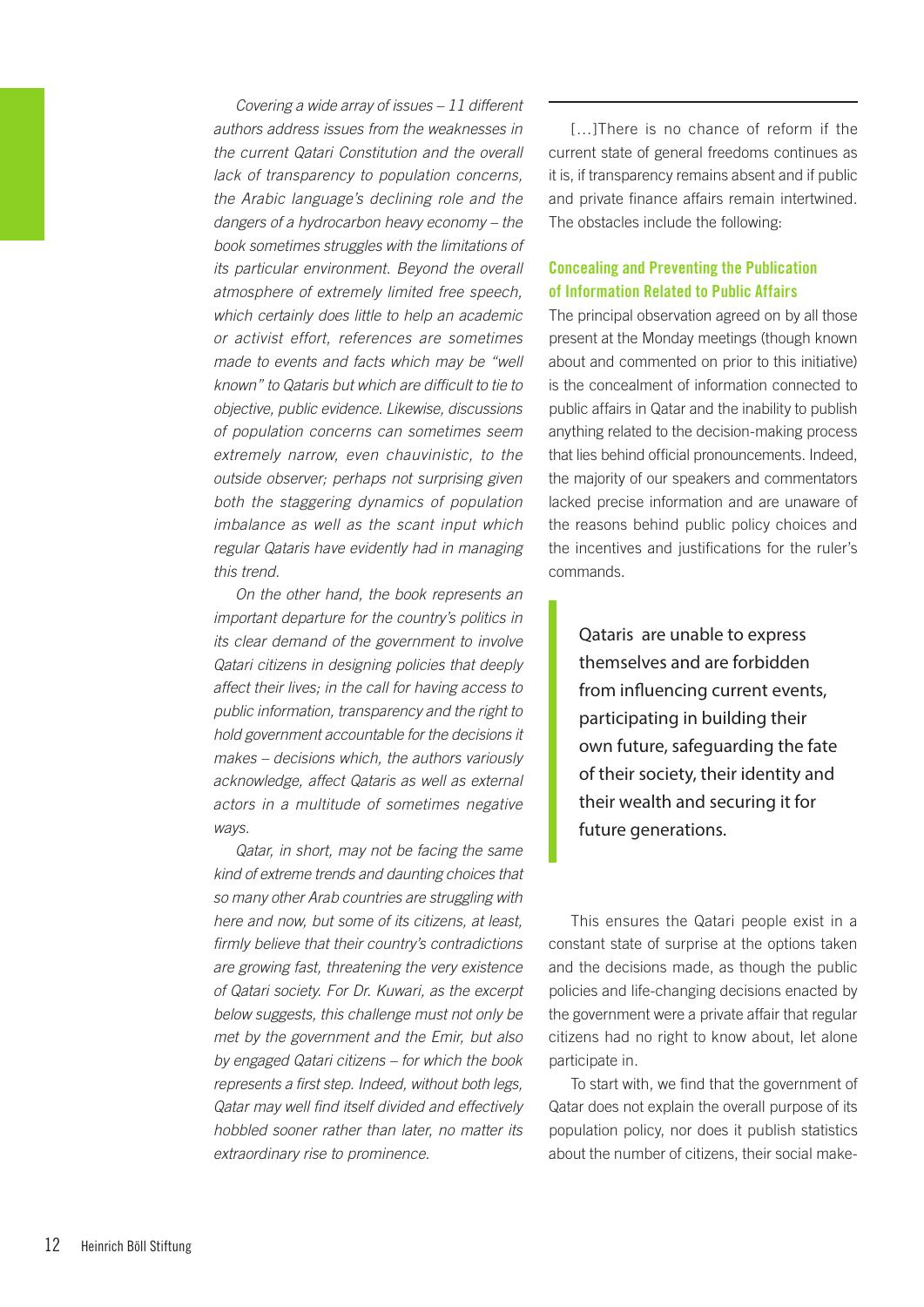*Covering a wide array of issues – 11 different authors address issues from the weaknesses in the current Qatari Constitution and the overall lack of transparency to population concerns, the Arabic language's declining role and the dangers of a hydrocarbon heavy economy – the book sometimes struggles with the limitations of its particular environment. Beyond the overall atmosphere of extremely limited free speech, which certainly does little to help an academic or activist effort, references are sometimes made to events and facts which may be "well known" to Qataris but which are difficult to tie to objective, public evidence. Likewise, discussions of population concerns can sometimes seem extremely narrow, even chauvinistic, to the outside observer; perhaps not surprising given both the staggering dynamics of population imbalance as well as the scant input which regular Qataris have evidently had in managing this trend.*

*On the other hand, the book represents an important departure for the country's politics in its clear demand of the government to involve Qatari citizens in designing policies that deeply affect their lives; in the call for having access to public information, transparency and the right to hold government accountable for the decisions it makes – decisions which, the authors variously acknowledge, affect Qataris as well as external actors in a multitude of sometimes negative ways.*

*Qatar, in short, may not be facing the same kind of extreme trends and daunting choices that so many other Arab countries are struggling with here and now, but some of its citizens, at least, firmly believe that their country's contradictions are growing fast, threatening the very existence of Qatari society. For Dr. Kuwari, as the excerpt below suggests, this challenge must not only be met by the government and the Emir, but also by engaged Qatari citizens – for which the book represents a first step. Indeed, without both legs, Qatar may well find itself divided and effectively hobbled sooner rather than later, no matter its extraordinary rise to prominence.*

---

[…]There is no chance of reform if the current state of general freedoms continues as it is, if transparency remains absent and if public and private finance affairs remain intertwined. The obstacles include the following:

### Concealing and Preventing the Publication of Information Related to Public Affairs

The principal observation agreed on by all those present at the Monday meetings (though known about and commented on prior to this initiative) is the concealment of information connected to public affairs in Qatar and the inability to publish anything related to the decision-making process that lies behind official pronouncements. Indeed, the majority of our speakers and commentators lacked precise information and are unaware of the reasons behind public policy choices and the incentives and justifications for the ruler's commands.

> Qataris are unable to express themselves and are forbidden from influencing current events, participating in building their own future, safeguarding the fate of their society, their identity and their wealth and securing it for future generations.

This ensures the Qatari people exist in a constant state of surprise at the options taken and the decisions made, as though the public policies and life-changing decisions enacted by the government were a private affair that regular citizens had no right to know about, let alone participate in.

To start with, we find that the government of Qatar does not explain the overall purpose of its population policy, nor does it publish statistics about the number of citizens, their social make-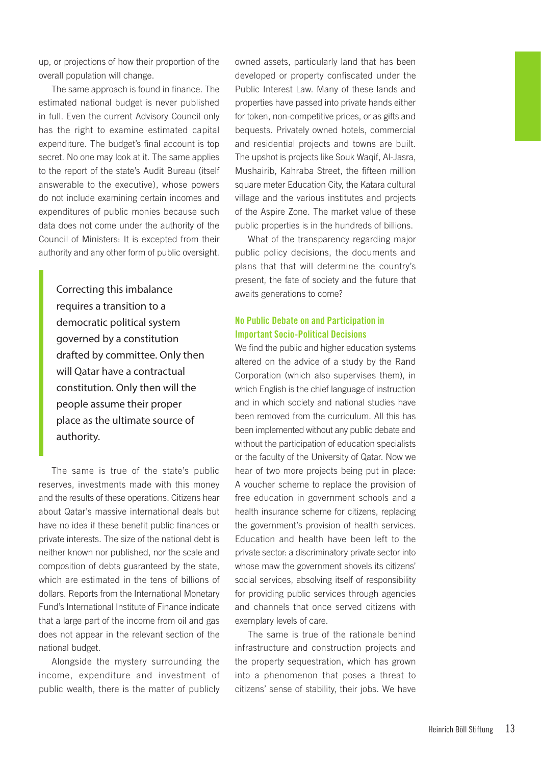up, or projections of how their proportion of the overall population will change.

The same approach is found in finance. The estimated national budget is never published in full. Even the current Advisory Council only has the right to examine estimated capital expenditure. The budget's final account is top secret. No one may look at it. The same applies to the report of the state's Audit Bureau (itself answerable to the executive), whose powers do not include examining certain incomes and expenditures of public monies because such data does not come under the authority of the Council of Ministers: It is excepted from their authority and any other form of public oversight.

> Correcting this imbalance requires a transition to a democratic political system governed by a constitution drafted by committee. Only then will Qatar have a contractual constitution. Only then will the people assume their proper place as the ultimate source of authority.

The same is true of the state's public reserves, investments made with this money and the results of these operations. Citizens hear about Qatar's massive international deals but have no idea if these benefit public finances or private interests. The size of the national debt is neither known nor published, nor the scale and composition of debts guaranteed by the state, which are estimated in the tens of billions of dollars. Reports from the International Monetary Fund's International Institute of Finance indicate that a large part of the income from oil and gas does not appear in the relevant section of the national budget.

Alongside the mystery surrounding the income, expenditure and investment of public wealth, there is the matter of publicly owned assets, particularly land that has been developed or property confiscated under the Public Interest Law. Many of these lands and properties have passed into private hands either for token, non-competitive prices, or as gifts and bequests. Privately owned hotels, commercial and residential projects and towns are built. The upshot is projects like Souk Waqif, Al-Jasra, Mushairib, Kahraba Street, the fifteen million square meter Education City, the Katara cultural village and the various institutes and projects of the Aspire Zone. The market value of these public properties is in the hundreds of billions.

What of the transparency regarding major public policy decisions, the documents and plans that that will determine the country's present, the fate of society and the future that awaits generations to come?

### No Public Debate on and Participation in Important Socio-Political Decisions

We find the public and higher education systems altered on the advice of a study by the Rand Corporation (which also supervises them), in which English is the chief language of instruction and in which society and national studies have been removed from the curriculum. All this has been implemented without any public debate and without the participation of education specialists or the faculty of the University of Qatar. Now we hear of two more projects being put in place: A voucher scheme to replace the provision of free education in government schools and a health insurance scheme for citizens, replacing the government's provision of health services. Education and health have been left to the private sector: a discriminatory private sector into whose maw the government shovels its citizens' social services, absolving itself of responsibility for providing public services through agencies and channels that once served citizens with exemplary levels of care.

The same is true of the rationale behind infrastructure and construction projects and the property sequestration, which has grown into a phenomenon that poses a threat to citizens' sense of stability, their jobs. We have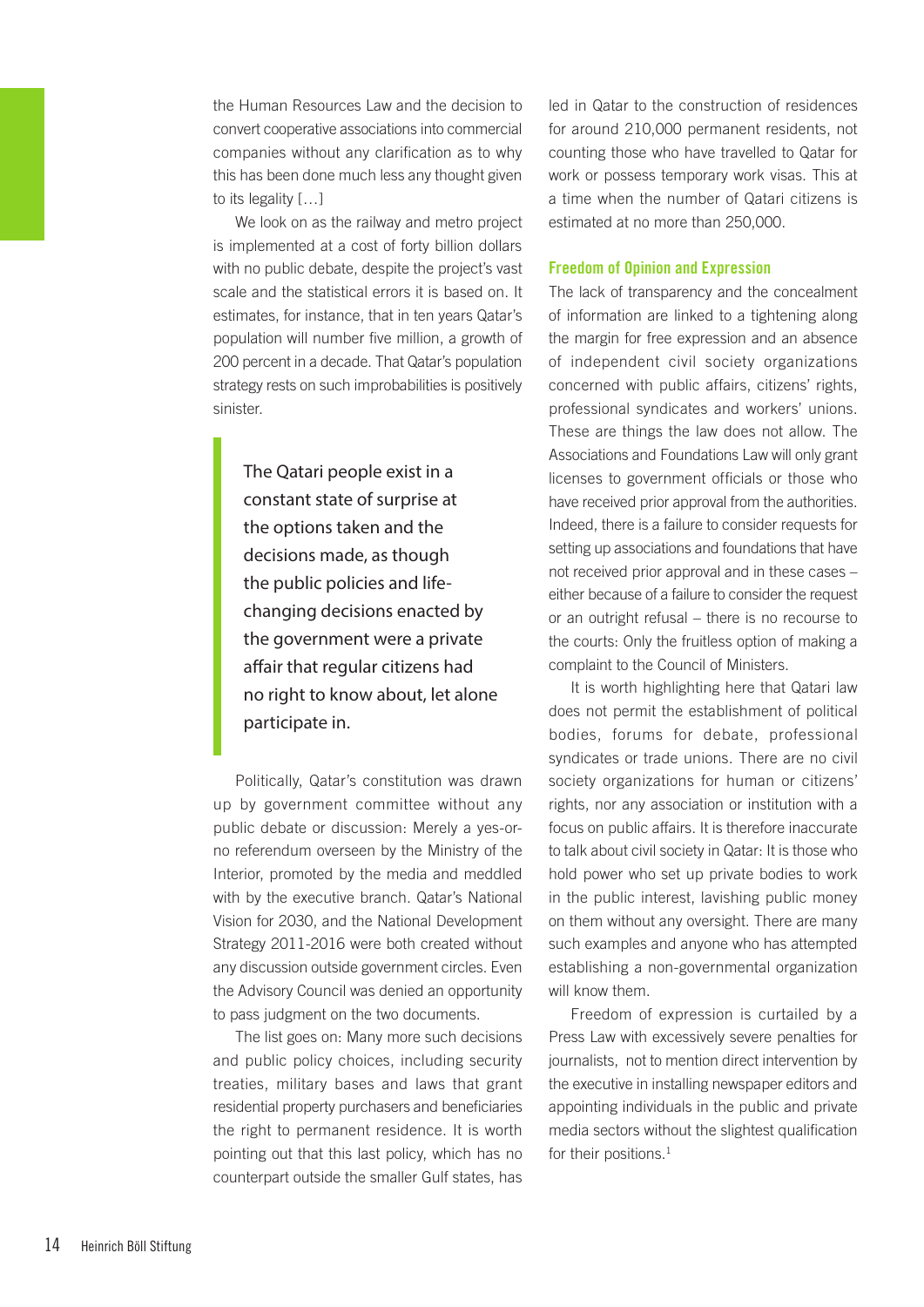the Human Resources Law and the decision to convert cooperative associations into commercial companies without any clarification as to why this has been done much less any thought given to its legality […]

We look on as the railway and metro project is implemented at a cost of forty billion dollars with no public debate, despite the project's vast scale and the statistical errors it is based on. It estimates, for instance, that in ten years Qatar's population will number five million, a growth of 200 percent in a decade. That Qatar's population strategy rests on such improbabilities is positively sinister.

> The Qatari people exist in a constant state of surprise at the options taken and the decisions made, as though the public policies and life-changing decisions enacted by the government were a private affair that regular citizens had no right to know about, let alone participate in.

Politically, Qatar's constitution was drawn up by government committee without any public debate or discussion: Merely a yes-or-no referendum overseen by the Ministry of the Interior, promoted by the media and meddled with by the executive branch. Qatar's National Vision for 2030, and the National Development Strategy 2011-2016 were both created without any discussion outside government circles. Even the Advisory Council was denied an opportunity to pass judgment on the two documents.

The list goes on: Many more such decisions and public policy choices, including security treaties, military bases and laws that grant residential property purchasers and beneficiaries the right to permanent residence. It is worth pointing out that this last policy, which has no counterpart outside the smaller Gulf states, has led in Qatar to the construction of residences for around 210,000 permanent residents, not counting those who have travelled to Qatar for work or possess temporary work visas. This at a time when the number of Qatari citizens is estimated at no more than 250,000.

## Freedom of Opinion and Expression

The lack of transparency and the concealment of information are linked to a tightening along the margin for free expression and an absence of independent civil society organizations concerned with public affairs, citizens' rights, professional syndicates and workers' unions. These are things the law does not allow. The Associations and Foundations Law will only grant licenses to government officials or those who have received prior approval from the authorities. Indeed, there is a failure to consider requests for setting up associations and foundations that have not received prior approval and in these cases – either because of a failure to consider the request or an outright refusal – there is no recourse to the courts: Only the fruitless option of making a complaint to the Council of Ministers.

It is worth highlighting here that Qatari law does not permit the establishment of political bodies, forums for debate, professional syndicates or trade unions. There are no civil society organizations for human or citizens' rights, nor any association or institution with a focus on public affairs. It is therefore inaccurate to talk about civil society in Qatar: It is those who hold power who set up private bodies to work in the public interest, lavishing public money on them without any oversight. There are many such examples and anyone who has attempted establishing a non-governmental organization will know them.

Freedom of expression is curtailed by a Press Law with excessively severe penalties for journalists, not to mention direct intervention by the executive in installing newspaper editors and appointing individuals in the public and private media sectors without the slightest qualification for their positions.[1]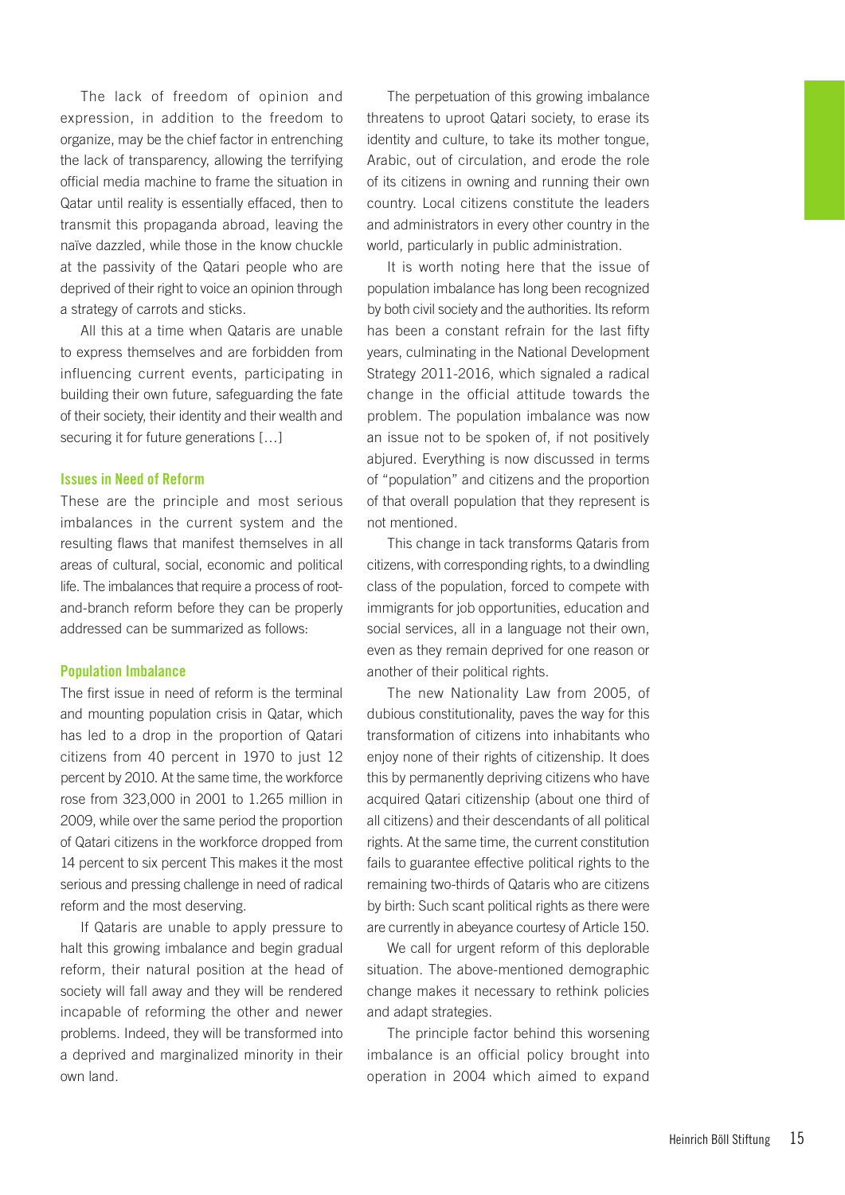The lack of freedom of opinion and expression, in addition to the freedom to organize, may be the chief factor in entrenching the lack of transparency, allowing the terrifying official media machine to frame the situation in Qatar until reality is essentially effaced, then to transmit this propaganda abroad, leaving the naïve dazzled, while those in the know chuckle at the passivity of the Qatari people who are deprived of their right to voice an opinion through a strategy of carrots and sticks.

All this at a time when Qataris are unable to express themselves and are forbidden from influencing current events, participating in building their own future, safeguarding the fate of their society, their identity and their wealth and securing it for future generations […]

### Issues in Need of Reform

These are the principle and most serious imbalances in the current system and the resulting flaws that manifest themselves in all areas of cultural, social, economic and political life. The imbalances that require a process of root-and-branch reform before they can be properly addressed can be summarized as follows:

### Population Imbalance

The first issue in need of reform is the terminal and mounting population crisis in Qatar, which has led to a drop in the proportion of Qatari citizens from 40 percent in 1970 to just 12 percent by 2010. At the same time, the workforce rose from 323,000 in 2001 to 1.265 million in 2009, while over the same period the proportion of Qatari citizens in the workforce dropped from 14 percent to six percent This makes it the most serious and pressing challenge in need of radical reform and the most deserving.

If Qataris are unable to apply pressure to halt this growing imbalance and begin gradual reform, their natural position at the head of society will fall away and they will be rendered incapable of reforming the other and newer problems. Indeed, they will be transformed into a deprived and marginalized minority in their own land.

The perpetuation of this growing imbalance threatens to uproot Qatari society, to erase its identity and culture, to take its mother tongue, Arabic, out of circulation, and erode the role of its citizens in owning and running their own country. Local citizens constitute the leaders and administrators in every other country in the world, particularly in public administration.

It is worth noting here that the issue of population imbalance has long been recognized by both civil society and the authorities. Its reform has been a constant refrain for the last fifty years, culminating in the National Development Strategy 2011-2016, which signaled a radical change in the official attitude towards the problem. The population imbalance was now an issue not to be spoken of, if not positively abjured. Everything is now discussed in terms of "population" and citizens and the proportion of that overall population that they represent is not mentioned.

This change in tack transforms Qataris from citizens, with corresponding rights, to a dwindling class of the population, forced to compete with immigrants for job opportunities, education and social services, all in a language not their own, even as they remain deprived for one reason or another of their political rights.

The new Nationality Law from 2005, of dubious constitutionality, paves the way for this transformation of citizens into inhabitants who enjoy none of their rights of citizenship. It does this by permanently depriving citizens who have acquired Qatari citizenship (about one third of all citizens) and their descendants of all political rights. At the same time, the current constitution fails to guarantee effective political rights to the remaining two-thirds of Qataris who are citizens by birth: Such scant political rights as there were are currently in abeyance courtesy of Article 150.

We call for urgent reform of this deplorable situation. The above-mentioned demographic change makes it necessary to rethink policies and adapt strategies.

The principle factor behind this worsening imbalance is an official policy brought into operation in 2004 which aimed to expand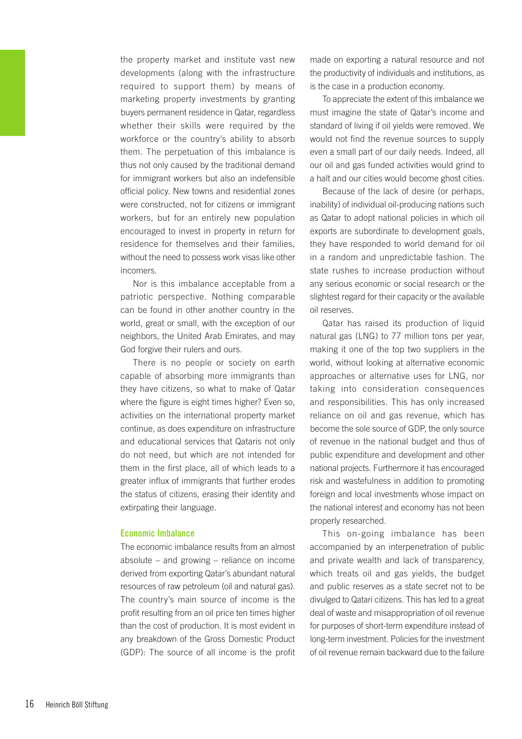the property market and institute vast new developments (along with the infrastructure required to support them) by means of marketing property investments by granting buyers permanent residence in Qatar, regardless whether their skills were required by the workforce or the country's ability to absorb them. The perpetuation of this imbalance is thus not only caused by the traditional demand for immigrant workers but also an indefensible official policy. New towns and residential zones were constructed, not for citizens or immigrant workers, but for an entirely new population encouraged to invest in property in return for residence for themselves and their families, without the need to possess work visas like other incomers.

Nor is this imbalance acceptable from a patriotic perspective. Nothing comparable can be found in other another country in the world, great or small, with the exception of our neighbors, the United Arab Emirates, and may God forgive their rulers and ours.

There is no people or society on earth capable of absorbing more immigrants than they have citizens, so what to make of Qatar where the figure is eight times higher? Even so, activities on the international property market continue, as does expenditure on infrastructure and educational services that Qataris not only do not need, but which are not intended for them in the first place, all of which leads to a greater influx of immigrants that further erodes the status of citizens, erasing their identity and extirpating their language.

### Economic Imbalance

The economic imbalance results from an almost absolute – and growing – reliance on income derived from exporting Qatar's abundant natural resources of raw petroleum (oil and natural gas). The country's main source of income is the profit resulting from an oil price ten times higher than the cost of production. It is most evident in any breakdown of the Gross Domestic Product (GDP): The source of all income is the profit made on exporting a natural resource and not the productivity of individuals and institutions, as is the case in a production economy.

To appreciate the extent of this imbalance we must imagine the state of Qatar's income and standard of living if oil yields were removed. We would not find the revenue sources to supply even a small part of our daily needs. Indeed, all our oil and gas funded activities would grind to a halt and our cities would become ghost cities.

Because of the lack of desire (or perhaps, inability) of individual oil-producing nations such as Qatar to adopt national policies in which oil exports are subordinate to development goals, they have responded to world demand for oil in a random and unpredictable fashion. The state rushes to increase production without any serious economic or social research or the slightest regard for their capacity or the available oil reserves.

Qatar has raised its production of liquid natural gas (LNG) to 77 million tons per year, making it one of the top two suppliers in the world, without looking at alternative economic approaches or alternative uses for LNG, nor taking into consideration consequences and responsibilities. This has only increased reliance on oil and gas revenue, which has become the sole source of GDP, the only source of revenue in the national budget and thus of public expenditure and development and other national projects. Furthermore it has encouraged risk and wastefulness in addition to promoting foreign and local investments whose impact on the national interest and economy has not been properly researched.

This on-going imbalance has been accompanied by an interpenetration of public and private wealth and lack of transparency, which treats oil and gas yields, the budget and public reserves as a state secret not to be divulged to Qatari citizens. This has led to a great deal of waste and misappropriation of oil revenue for purposes of short-term expenditure instead of long-term investment. Policies for the investment of oil revenue remain backward due to the failure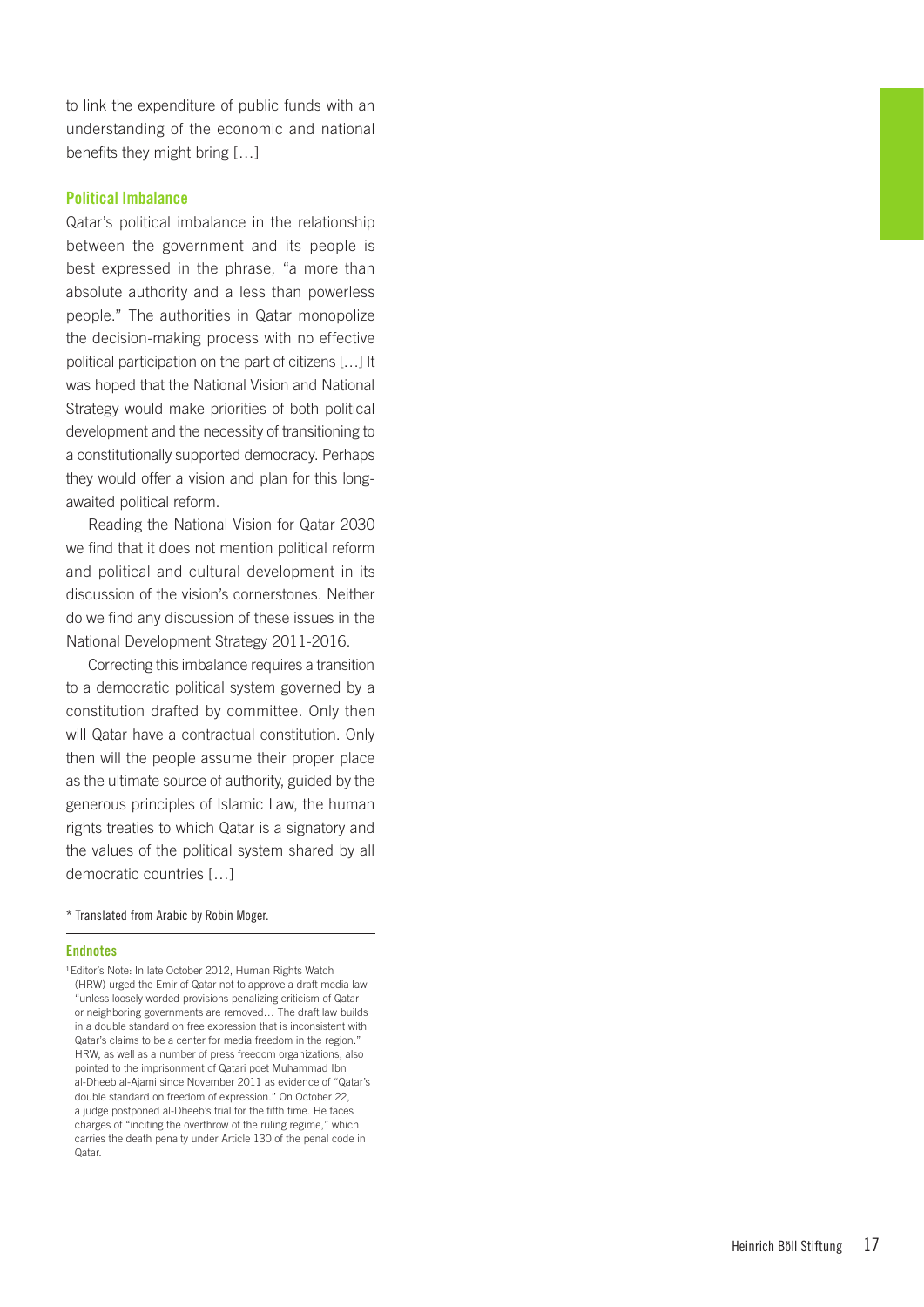to link the expenditure of public funds with an understanding of the economic and national benefits they might bring […]

### Political Imbalance

Qatar's political imbalance in the relationship between the government and its people is best expressed in the phrase, "a more than absolute authority and a less than powerless people." The authorities in Qatar monopolize the decision-making process with no effective political participation on the part of citizens […] It was hoped that the National Vision and National Strategy would make priorities of both political development and the necessity of transitioning to a constitutionally supported democracy. Perhaps they would offer a vision and plan for this long-awaited political reform.

Reading the National Vision for Qatar 2030 we find that it does not mention political reform and political and cultural development in its discussion of the vision's cornerstones. Neither do we find any discussion of these issues in the National Development Strategy 2011-2016.

Correcting this imbalance requires a transition to a democratic political system governed by a constitution drafted by committee. Only then will Qatar have a contractual constitution. Only then will the people assume their proper place as the ultimate source of authority, guided by the generous principles of Islamic Law, the human rights treaties to which Qatar is a signatory and the values of the political system shared by all democratic countries […]

* Translated from Arabic by Robin Moger.

---

### Endnotes

[1] Editor's Note: In late October 2012, Human Rights Watch (HRW) urged the Emir of Qatar not to approve a draft media law "unless loosely worded provisions penalizing criticism of Qatar or neighboring governments are removed… The draft law builds in a double standard on free expression that is inconsistent with Qatar's claims to be a center for media freedom in the region." HRW, as well as a number of press freedom organizations, also pointed to the imprisonment of Qatari poet Muhammad Ibn al-Dheeb al-Ajami since November 2011 as evidence of "Qatar's double standard on freedom of expression." On October 22, a judge postponed al-Dheeb's trial for the fifth time. He faces charges of "inciting the overthrow of the ruling regime," which carries the death penalty under Article 130 of the penal code in Qatar.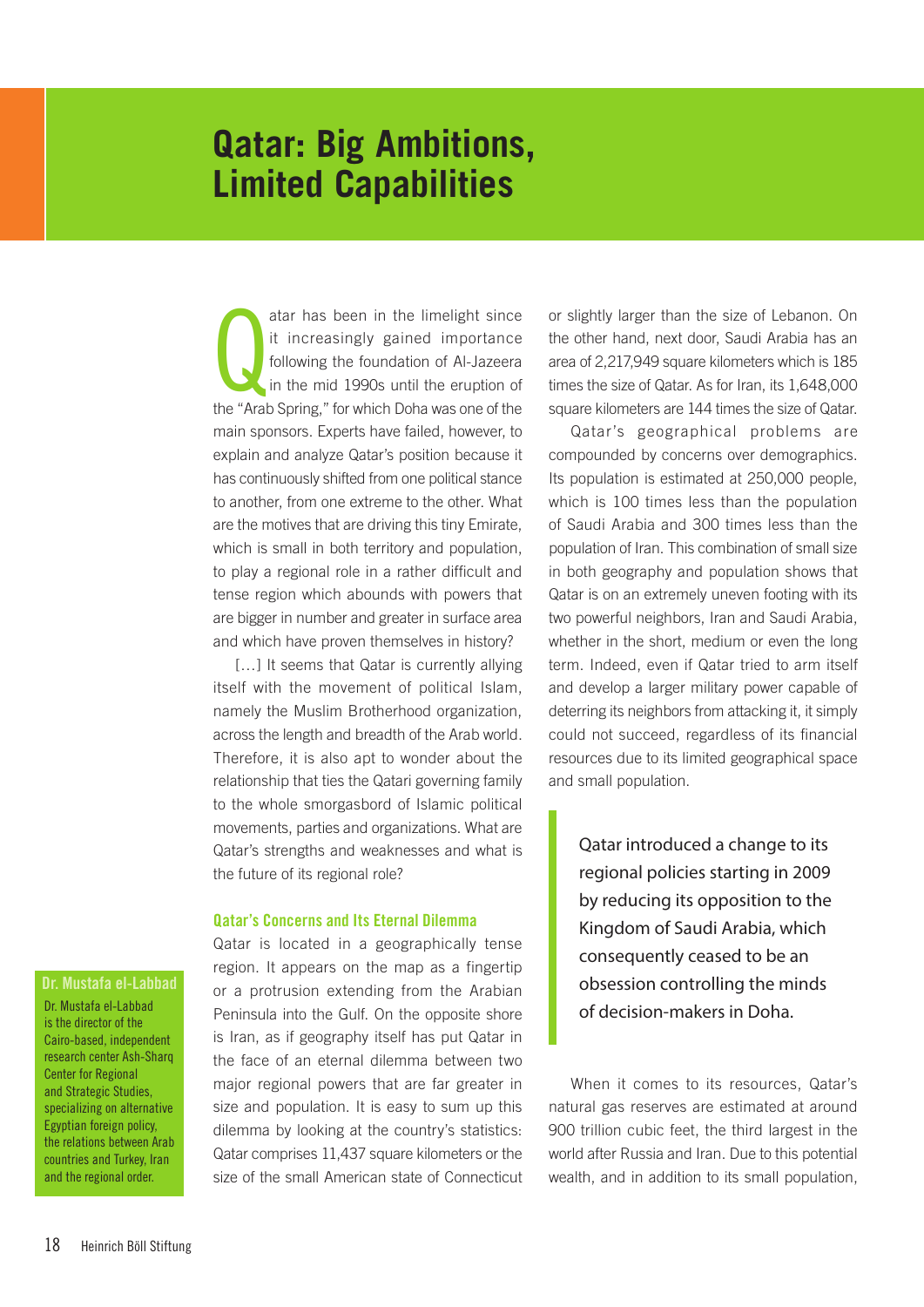# Qatar: Big Ambitions, Limited Capabilities

Qatar has been in the limelight since it increasingly gained importance following the foundation of Al-Jazeera in the mid 1990s until the eruption of the "Arab Spring," for which Doha was one of the main sponsors. Experts have failed, however, to explain and analyze Qatar's position because it has continuously shifted from one political stance to another, from one extreme to the other. What are the motives that are driving this tiny Emirate, which is small in both territory and population, to play a regional role in a rather difficult and tense region which abounds with powers that are bigger in number and greater in surface area and which have proven themselves in history?

[…] It seems that Qatar is currently allying itself with the movement of political Islam, namely the Muslim Brotherhood organization, across the length and breadth of the Arab world. Therefore, it is also apt to wonder about the relationship that ties the Qatari governing family to the whole smorgasbord of Islamic political movements, parties and organizations. What are Qatar's strengths and weaknesses and what is the future of its regional role?

### Qatar's Concerns and Its Eternal Dilemma

Qatar is located in a geographically tense region. It appears on the map as a fingertip or a protrusion extending from the Arabian Peninsula into the Gulf. On the opposite shore is Iran, as if geography itself has put Qatar in the face of an eternal dilemma between two major regional powers that are far greater in size and population. It is easy to sum up this dilemma by looking at the country's statistics: Qatar comprises 11,437 square kilometers or the size of the small American state of Connecticut or slightly larger than the size of Lebanon. On the other hand, next door, Saudi Arabia has an area of 2,217,949 square kilometers which is 185 times the size of Qatar. As for Iran, its 1,648,000 square kilometers are 144 times the size of Qatar.

Qatar's geographical problems are compounded by concerns over demographics. Its population is estimated at 250,000 people, which is 100 times less than the population of Saudi Arabia and 300 times less than the population of Iran. This combination of small size in both geography and population shows that Qatar is on an extremely uneven footing with its two powerful neighbors, Iran and Saudi Arabia, whether in the short, medium or even the long term. Indeed, even if Qatar tried to arm itself and develop a larger military power capable of deterring its neighbors from attacking it, it simply could not succeed, regardless of its financial resources due to its limited geographical space and small population.

> Qatar introduced a change to its regional policies starting in 2009 by reducing its opposition to the Kingdom of Saudi Arabia, which consequently ceased to be an obsession controlling the minds of decision-makers in Doha.

When it comes to its resources, Qatar's natural gas reserves are estimated at around 900 trillion cubic feet, the third largest in the world after Russia and Iran. Due to this potential wealth, and in addition to its small population,

**Dr. Mustafa el-Labbad**

Dr. Mustafa el-Labbad is the director of the Cairo-based, independent research center Ash-Sharq Center for Regional and Strategic Studies, specializing on alternative Egyptian foreign policy, the relations between Arab countries and Turkey, Iran and the regional order.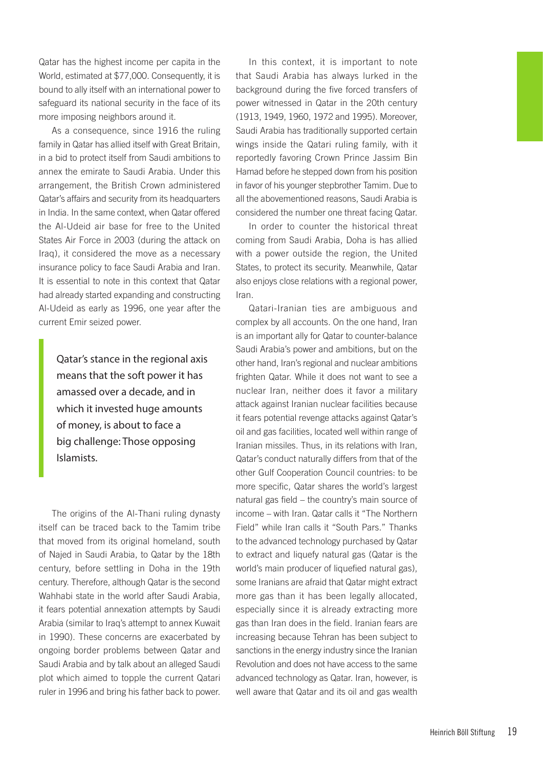Qatar has the highest income per capita in the World, estimated at $77,000. Consequently, it is bound to ally itself with an international power to safeguard its national security in the face of its more imposing neighbors around it.

As a consequence, since 1916 the ruling family in Qatar has allied itself with Great Britain, in a bid to protect itself from Saudi ambitions to annex the emirate to Saudi Arabia. Under this arrangement, the British Crown administered Qatar's affairs and security from its headquarters in India. In the same context, when Qatar offered the Al-Udeid air base for free to the United States Air Force in 2003 (during the attack on Iraq), it considered the move as a necessary insurance policy to face Saudi Arabia and Iran. It is essential to note in this context that Qatar had already started expanding and constructing Al-Udeid as early as 1996, one year after the current Emir seized power.

> Qatar's stance in the regional axis means that the soft power it has amassed over a decade, and in which it invested huge amounts of money, is about to face a big challenge: Those opposing Islamists.

The origins of the Al-Thani ruling dynasty itself can be traced back to the Tamim tribe that moved from its original homeland, south of Najed in Saudi Arabia, to Qatar by the 18th century, before settling in Doha in the 19th century. Therefore, although Qatar is the second Wahhabi state in the world after Saudi Arabia, it fears potential annexation attempts by Saudi Arabia (similar to Iraq's attempt to annex Kuwait in 1990). These concerns are exacerbated by ongoing border problems between Qatar and Saudi Arabia and by talk about an alleged Saudi plot which aimed to topple the current Qatari ruler in 1996 and bring his father back to power.

In this context, it is important to note that Saudi Arabia has always lurked in the background during the five forced transfers of power witnessed in Qatar in the 20th century (1913, 1949, 1960, 1972 and 1995). Moreover, Saudi Arabia has traditionally supported certain wings inside the Qatari ruling family, with it reportedly favoring Crown Prince Jassim Bin Hamad before he stepped down from his position in favor of his younger stepbrother Tamim. Due to all the abovementioned reasons, Saudi Arabia is considered the number one threat facing Qatar.

In order to counter the historical threat coming from Saudi Arabia, Doha is has allied with a power outside the region, the United States, to protect its security. Meanwhile, Qatar also enjoys close relations with a regional power, Iran.

Qatari-Iranian ties are ambiguous and complex by all accounts. On the one hand, Iran is an important ally for Qatar to counter-balance Saudi Arabia's power and ambitions, but on the other hand, Iran's regional and nuclear ambitions frighten Qatar. While it does not want to see a nuclear Iran, neither does it favor a military attack against Iranian nuclear facilities because it fears potential revenge attacks against Qatar's oil and gas facilities, located well within range of Iranian missiles. Thus, in its relations with Iran, Qatar's conduct naturally differs from that of the other Gulf Cooperation Council countries: to be more specific, Qatar shares the world's largest natural gas field – the country's main source of income – with Iran. Qatar calls it "The Northern Field" while Iran calls it "South Pars." Thanks to the advanced technology purchased by Qatar to extract and liquefy natural gas (Qatar is the world's main producer of liquefied natural gas), some Iranians are afraid that Qatar might extract more gas than it has been legally allocated, especially since it is already extracting more gas than Iran does in the field. Iranian fears are increasing because Tehran has been subject to sanctions in the energy industry since the Iranian Revolution and does not have access to the same advanced technology as Qatar. Iran, however, is well aware that Qatar and its oil and gas wealth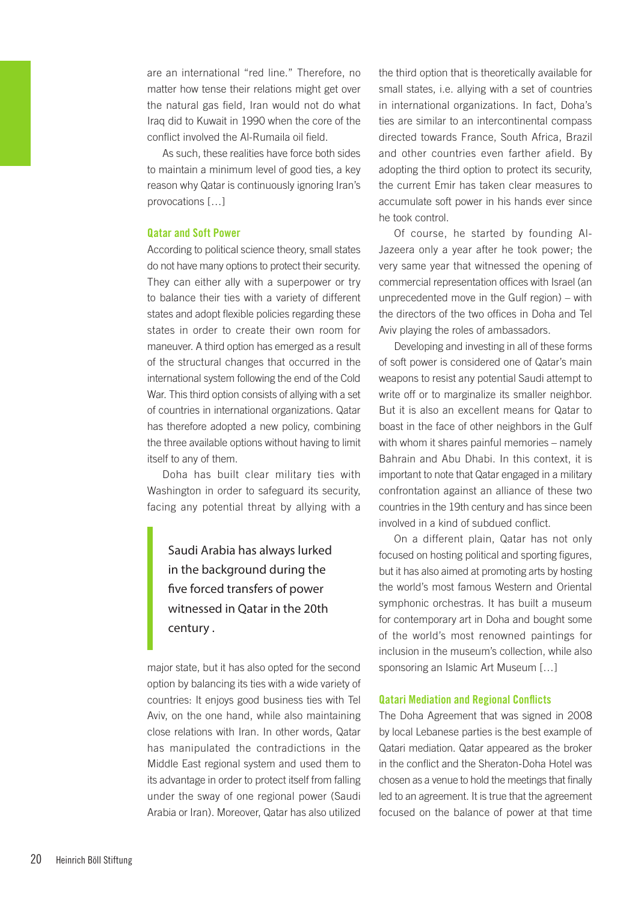are an international "red line." Therefore, no matter how tense their relations might get over the natural gas field, Iran would not do what Iraq did to Kuwait in 1990 when the core of the conflict involved the Al-Rumaila oil field.

As such, these realities have force both sides to maintain a minimum level of good ties, a key reason why Qatar is continuously ignoring Iran's provocations […]

## Qatar and Soft Power

According to political science theory, small states do not have many options to protect their security. They can either ally with a superpower or try to balance their ties with a variety of different states and adopt flexible policies regarding these states in order to create their own room for maneuver. A third option has emerged as a result of the structural changes that occurred in the international system following the end of the Cold War. This third option consists of allying with a set of countries in international organizations. Qatar has therefore adopted a new policy, combining the three available options without having to limit itself to any of them.

Doha has built clear military ties with Washington in order to safeguard its security, facing any potential threat by allying with a major state, but it has also opted for the second option by balancing its ties with a wide variety of countries: It enjoys good business ties with Tel Aviv, on the one hand, while also maintaining close relations with Iran. In other words, Qatar has manipulated the contradictions in the Middle East regional system and used them to its advantage in order to protect itself from falling under the sway of one regional power (Saudi Arabia or Iran). Moreover, Qatar has also utilized the third option that is theoretically available for small states, i.e. allying with a set of countries in international organizations. In fact, Doha's ties are similar to an intercontinental compass directed towards France, South Africa, Brazil and other countries even farther afield. By adopting the third option to protect its security, the current Emir has taken clear measures to accumulate soft power in his hands ever since he took control.

> Saudi Arabia has always lurked in the background during the five forced transfers of power witnessed in Qatar in the 20th century .

Of course, he started by founding Al-Jazeera only a year after he took power; the very same year that witnessed the opening of commercial representation offices with Israel (an unprecedented move in the Gulf region) – with the directors of the two offices in Doha and Tel Aviv playing the roles of ambassadors.

Developing and investing in all of these forms of soft power is considered one of Qatar's main weapons to resist any potential Saudi attempt to write off or to marginalize its smaller neighbor. But it is also an excellent means for Qatar to boast in the face of other neighbors in the Gulf with whom it shares painful memories – namely Bahrain and Abu Dhabi. In this context, it is important to note that Qatar engaged in a military confrontation against an alliance of these two countries in the 19th century and has since been involved in a kind of subdued conflict.

On a different plain, Qatar has not only focused on hosting political and sporting figures, but it has also aimed at promoting arts by hosting the world's most famous Western and Oriental symphonic orchestras. It has built a museum for contemporary art in Doha and bought some of the world's most renowned paintings for inclusion in the museum's collection, while also sponsoring an Islamic Art Museum […]

## Qatari Mediation and Regional Conflicts

The Doha Agreement that was signed in 2008 by local Lebanese parties is the best example of Qatari mediation. Qatar appeared as the broker in the conflict and the Sheraton-Doha Hotel was chosen as a venue to hold the meetings that finally led to an agreement. It is true that the agreement focused on the balance of power at that time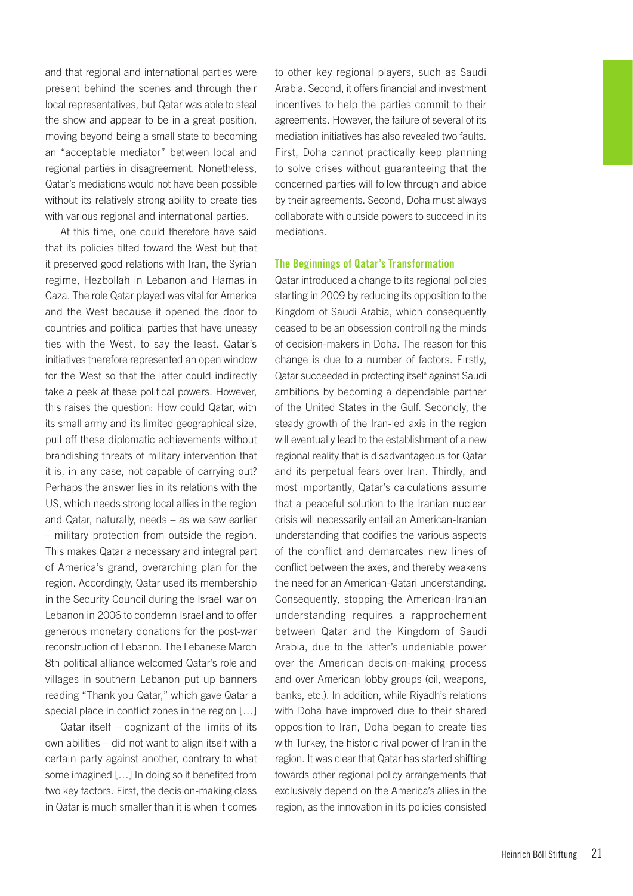and that regional and international parties were present behind the scenes and through their local representatives, but Qatar was able to steal the show and appear to be in a great position, moving beyond being a small state to becoming an "acceptable mediator" between local and regional parties in disagreement. Nonetheless, Qatar's mediations would not have been possible without its relatively strong ability to create ties with various regional and international parties.

At this time, one could therefore have said that its policies tilted toward the West but that it preserved good relations with Iran, the Syrian regime, Hezbollah in Lebanon and Hamas in Gaza. The role Qatar played was vital for America and the West because it opened the door to countries and political parties that have uneasy ties with the West, to say the least. Qatar's initiatives therefore represented an open window for the West so that the latter could indirectly take a peek at these political powers. However, this raises the question: How could Qatar, with its small army and its limited geographical size, pull off these diplomatic achievements without brandishing threats of military intervention that it is, in any case, not capable of carrying out? Perhaps the answer lies in its relations with the US, which needs strong local allies in the region and Qatar, naturally, needs – as we saw earlier – military protection from outside the region. This makes Qatar a necessary and integral part of America's grand, overarching plan for the region. Accordingly, Qatar used its membership in the Security Council during the Israeli war on Lebanon in 2006 to condemn Israel and to offer generous monetary donations for the post-war reconstruction of Lebanon. The Lebanese March 8th political alliance welcomed Qatar's role and villages in southern Lebanon put up banners reading "Thank you Qatar," which gave Qatar a special place in conflict zones in the region […]

Qatar itself – cognizant of the limits of its own abilities – did not want to align itself with a certain party against another, contrary to what some imagined […] In doing so it benefited from two key factors. First, the decision-making class in Qatar is much smaller than it is when it comes to other key regional players, such as Saudi Arabia. Second, it offers financial and investment incentives to help the parties commit to their agreements. However, the failure of several of its mediation initiatives has also revealed two faults. First, Doha cannot practically keep planning to solve crises without guaranteeing that the concerned parties will follow through and abide by their agreements. Second, Doha must always collaborate with outside powers to succeed in its mediations.

### The Beginnings of Qatar's Transformation

Qatar introduced a change to its regional policies starting in 2009 by reducing its opposition to the Kingdom of Saudi Arabia, which consequently ceased to be an obsession controlling the minds of decision-makers in Doha. The reason for this change is due to a number of factors. Firstly, Qatar succeeded in protecting itself against Saudi ambitions by becoming a dependable partner of the United States in the Gulf. Secondly, the steady growth of the Iran-led axis in the region will eventually lead to the establishment of a new regional reality that is disadvantageous for Qatar and its perpetual fears over Iran. Thirdly, and most importantly, Qatar's calculations assume that a peaceful solution to the Iranian nuclear crisis will necessarily entail an American-Iranian understanding that codifies the various aspects of the conflict and demarcates new lines of conflict between the axes, and thereby weakens the need for an American-Qatari understanding. Consequently, stopping the American-Iranian understanding requires a rapprochement between Qatar and the Kingdom of Saudi Arabia, due to the latter's undeniable power over the American decision-making process and over American lobby groups (oil, weapons, banks, etc.). In addition, while Riyadh's relations with Doha have improved due to their shared opposition to Iran, Doha began to create ties with Turkey, the historic rival power of Iran in the region. It was clear that Qatar has started shifting towards other regional policy arrangements that exclusively depend on the America's allies in the region, as the innovation in its policies consisted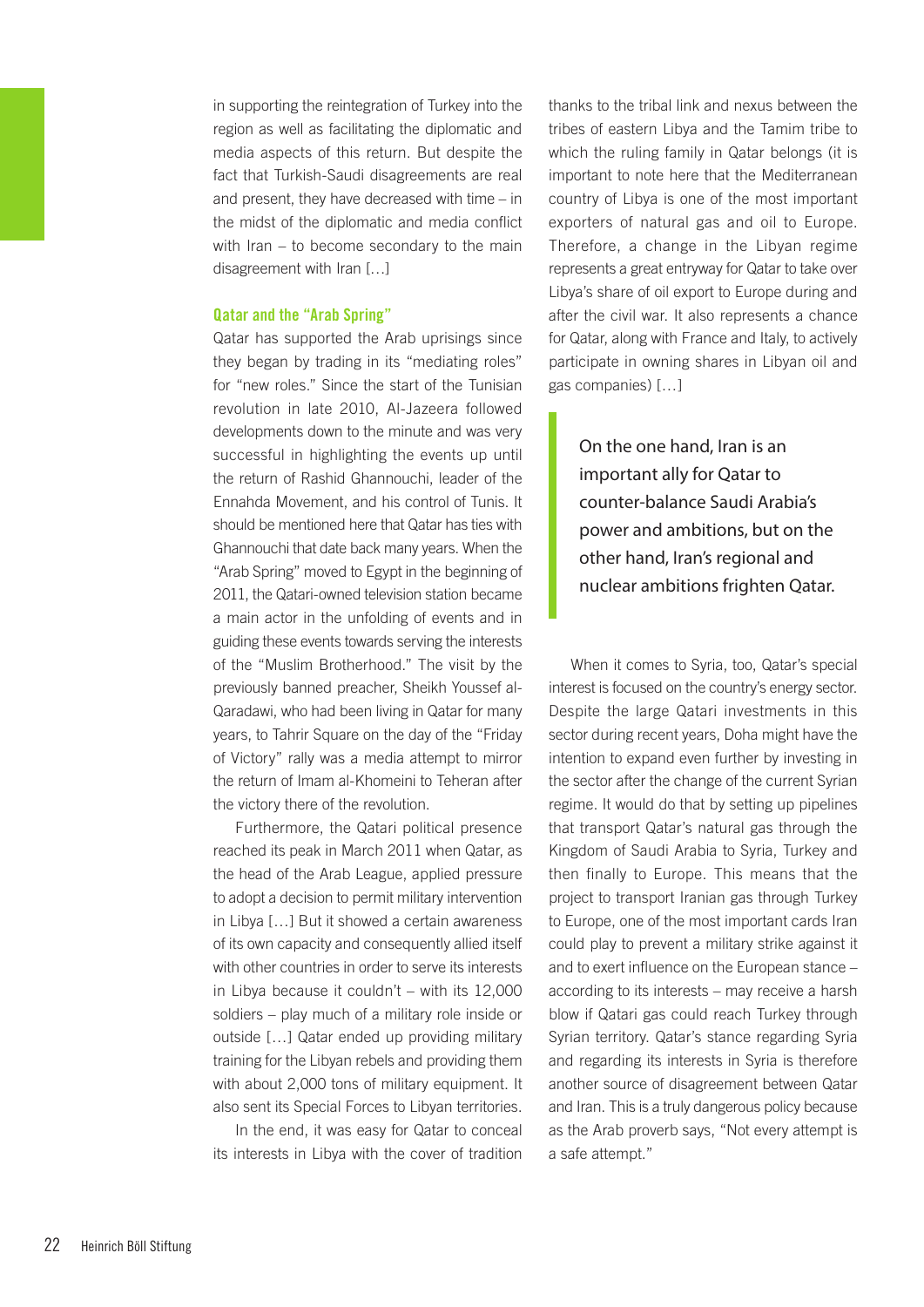in supporting the reintegration of Turkey into the region as well as facilitating the diplomatic and media aspects of this return. But despite the fact that Turkish-Saudi disagreements are real and present, they have decreased with time – in the midst of the diplomatic and media conflict with Iran – to become secondary to the main disagreement with Iran […]

### Qatar and the "Arab Spring"

Qatar has supported the Arab uprisings since they began by trading in its "mediating roles" for "new roles." Since the start of the Tunisian revolution in late 2010, Al-Jazeera followed developments down to the minute and was very successful in highlighting the events up until the return of Rashid Ghannouchi, leader of the Ennahda Movement, and his control of Tunis. It should be mentioned here that Qatar has ties with Ghannouchi that date back many years. When the "Arab Spring" moved to Egypt in the beginning of 2011, the Qatari-owned television station became a main actor in the unfolding of events and in guiding these events towards serving the interests of the "Muslim Brotherhood." The visit by the previously banned preacher, Sheikh Youssef al-Qaradawi, who had been living in Qatar for many years, to Tahrir Square on the day of the "Friday of Victory" rally was a media attempt to mirror the return of Imam al-Khomeini to Teheran after the victory there of the revolution.

Furthermore, the Qatari political presence reached its peak in March 2011 when Qatar, as the head of the Arab League, applied pressure to adopt a decision to permit military intervention in Libya […] But it showed a certain awareness of its own capacity and consequently allied itself with other countries in order to serve its interests in Libya because it couldn't – with its 12,000 soldiers – play much of a military role inside or outside […] Qatar ended up providing military training for the Libyan rebels and providing them with about 2,000 tons of military equipment. It also sent its Special Forces to Libyan territories.

In the end, it was easy for Qatar to conceal its interests in Libya with the cover of tradition thanks to the tribal link and nexus between the tribes of eastern Libya and the Tamim tribe to which the ruling family in Qatar belongs (it is important to note here that the Mediterranean country of Libya is one of the most important exporters of natural gas and oil to Europe. Therefore, a change in the Libyan regime represents a great entryway for Qatar to take over Libya's share of oil export to Europe during and after the civil war. It also represents a chance for Qatar, along with France and Italy, to actively participate in owning shares in Libyan oil and gas companies) […]

> On the one hand, Iran is an important ally for Qatar to counter-balance Saudi Arabia's power and ambitions, but on the other hand, Iran's regional and nuclear ambitions frighten Qatar.

When it comes to Syria, too, Qatar's special interest is focused on the country's energy sector. Despite the large Qatari investments in this sector during recent years, Doha might have the intention to expand even further by investing in the sector after the change of the current Syrian regime. It would do that by setting up pipelines that transport Qatar's natural gas through the Kingdom of Saudi Arabia to Syria, Turkey and then finally to Europe. This means that the project to transport Iranian gas through Turkey to Europe, one of the most important cards Iran could play to prevent a military strike against it and to exert influence on the European stance – according to its interests – may receive a harsh blow if Qatari gas could reach Turkey through Syrian territory. Qatar's stance regarding Syria and regarding its interests in Syria is therefore another source of disagreement between Qatar and Iran. This is a truly dangerous policy because as the Arab proverb says, "Not every attempt is a safe attempt."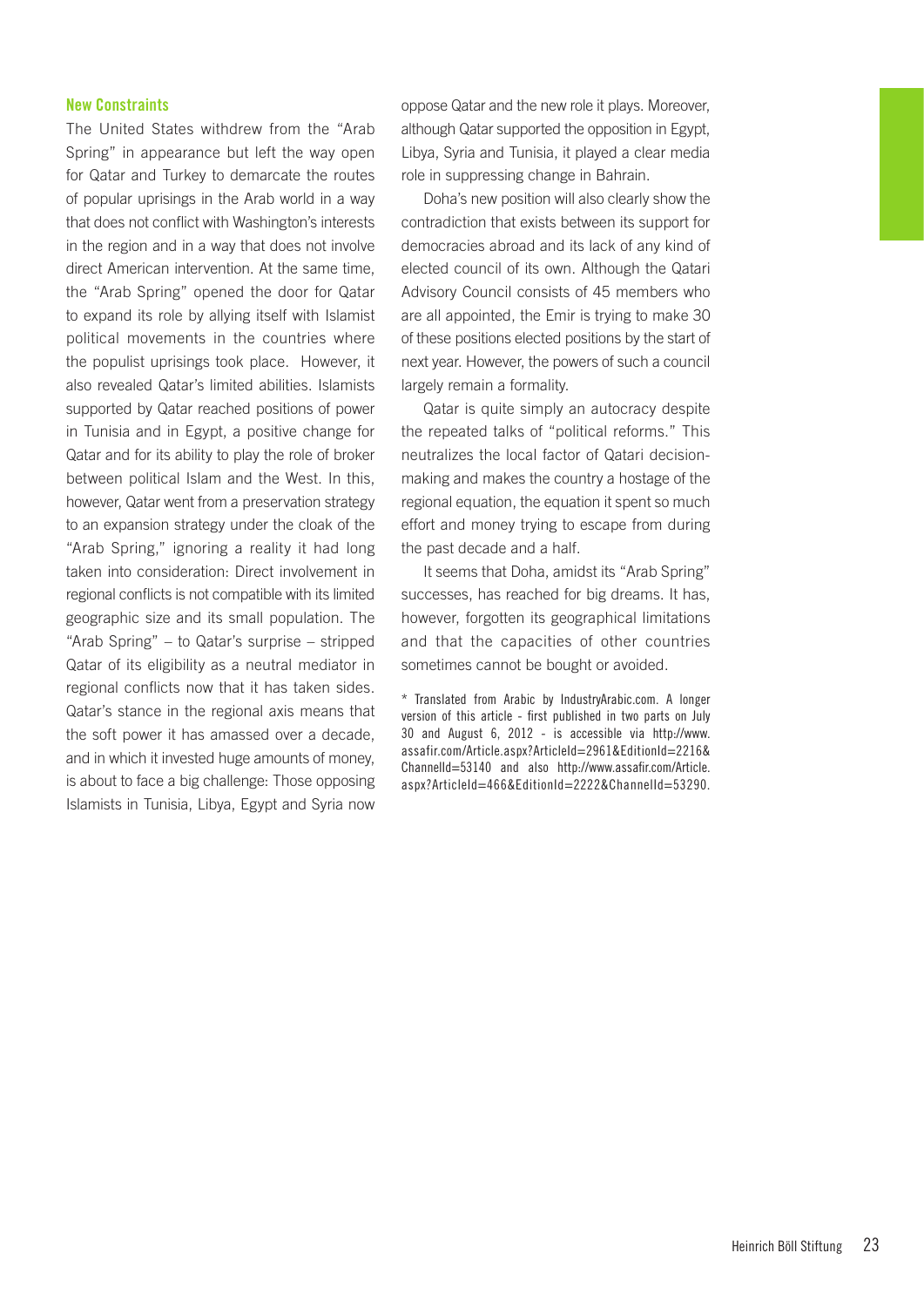### New Constraints

The United States withdrew from the "Arab Spring" in appearance but left the way open for Qatar and Turkey to demarcate the routes of popular uprisings in the Arab world in a way that does not conflict with Washington's interests in the region and in a way that does not involve direct American intervention. At the same time, the "Arab Spring" opened the door for Qatar to expand its role by allying itself with Islamist political movements in the countries where the populist uprisings took place. However, it also revealed Qatar's limited abilities. Islamists supported by Qatar reached positions of power in Tunisia and in Egypt, a positive change for Qatar and for its ability to play the role of broker between political Islam and the West. In this, however, Qatar went from a preservation strategy to an expansion strategy under the cloak of the "Arab Spring," ignoring a reality it had long taken into consideration: Direct involvement in regional conflicts is not compatible with its limited geographic size and its small population. The "Arab Spring" – to Qatar's surprise – stripped Qatar of its eligibility as a neutral mediator in regional conflicts now that it has taken sides. Qatar's stance in the regional axis means that the soft power it has amassed over a decade, and in which it invested huge amounts of money, is about to face a big challenge: Those opposing Islamists in Tunisia, Libya, Egypt and Syria now oppose Qatar and the new role it plays. Moreover, although Qatar supported the opposition in Egypt, Libya, Syria and Tunisia, it played a clear media role in suppressing change in Bahrain.

Doha's new position will also clearly show the contradiction that exists between its support for democracies abroad and its lack of any kind of elected council of its own. Although the Qatari Advisory Council consists of 45 members who are all appointed, the Emir is trying to make 30 of these positions elected positions by the start of next year. However, the powers of such a council largely remain a formality.

Qatar is quite simply an autocracy despite the repeated talks of "political reforms." This neutralizes the local factor of Qatari decision-making and makes the country a hostage of the regional equation, the equation it spent so much effort and money trying to escape from during the past decade and a half.

It seems that Doha, amidst its "Arab Spring" successes, has reached for big dreams. It has, however, forgotten its geographical limitations and that the capacities of other countries sometimes cannot be bought or avoided.

* Translated from Arabic by IndustryArabic.com. A longer version of this article - first published in two parts on July 30 and August 6, 2012 - is accessible via http://www.assafir.com/Article.aspx?ArticleId=2961&EditionId=2216&ChannelId=53140 and also http://www.assafir.com/Article.aspx?ArticleId=466&EditionId=2222&ChannelId=53290.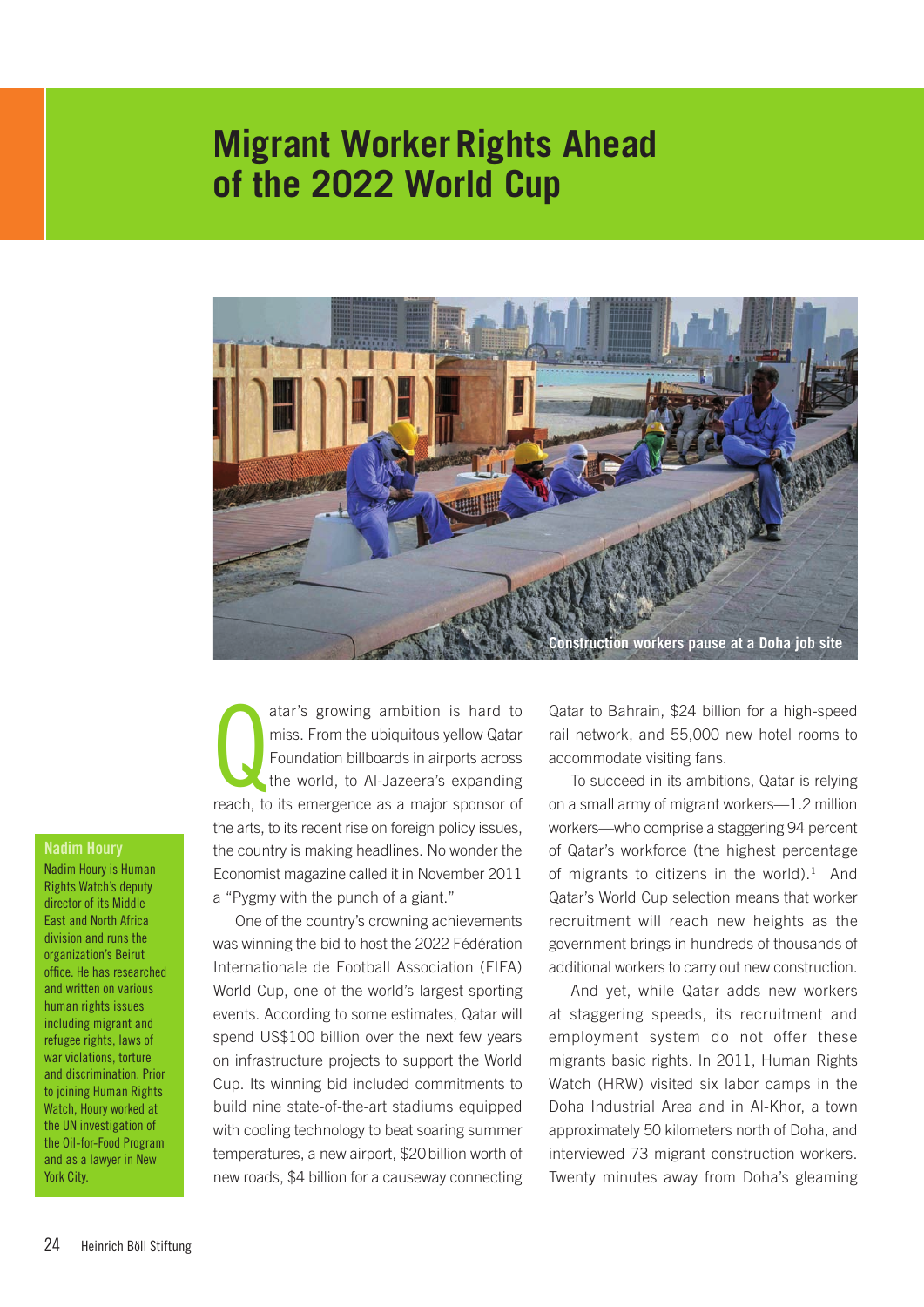# Migrant Worker Rights Ahead of the 2022 World Cup

Construction workers pause at a Doha job site

**Nadim Houry**

Nadim Houry is Human Rights Watch's deputy director of its Middle East and North Africa division and runs the organization's Beirut office. He has researched and written on various human rights issues including migrant and refugee rights, laws of war violations, torture and discrimination. Prior to joining Human Rights Watch, Houry worked at the UN investigation of the Oil-for-Food Program and as a lawyer in New York City.

Qatar's growing ambition is hard to miss. From the ubiquitous yellow Qatar Foundation billboards in airports across the world, to Al-Jazeera's expanding reach, to its emergence as a major sponsor of the arts, to its recent rise on foreign policy issues, the country is making headlines. No wonder the Economist magazine called it in November 2011 a "Pygmy with the punch of a giant."

One of the country's crowning achievements was winning the bid to host the 2022 Fédération Internationale de Football Association (FIFA) World Cup, one of the world's largest sporting events. According to some estimates, Qatar will spend US$100 billion over the next few years on infrastructure projects to support the World Cup. Its winning bid included commitments to build nine state-of-the-art stadiums equipped with cooling technology to beat soaring summer temperatures, a new airport, $20 billion worth of new roads, $4 billion for a causeway connecting Qatar to Bahrain, $24 billion for a high-speed rail network, and 55,000 new hotel rooms to accommodate visiting fans.

To succeed in its ambitions, Qatar is relying on a small army of migrant workers—1.2 million workers—who comprise a staggering 94 percent of Qatar's workforce (the highest percentage of migrants to citizens in the world).[1] And Qatar's World Cup selection means that worker recruitment will reach new heights as the government brings in hundreds of thousands of additional workers to carry out new construction.

And yet, while Qatar adds new workers at staggering speeds, its recruitment and employment system do not offer these migrants basic rights. In 2011, Human Rights Watch (HRW) visited six labor camps in the Doha Industrial Area and in Al-Khor, a town approximately 50 kilometers north of Doha, and interviewed 73 migrant construction workers. Twenty minutes away from Doha's gleaming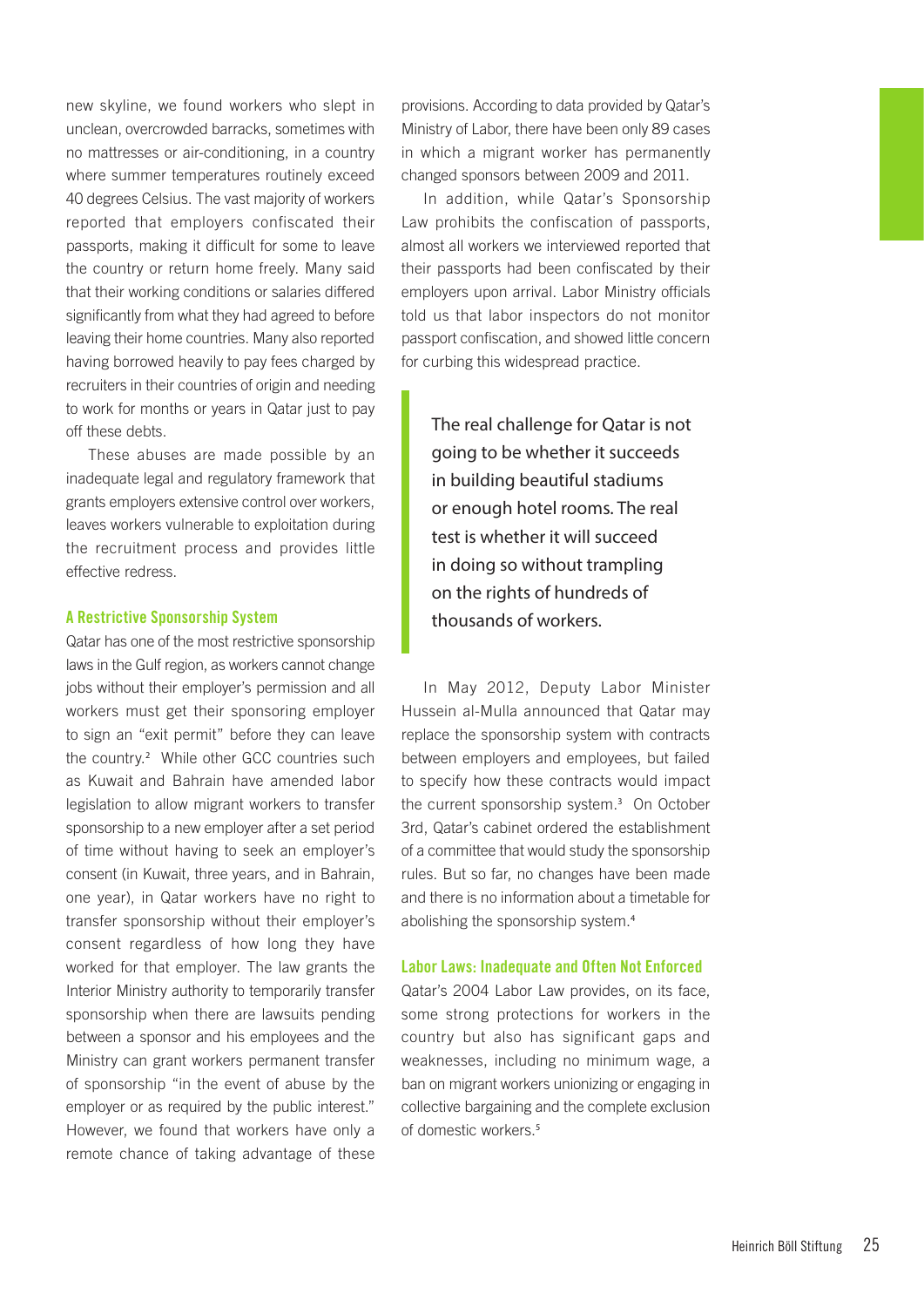new skyline, we found workers who slept in unclean, overcrowded barracks, sometimes with no mattresses or air-conditioning, in a country where summer temperatures routinely exceed 40 degrees Celsius. The vast majority of workers reported that employers confiscated their passports, making it difficult for some to leave the country or return home freely. Many said that their working conditions or salaries differed significantly from what they had agreed to before leaving their home countries. Many also reported having borrowed heavily to pay fees charged by recruiters in their countries of origin and needing to work for months or years in Qatar just to pay off these debts.

These abuses are made possible by an inadequate legal and regulatory framework that grants employers extensive control over workers, leaves workers vulnerable to exploitation during the recruitment process and provides little effective redress.

### A Restrictive Sponsorship System

Qatar has one of the most restrictive sponsorship laws in the Gulf region, as workers cannot change jobs without their employer's permission and all workers must get their sponsoring employer to sign an "exit permit" before they can leave the country.[2] While other GCC countries such as Kuwait and Bahrain have amended labor legislation to allow migrant workers to transfer sponsorship to a new employer after a set period of time without having to seek an employer's consent (in Kuwait, three years, and in Bahrain, one year), in Qatar workers have no right to transfer sponsorship without their employer's consent regardless of how long they have worked for that employer. The law grants the Interior Ministry authority to temporarily transfer sponsorship when there are lawsuits pending between a sponsor and his employees and the Ministry can grant workers permanent transfer of sponsorship "in the event of abuse by the employer or as required by the public interest." However, we found that workers have only a remote chance of taking advantage of these provisions. According to data provided by Qatar's Ministry of Labor, there have been only 89 cases in which a migrant worker has permanently changed sponsors between 2009 and 2011.

In addition, while Qatar's Sponsorship Law prohibits the confiscation of passports, almost all workers we interviewed reported that their passports had been confiscated by their employers upon arrival. Labor Ministry officials told us that labor inspectors do not monitor passport confiscation, and showed little concern for curbing this widespread practice.

> The real challenge for Qatar is not going to be whether it succeeds in building beautiful stadiums or enough hotel rooms. The real test is whether it will succeed in doing so without trampling on the rights of hundreds of thousands of workers.

In May 2012, Deputy Labor Minister Hussein al-Mulla announced that Qatar may replace the sponsorship system with contracts between employers and employees, but failed to specify how these contracts would impact the current sponsorship system.[3] On October 3rd, Qatar's cabinet ordered the establishment of a committee that would study the sponsorship rules. But so far, no changes have been made and there is no information about a timetable for abolishing the sponsorship system.[4]

### Labor Laws: Inadequate and Often Not Enforced

Qatar's 2004 Labor Law provides, on its face, some strong protections for workers in the country but also has significant gaps and weaknesses, including no minimum wage, a ban on migrant workers unionizing or engaging in collective bargaining and the complete exclusion of domestic workers.[5]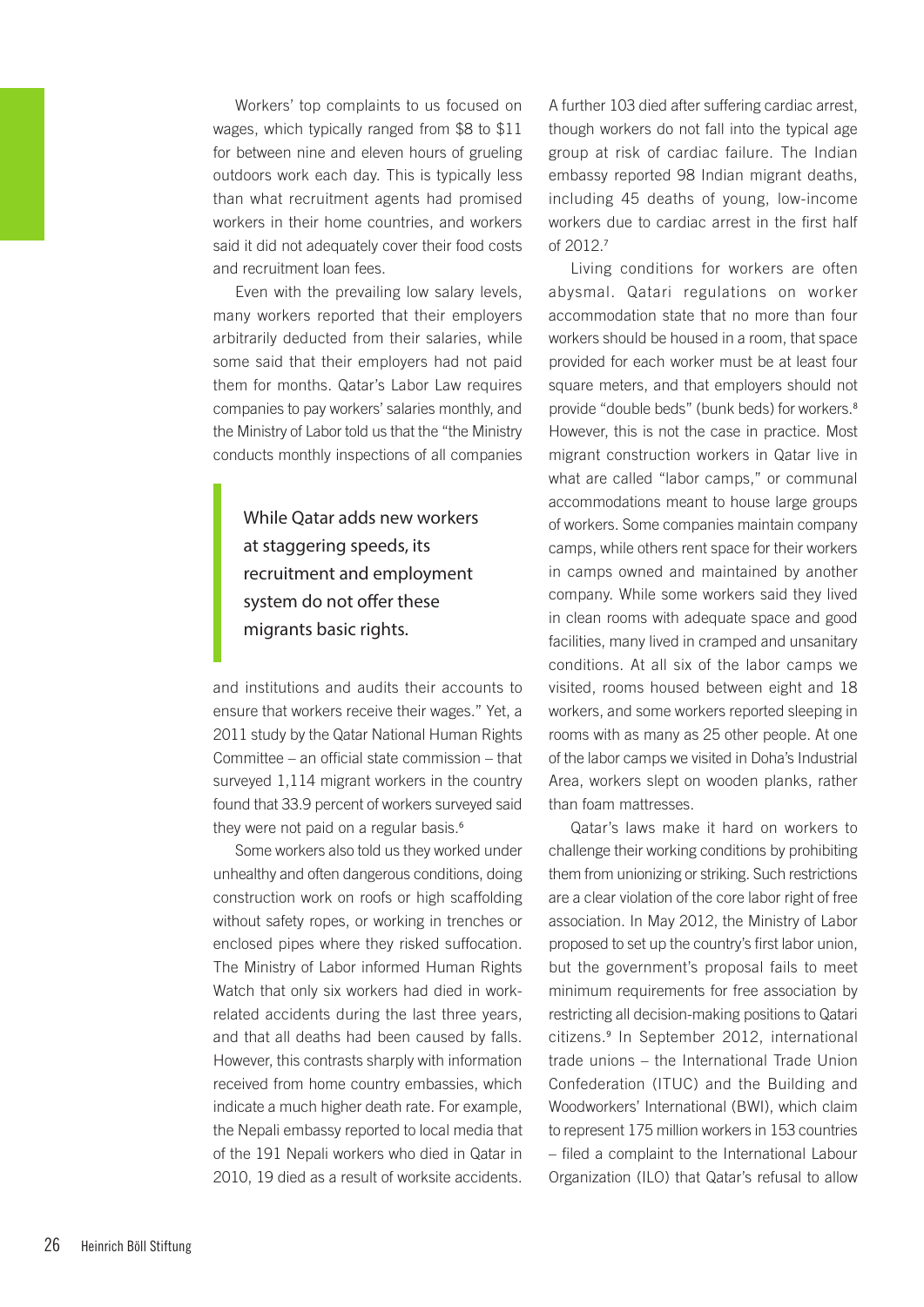Workers' top complaints to us focused on wages, which typically ranged from $8 to $11 for between nine and eleven hours of grueling outdoors work each day. This is typically less than what recruitment agents had promised workers in their home countries, and workers said it did not adequately cover their food costs and recruitment loan fees.

Even with the prevailing low salary levels, many workers reported that their employers arbitrarily deducted from their salaries, while some said that their employers had not paid them for months. Qatar's Labor Law requires companies to pay workers' salaries monthly, and the Ministry of Labor told us that the "the Ministry conducts monthly inspections of all companies and institutions and audits their accounts to ensure that workers receive their wages." Yet, a 2011 study by the Qatar National Human Rights Committee – an official state commission – that surveyed 1,114 migrant workers in the country found that 33.9 percent of workers surveyed said they were not paid on a regular basis.[6]

> While Qatar adds new workers at staggering speeds, its recruitment and employment system do not offer these migrants basic rights.

Some workers also told us they worked under unhealthy and often dangerous conditions, doing construction work on roofs or high scaffolding without safety ropes, or working in trenches or enclosed pipes where they risked suffocation. The Ministry of Labor informed Human Rights Watch that only six workers had died in work-related accidents during the last three years, and that all deaths had been caused by falls. However, this contrasts sharply with information received from home country embassies, which indicate a much higher death rate. For example, the Nepali embassy reported to local media that of the 191 Nepali workers who died in Qatar in 2010, 19 died as a result of worksite accidents. A further 103 died after suffering cardiac arrest, though workers do not fall into the typical age group at risk of cardiac failure. The Indian embassy reported 98 Indian migrant deaths, including 45 deaths of young, low-income workers due to cardiac arrest in the first half of 2012.[7]

Living conditions for workers are often abysmal. Qatari regulations on worker accommodation state that no more than four workers should be housed in a room, that space provided for each worker must be at least four square meters, and that employers should not provide "double beds" (bunk beds) for workers.[8] However, this is not the case in practice. Most migrant construction workers in Qatar live in what are called "labor camps," or communal accommodations meant to house large groups of workers. Some companies maintain company camps, while others rent space for their workers in camps owned and maintained by another company. While some workers said they lived in clean rooms with adequate space and good facilities, many lived in cramped and unsanitary conditions. At all six of the labor camps we visited, rooms housed between eight and 18 workers, and some workers reported sleeping in rooms with as many as 25 other people. At one of the labor camps we visited in Doha's Industrial Area, workers slept on wooden planks, rather than foam mattresses.

Qatar's laws make it hard on workers to challenge their working conditions by prohibiting them from unionizing or striking. Such restrictions are a clear violation of the core labor right of free association. In May 2012, the Ministry of Labor proposed to set up the country's first labor union, but the government's proposal fails to meet minimum requirements for free association by restricting all decision-making positions to Qatari citizens.[9] In September 2012, international trade unions – the International Trade Union Confederation (ITUC) and the Building and Woodworkers' International (BWI), which claim to represent 175 million workers in 153 countries – filed a complaint to the International Labour Organization (ILO) that Qatar's refusal to allow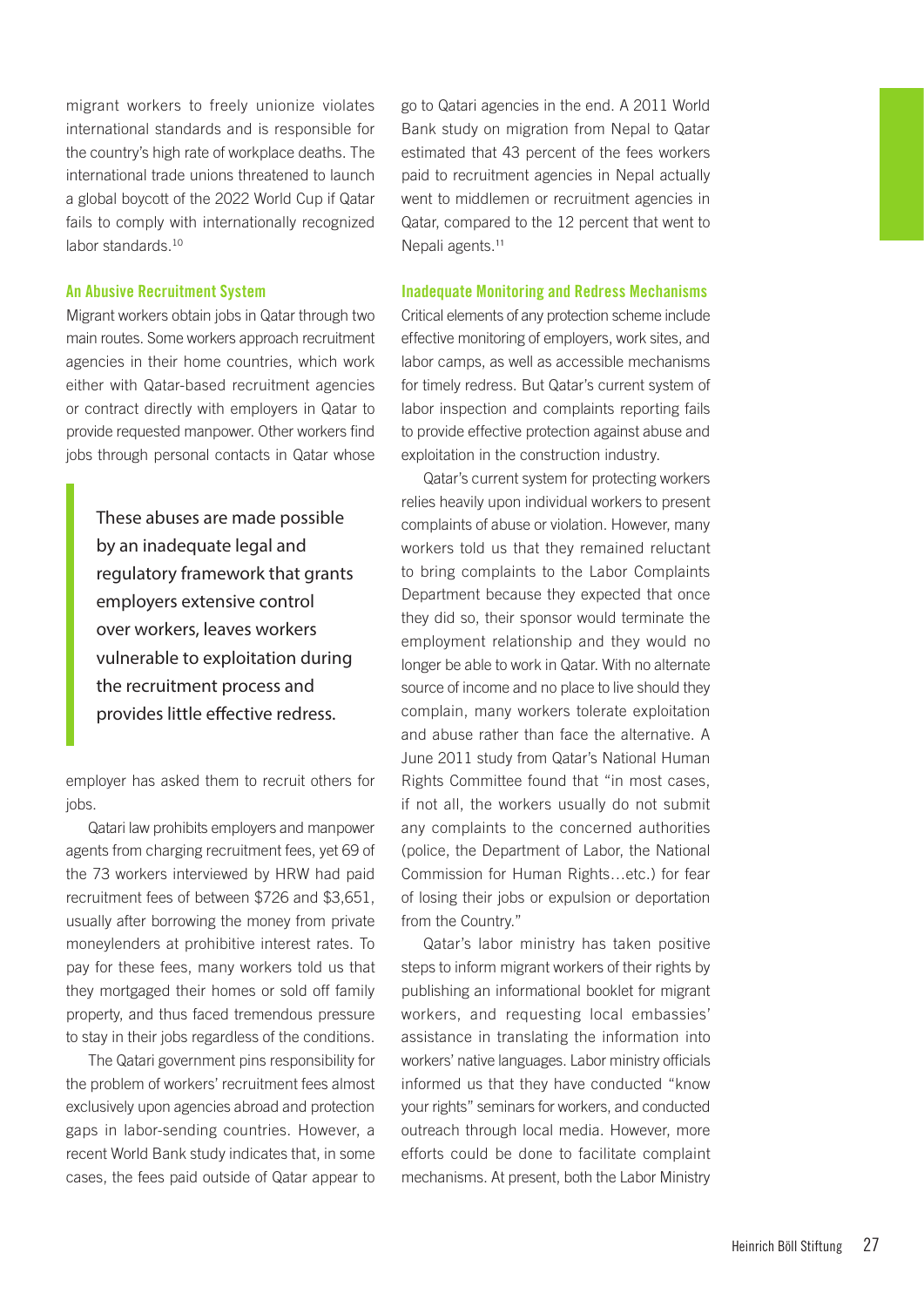migrant workers to freely unionize violates international standards and is responsible for the country's high rate of workplace deaths. The international trade unions threatened to launch a global boycott of the 2022 World Cup if Qatar fails to comply with internationally recognized labor standards.[10]

### An Abusive Recruitment System

Migrant workers obtain jobs in Qatar through two main routes. Some workers approach recruitment agencies in their home countries, which work either with Qatar-based recruitment agencies or contract directly with employers in Qatar to provide requested manpower. Other workers find jobs through personal contacts in Qatar whose employer has asked them to recruit others for jobs.

> These abuses are made possible by an inadequate legal and regulatory framework that grants employers extensive control over workers, leaves workers vulnerable to exploitation during the recruitment process and provides little effective redress.

Qatari law prohibits employers and manpower agents from charging recruitment fees, yet 69 of the 73 workers interviewed by HRW had paid recruitment fees of between $726 and $3,651, usually after borrowing the money from private moneylenders at prohibitive interest rates. To pay for these fees, many workers told us that they mortgaged their homes or sold off family property, and thus faced tremendous pressure to stay in their jobs regardless of the conditions.

The Qatari government pins responsibility for the problem of workers' recruitment fees almost exclusively upon agencies abroad and protection gaps in labor-sending countries. However, a recent World Bank study indicates that, in some cases, the fees paid outside of Qatar appear to go to Qatari agencies in the end. A 2011 World Bank study on migration from Nepal to Qatar estimated that 43 percent of the fees workers paid to recruitment agencies in Nepal actually went to middlemen or recruitment agencies in Qatar, compared to the 12 percent that went to Nepali agents.[11]

### Inadequate Monitoring and Redress Mechanisms

Critical elements of any protection scheme include effective monitoring of employers, work sites, and labor camps, as well as accessible mechanisms for timely redress. But Qatar's current system of labor inspection and complaints reporting fails to provide effective protection against abuse and exploitation in the construction industry.

Qatar's current system for protecting workers relies heavily upon individual workers to present complaints of abuse or violation. However, many workers told us that they remained reluctant to bring complaints to the Labor Complaints Department because they expected that once they did so, their sponsor would terminate the employment relationship and they would no longer be able to work in Qatar. With no alternate source of income and no place to live should they complain, many workers tolerate exploitation and abuse rather than face the alternative. A June 2011 study from Qatar's National Human Rights Committee found that "in most cases, if not all, the workers usually do not submit any complaints to the concerned authorities (police, the Department of Labor, the National Commission for Human Rights…etc.) for fear of losing their jobs or expulsion or deportation from the Country."

Qatar's labor ministry has taken positive steps to inform migrant workers of their rights by publishing an informational booklet for migrant workers, and requesting local embassies' assistance in translating the information into workers' native languages. Labor ministry officials informed us that they have conducted "know your rights" seminars for workers, and conducted outreach through local media. However, more efforts could be done to facilitate complaint mechanisms. At present, both the Labor Ministry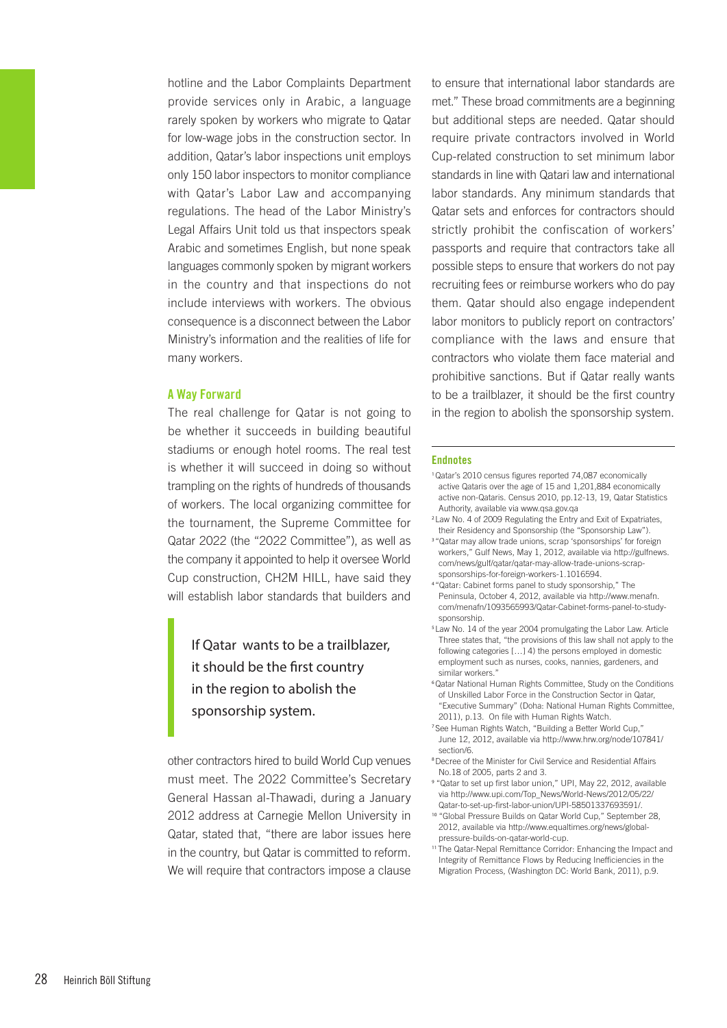hotline and the Labor Complaints Department provide services only in Arabic, a language rarely spoken by workers who migrate to Qatar for low-wage jobs in the construction sector. In addition, Qatar's labor inspections unit employs only 150 labor inspectors to monitor compliance with Qatar's Labor Law and accompanying regulations. The head of the Labor Ministry's Legal Affairs Unit told us that inspectors speak Arabic and sometimes English, but none speak languages commonly spoken by migrant workers in the country and that inspections do not include interviews with workers. The obvious consequence is a disconnect between the Labor Ministry's information and the realities of life for many workers.

### A Way Forward

The real challenge for Qatar is not going to be whether it succeeds in building beautiful stadiums or enough hotel rooms. The real test is whether it will succeed in doing so without trampling on the rights of hundreds of thousands of workers. The local organizing committee for the tournament, the Supreme Committee for Qatar 2022 (the "2022 Committee"), as well as the company it appointed to help it oversee World Cup construction, CH2M HILL, have said they will establish labor standards that builders and other contractors hired to build World Cup venues must meet. The 2022 Committee's Secretary General Hassan al-Thawadi, during a January 2012 address at Carnegie Mellon University in Qatar, stated that, "there are labor issues here in the country, but Qatar is committed to reform. We will require that contractors impose a clause to ensure that international labor standards are met." These broad commitments are a beginning but additional steps are needed. Qatar should require private contractors involved in World Cup-related construction to set minimum labor standards in line with Qatari law and international labor standards. Any minimum standards that Qatar sets and enforces for contractors should strictly prohibit the confiscation of workers' passports and require that contractors take all possible steps to ensure that workers do not pay recruiting fees or reimburse workers who do pay them. Qatar should also engage independent labor monitors to publicly report on contractors' compliance with the laws and ensure that contractors who violate them face material and prohibitive sanctions. But if Qatar really wants to be a trailblazer, it should be the first country in the region to abolish the sponsorship system.

> If Qatar wants to be a trailblazer, it should be the first country in the region to abolish the sponsorship system.

### Endnotes

[1] Qatar's 2010 census figures reported 74,087 economically active Qataris over the age of 15 and 1,201,884 economically active non-Qataris. Census 2010, pp.12-13, 19, Qatar Statistics Authority, available via www.qsa.gov.qa

[2] Law No. 4 of 2009 Regulating the Entry and Exit of Expatriates, their Residency and Sponsorship (the "Sponsorship Law").

[3] "Qatar may allow trade unions, scrap 'sponsorships' for foreign workers," Gulf News, May 1, 2012, available via http://gulfnews.com/news/gulf/qatar/qatar-may-allow-trade-unions-scrap-sponsorships-for-foreign-workers-1.1016594.

[4] "Qatar: Cabinet forms panel to study sponsorship," The Peninsula, October 4, 2012, available via http://www.menafn.com/menafn/1093565993/Qatar-Cabinet-forms-panel-to-study-sponsorship.

[5] Law No. 14 of the year 2004 promulgating the Labor Law. Article Three states that, "the provisions of this law shall not apply to the following categories […] 4) the persons employed in domestic employment such as nurses, cooks, nannies, gardeners, and similar workers."

[6] Qatar National Human Rights Committee, Study on the Conditions of Unskilled Labor Force in the Construction Sector in Qatar, "Executive Summary" (Doha: National Human Rights Committee, 2011), p.13. On file with Human Rights Watch.

[7] See Human Rights Watch, "Building a Better World Cup," June 12, 2012, available via http://www.hrw.org/node/107841/section/6.

[8] Decree of the Minister for Civil Service and Residential Affairs No.18 of 2005, parts 2 and 3.

[9] "Qatar to set up first labor union," UPI, May 22, 2012, available via http://www.upi.com/Top_News/World-News/2012/05/22/Qatar-to-set-up-first-labor-union/UPI-58501337693591/.

[10] "Global Pressure Builds on Qatar World Cup," September 28, 2012, available via http://www.equaltimes.org/news/global-pressure-builds-on-qatar-world-cup.

[11] The Qatar-Nepal Remittance Corridor: Enhancing the Impact and Integrity of Remittance Flows by Reducing Inefficiencies in the Migration Process, (Washington DC: World Bank, 2011), p.9.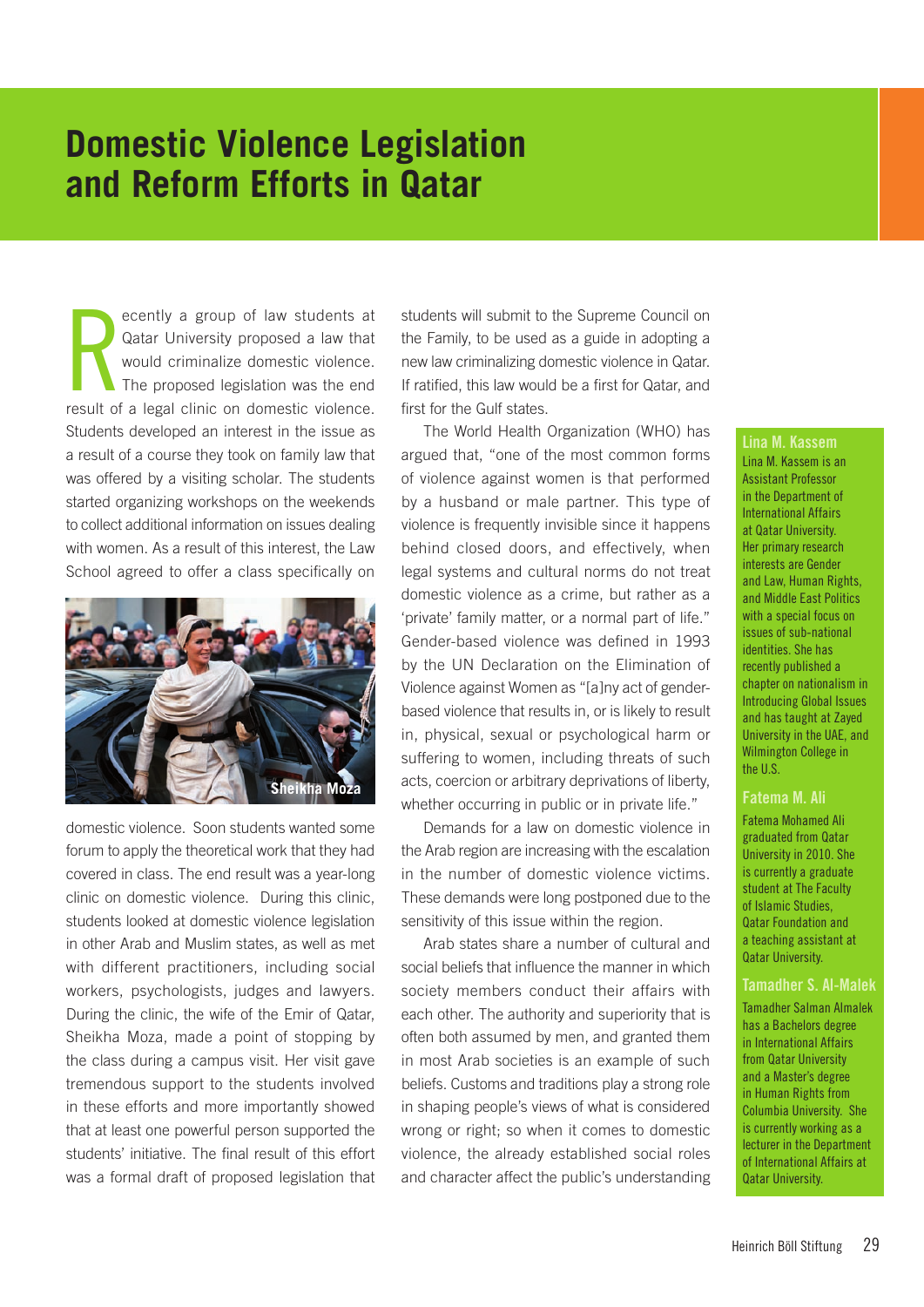# Domestic Violence Legislation and Reform Efforts in Qatar

Recently a group of law students at Qatar University proposed a law that would criminalize domestic violence. The proposed legislation was the end result of a legal clinic on domestic violence. Students developed an interest in the issue as a result of a course they took on family law that was offered by a visiting scholar. The students started organizing workshops on the weekends to collect additional information on issues dealing with women. As a result of this interest, the Law School agreed to offer a class specifically on domestic violence. Soon students wanted some forum to apply the theoretical work that they had covered in class. The end result was a year-long clinic on domestic violence. During this clinic, students looked at domestic violence legislation in other Arab and Muslim states, as well as met with different practitioners, including social workers, psychologists, judges and lawyers. During the clinic, the wife of the Emir of Qatar, Sheikha Moza, made a point of stopping by the class during a campus visit. Her visit gave tremendous support to the students involved in these efforts and more importantly showed that at least one powerful person supported the students' initiative. The final result of this effort was a formal draft of proposed legislation that students will submit to the Supreme Council on the Family, to be used as a guide in adopting a new law criminalizing domestic violence in Qatar. If ratified, this law would be a first for Qatar, and first for the Gulf states.

Sheikha Moza

The World Health Organization (WHO) has argued that, "one of the most common forms of violence against women is that performed by a husband or male partner. This type of violence is frequently invisible since it happens behind closed doors, and effectively, when legal systems and cultural norms do not treat domestic violence as a crime, but rather as a 'private' family matter, or a normal part of life." Gender-based violence was defined in 1993 by the UN Declaration on the Elimination of Violence against Women as "[a]ny act of gender-based violence that results in, or is likely to result in, physical, sexual or psychological harm or suffering to women, including threats of such acts, coercion or arbitrary deprivations of liberty, whether occurring in public or in private life."

Demands for a law on domestic violence in the Arab region are increasing with the escalation in the number of domestic violence victims. These demands were long postponed due to the sensitivity of this issue within the region.

Arab states share a number of cultural and social beliefs that influence the manner in which society members conduct their affairs with each other. The authority and superiority that is often both assumed by men, and granted them in most Arab societies is an example of such beliefs. Customs and traditions play a strong role in shaping people's views of what is considered wrong or right; so when it comes to domestic violence, the already established social roles and character affect the public's understanding

**Lina M. Kassem**
Lina M. Kassem is an Assistant Professor in the Department of International Affairs at Qatar University. Her primary research interests are Gender and Law, Human Rights, and Middle East Politics with a special focus on issues of sub-national identities. She has recently published a chapter on nationalism in Introducing Global Issues and has taught at Zayed University in the UAE, and Wilmington College in the U.S.

**Fatema M. Ali**
Fatema Mohamed Ali graduated from Qatar University in 2010. She is currently a graduate student at The Faculty of Islamic Studies, Qatar Foundation and a teaching assistant at Qatar University.

**Tamadher S. Al-Malek**
Tamadher Salman Almalek has a Bachelors degree in International Affairs from Qatar University and a Master's degree in Human Rights from Columbia University. She is currently working as a lecturer in the Department of International Affairs at Qatar University.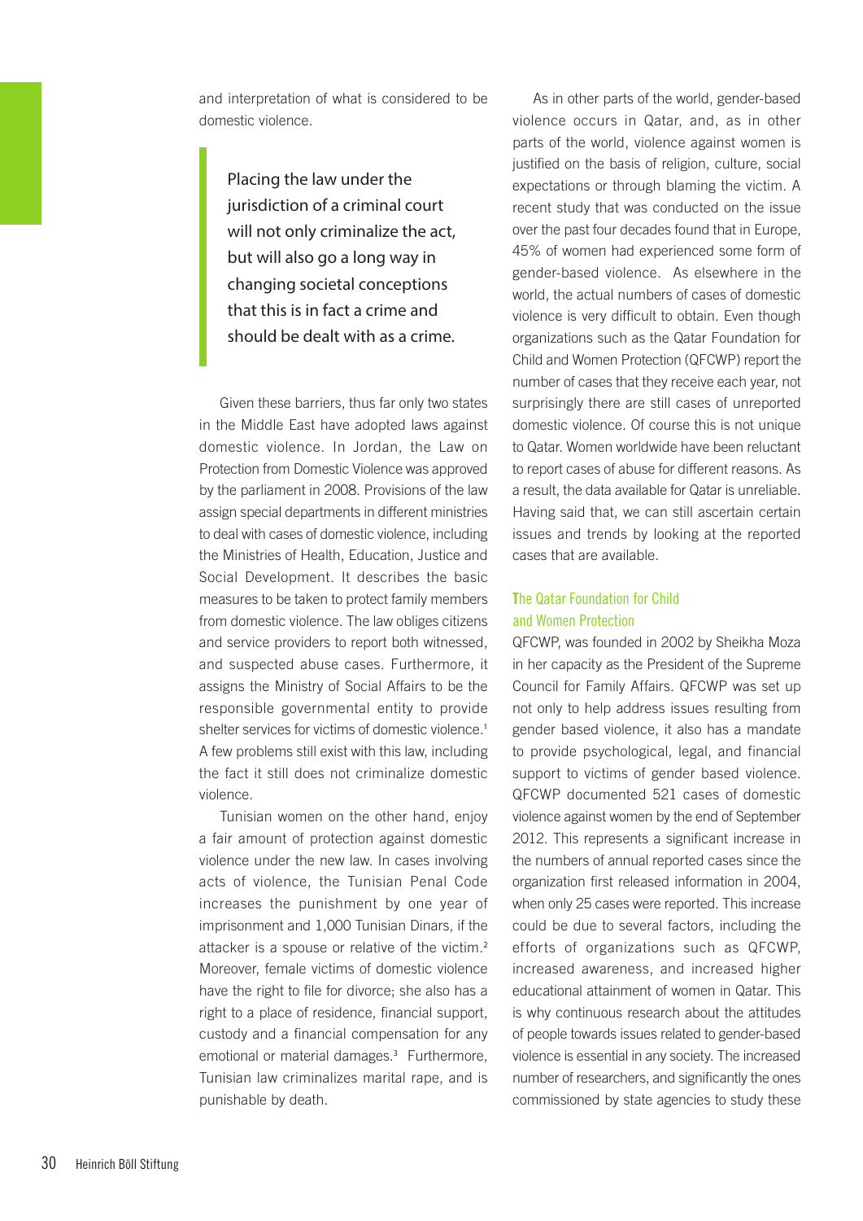and interpretation of what is considered to be domestic violence.

> Placing the law under the jurisdiction of a criminal court will not only criminalize the act, but will also go a long way in changing societal conceptions that this is in fact a crime and should be dealt with as a crime.

Given these barriers, thus far only two states in the Middle East have adopted laws against domestic violence. In Jordan, the Law on Protection from Domestic Violence was approved by the parliament in 2008. Provisions of the law assign special departments in different ministries to deal with cases of domestic violence, including the Ministries of Health, Education, Justice and Social Development. It describes the basic measures to be taken to protect family members from domestic violence. The law obliges citizens and service providers to report both witnessed, and suspected abuse cases. Furthermore, it assigns the Ministry of Social Affairs to be the responsible governmental entity to provide shelter services for victims of domestic violence.[1] A few problems still exist with this law, including the fact it still does not criminalize domestic violence.

Tunisian women on the other hand, enjoy a fair amount of protection against domestic violence under the new law. In cases involving acts of violence, the Tunisian Penal Code increases the punishment by one year of imprisonment and 1,000 Tunisian Dinars, if the attacker is a spouse or relative of the victim.[2] Moreover, female victims of domestic violence have the right to file for divorce; she also has a right to a place of residence, financial support, custody and a financial compensation for any emotional or material damages.[3] Furthermore, Tunisian law criminalizes marital rape, and is punishable by death.

As in other parts of the world, gender-based violence occurs in Qatar, and, as in other parts of the world, violence against women is justified on the basis of religion, culture, social expectations or through blaming the victim. A recent study that was conducted on the issue over the past four decades found that in Europe, 45% of women had experienced some form of gender-based violence. As elsewhere in the world, the actual numbers of cases of domestic violence is very difficult to obtain. Even though organizations such as the Qatar Foundation for Child and Women Protection (QFCWP) report the number of cases that they receive each year, not surprisingly there are still cases of unreported domestic violence. Of course this is not unique to Qatar. Women worldwide have been reluctant to report cases of abuse for different reasons. As a result, the data available for Qatar is unreliable. Having said that, we can still ascertain certain issues and trends by looking at the reported cases that are available.

### The Qatar Foundation for Child and Women Protection

QFCWP, was founded in 2002 by Sheikha Moza in her capacity as the President of the Supreme Council for Family Affairs. QFCWP was set up not only to help address issues resulting from gender based violence, it also has a mandate to provide psychological, legal, and financial support to victims of gender based violence. QFCWP documented 521 cases of domestic violence against women by the end of September 2012. This represents a significant increase in the numbers of annual reported cases since the organization first released information in 2004, when only 25 cases were reported. This increase could be due to several factors, including the efforts of organizations such as QFCWP, increased awareness, and increased higher educational attainment of women in Qatar. This is why continuous research about the attitudes of people towards issues related to gender-based violence is essential in any society. The increased number of researchers, and significantly the ones commissioned by state agencies to study these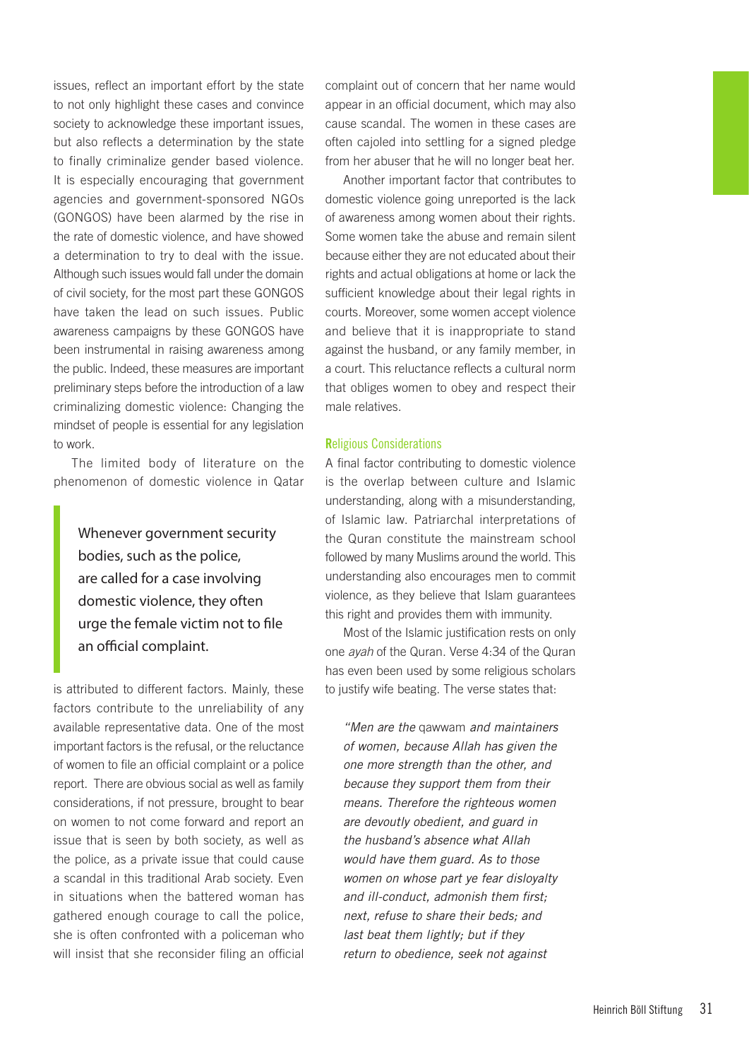issues, reflect an important effort by the state to not only highlight these cases and convince society to acknowledge these important issues, but also reflects a determination by the state to finally criminalize gender based violence. It is especially encouraging that government agencies and government-sponsored NGOs (GONGOS) have been alarmed by the rise in the rate of domestic violence, and have showed a determination to try to deal with the issue. Although such issues would fall under the domain of civil society, for the most part these GONGOS have taken the lead on such issues. Public awareness campaigns by these GONGOS have been instrumental in raising awareness among the public. Indeed, these measures are important preliminary steps before the introduction of a law criminalizing domestic violence: Changing the mindset of people is essential for any legislation to work.

The limited body of literature on the phenomenon of domestic violence in Qatar is attributed to different factors. Mainly, these factors contribute to the unreliability of any available representative data. One of the most important factors is the refusal, or the reluctance of women to file an official complaint or a police report. There are obvious social as well as family considerations, if not pressure, brought to bear on women to not come forward and report an issue that is seen by both society, as well as the police, as a private issue that could cause a scandal in this traditional Arab society. Even in situations when the battered woman has gathered enough courage to call the police, she is often confronted with a policeman who will insist that she reconsider filing an official complaint out of concern that her name would appear in an official document, which may also cause scandal. The women in these cases are often cajoled into settling for a signed pledge from her abuser that he will no longer beat her.

> Whenever government security bodies, such as the police, are called for a case involving domestic violence, they often urge the female victim not to file an official complaint.

Another important factor that contributes to domestic violence going unreported is the lack of awareness among women about their rights. Some women take the abuse and remain silent because either they are not educated about their rights and actual obligations at home or lack the sufficient knowledge about their legal rights in courts. Moreover, some women accept violence and believe that it is inappropriate to stand against the husband, or any family member, in a court. This reluctance reflects a cultural norm that obliges women to obey and respect their male relatives.

### Religious Considerations

A final factor contributing to domestic violence is the overlap between culture and Islamic understanding, along with a misunderstanding, of Islamic law. Patriarchal interpretations of the Quran constitute the mainstream school followed by many Muslims around the world. This understanding also encourages men to commit violence, as they believe that Islam guarantees this right and provides them with immunity.

Most of the Islamic justification rests on only one *ayah* of the Quran. Verse 4:34 of the Quran has even been used by some religious scholars to justify wife beating. The verse states that:

> *"Men are the* qawwam *and maintainers of women, because Allah has given the one more strength than the other, and because they support them from their means. Therefore the righteous women are devoutly obedient, and guard in the husband's absence what Allah would have them guard. As to those women on whose part ye fear disloyalty and ill-conduct, admonish them first; next, refuse to share their beds; and last beat them lightly; but if they return to obedience, seek not against*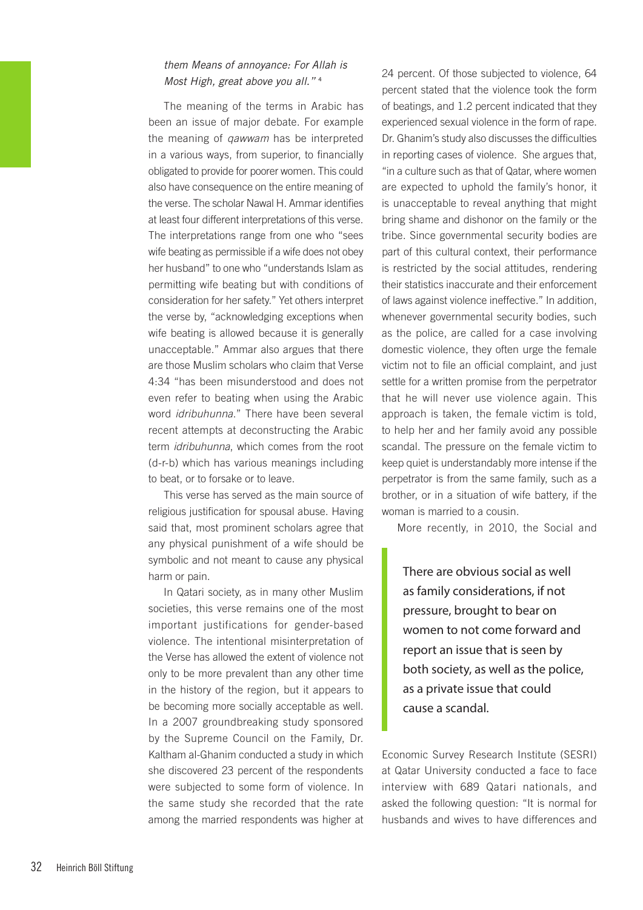*them Means of annoyance: For Allah is Most High, great above you all."* [4]

The meaning of the terms in Arabic has been an issue of major debate. For example the meaning of *qawwam* has be interpreted in a various ways, from superior, to financially obligated to provide for poorer women. This could also have consequence on the entire meaning of the verse. The scholar Nawal H. Ammar identifies at least four different interpretations of this verse. The interpretations range from one who "sees wife beating as permissible if a wife does not obey her husband" to one who "understands Islam as permitting wife beating but with conditions of consideration for her safety." Yet others interpret the verse by, "acknowledging exceptions when wife beating is allowed because it is generally unacceptable." Ammar also argues that there are those Muslim scholars who claim that Verse 4:34 "has been misunderstood and does not even refer to beating when using the Arabic word *idribuhunna*." There have been several recent attempts at deconstructing the Arabic term *idribuhunna*, which comes from the root (d-r-b) which has various meanings including to beat, or to forsake or to leave.

This verse has served as the main source of religious justification for spousal abuse. Having said that, most prominent scholars agree that any physical punishment of a wife should be symbolic and not meant to cause any physical harm or pain.

In Qatari society, as in many other Muslim societies, this verse remains one of the most important justifications for gender-based violence. The intentional misinterpretation of the Verse has allowed the extent of violence not only to be more prevalent than any other time in the history of the region, but it appears to be becoming more socially acceptable as well. In a 2007 groundbreaking study sponsored by the Supreme Council on the Family, Dr. Kaltham al-Ghanim conducted a study in which she discovered 23 percent of the respondents were subjected to some form of violence. In the same study she recorded that the rate among the married respondents was higher at 24 percent. Of those subjected to violence, 64 percent stated that the violence took the form of beatings, and 1.2 percent indicated that they experienced sexual violence in the form of rape. Dr. Ghanim's study also discusses the difficulties in reporting cases of violence. She argues that, "in a culture such as that of Qatar, where women are expected to uphold the family's honor, it is unacceptable to reveal anything that might bring shame and dishonor on the family or the tribe. Since governmental security bodies are part of this cultural context, their performance is restricted by the social attitudes, rendering their statistics inaccurate and their enforcement of laws against violence ineffective." In addition, whenever governmental security bodies, such as the police, are called for a case involving domestic violence, they often urge the female victim not to file an official complaint, and just settle for a written promise from the perpetrator that he will never use violence again. This approach is taken, the female victim is told, to help her and her family avoid any possible scandal. The pressure on the female victim to keep quiet is understandably more intense if the perpetrator is from the same family, such as a brother, or in a situation of wife battery, if the woman is married to a cousin.

> There are obvious social as well as family considerations, if not pressure, brought to bear on women to not come forward and report an issue that is seen by both society, as well as the police, as a private issue that could cause a scandal.

More recently, in 2010, the Social and Economic Survey Research Institute (SESRI) at Qatar University conducted a face to face interview with 689 Qatari nationals, and asked the following question: "It is normal for husbands and wives to have differences and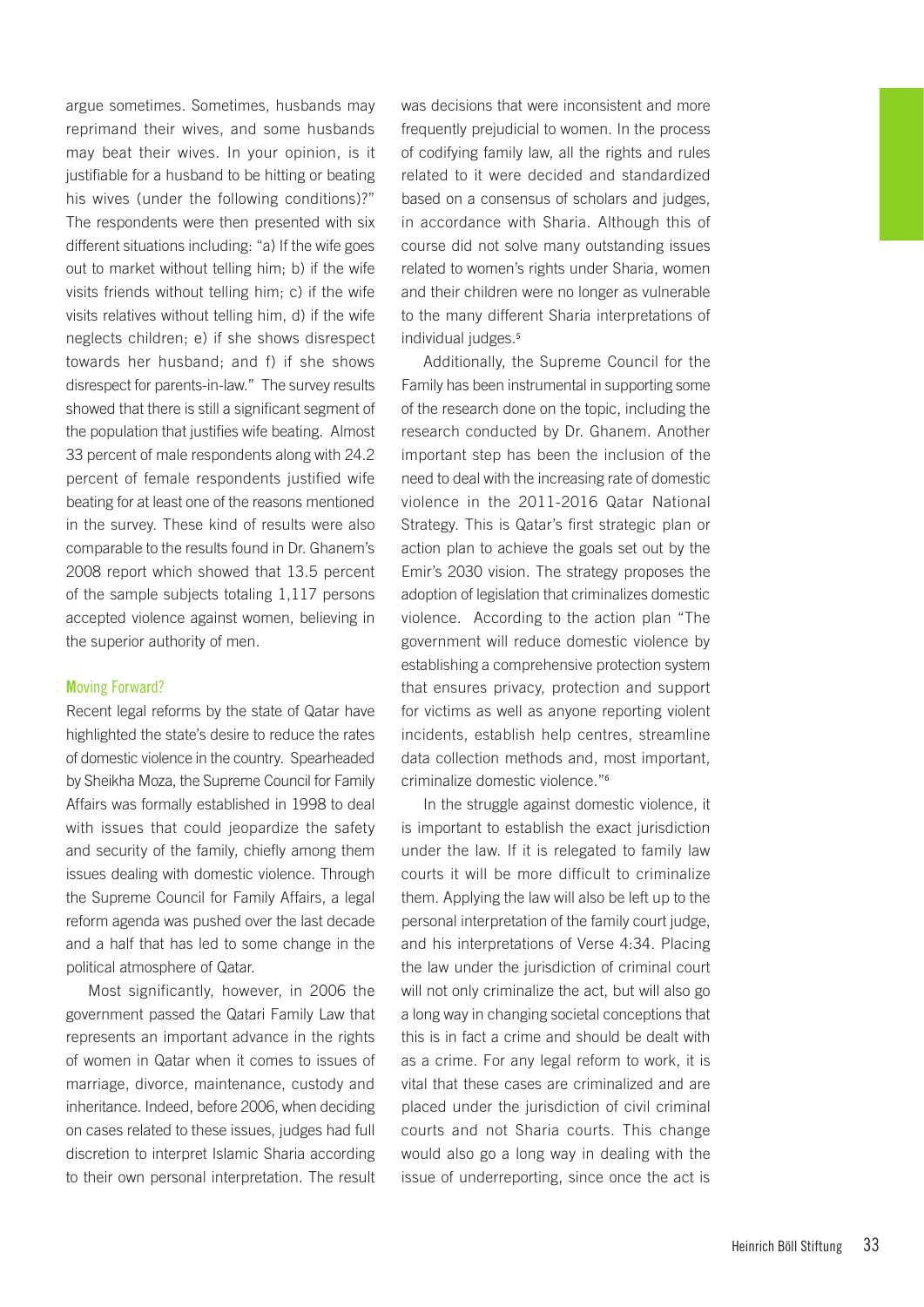argue sometimes. Sometimes, husbands may reprimand their wives, and some husbands may beat their wives. In your opinion, is it justifiable for a husband to be hitting or beating his wives (under the following conditions)?" The respondents were then presented with six different situations including: "a) If the wife goes out to market without telling him; b) if the wife visits friends without telling him; c) if the wife visits relatives without telling him, d) if the wife neglects children; e) if she shows disrespect towards her husband; and f) if she shows disrespect for parents-in-law." The survey results showed that there is still a significant segment of the population that justifies wife beating. Almost 33 percent of male respondents along with 24.2 percent of female respondents justified wife beating for at least one of the reasons mentioned in the survey. These kind of results were also comparable to the results found in Dr. Ghanem's 2008 report which showed that 13.5 percent of the sample subjects totaling 1,117 persons accepted violence against women, believing in the superior authority of men.

### Moving Forward?

Recent legal reforms by the state of Qatar have highlighted the state's desire to reduce the rates of domestic violence in the country. Spearheaded by Sheikha Moza, the Supreme Council for Family Affairs was formally established in 1998 to deal with issues that could jeopardize the safety and security of the family, chiefly among them issues dealing with domestic violence. Through the Supreme Council for Family Affairs, a legal reform agenda was pushed over the last decade and a half that has led to some change in the political atmosphere of Qatar.

Most significantly, however, in 2006 the government passed the Qatari Family Law that represents an important advance in the rights of women in Qatar when it comes to issues of marriage, divorce, maintenance, custody and inheritance. Indeed, before 2006, when deciding on cases related to these issues, judges had full discretion to interpret Islamic Sharia according to their own personal interpretation. The result was decisions that were inconsistent and more frequently prejudicial to women. In the process of codifying family law, all the rights and rules related to it were decided and standardized based on a consensus of scholars and judges, in accordance with Sharia. Although this of course did not solve many outstanding issues related to women's rights under Sharia, women and their children were no longer as vulnerable to the many different Sharia interpretations of individual judges.[5]

Additionally, the Supreme Council for the Family has been instrumental in supporting some of the research done on the topic, including the research conducted by Dr. Ghanem. Another important step has been the inclusion of the need to deal with the increasing rate of domestic violence in the 2011-2016 Qatar National Strategy. This is Qatar's first strategic plan or action plan to achieve the goals set out by the Emir's 2030 vision. The strategy proposes the adoption of legislation that criminalizes domestic violence. According to the action plan "The government will reduce domestic violence by establishing a comprehensive protection system that ensures privacy, protection and support for victims as well as anyone reporting violent incidents, establish help centres, streamline data collection methods and, most important, criminalize domestic violence."[6]

In the struggle against domestic violence, it is important to establish the exact jurisdiction under the law. If it is relegated to family law courts it will be more difficult to criminalize them. Applying the law will also be left up to the personal interpretation of the family court judge, and his interpretations of Verse 4:34. Placing the law under the jurisdiction of criminal court will not only criminalize the act, but will also go a long way in changing societal conceptions that this is in fact a crime and should be dealt with as a crime. For any legal reform to work, it is vital that these cases are criminalized and are placed under the jurisdiction of civil criminal courts and not Sharia courts. This change would also go a long way in dealing with the issue of underreporting, since once the act is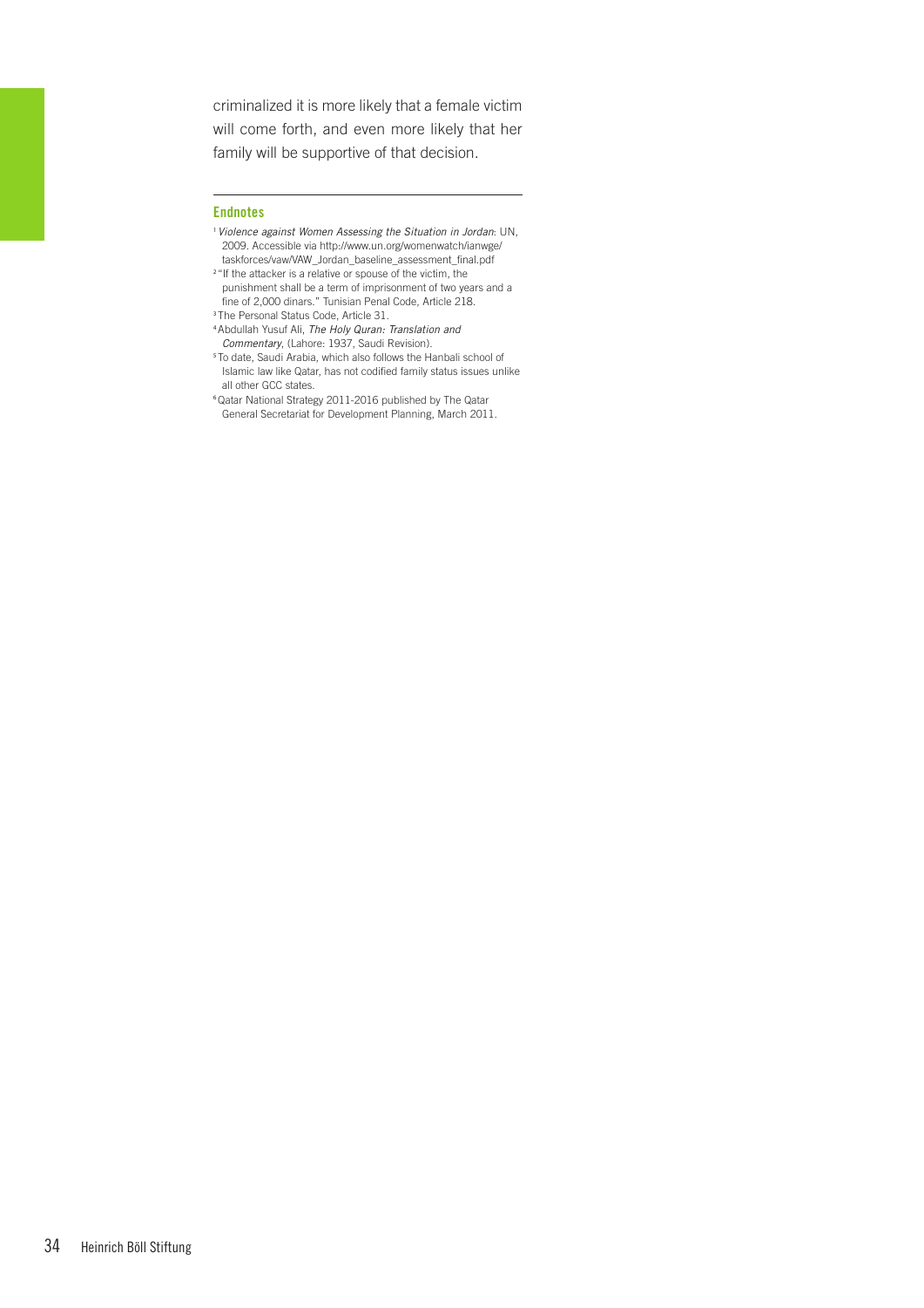criminalized it is more likely that a female victim will come forth, and even more likely that her family will be supportive of that decision.

### Endnotes

[1] *Violence against Women Assessing the Situation in Jordan*: UN, 2009. Accessible via http://www.un.org/womenwatch/ianwge/taskforces/vaw/VAW_Jordan_baseline_assessment_final.pdf

[2] "If the attacker is a relative or spouse of the victim, the punishment shall be a term of imprisonment of two years and a fine of 2,000 dinars." Tunisian Penal Code, Article 218.

[3] The Personal Status Code, Article 31.

[4] Abdullah Yusuf Ali, *The Holy Quran: Translation and Commentary*, (Lahore: 1937, Saudi Revision).

[5] To date, Saudi Arabia, which also follows the Hanbali school of Islamic law like Qatar, has not codified family status issues unlike all other GCC states.

[6] Qatar National Strategy 2011-2016 published by The Qatar General Secretariat for Development Planning, March 2011.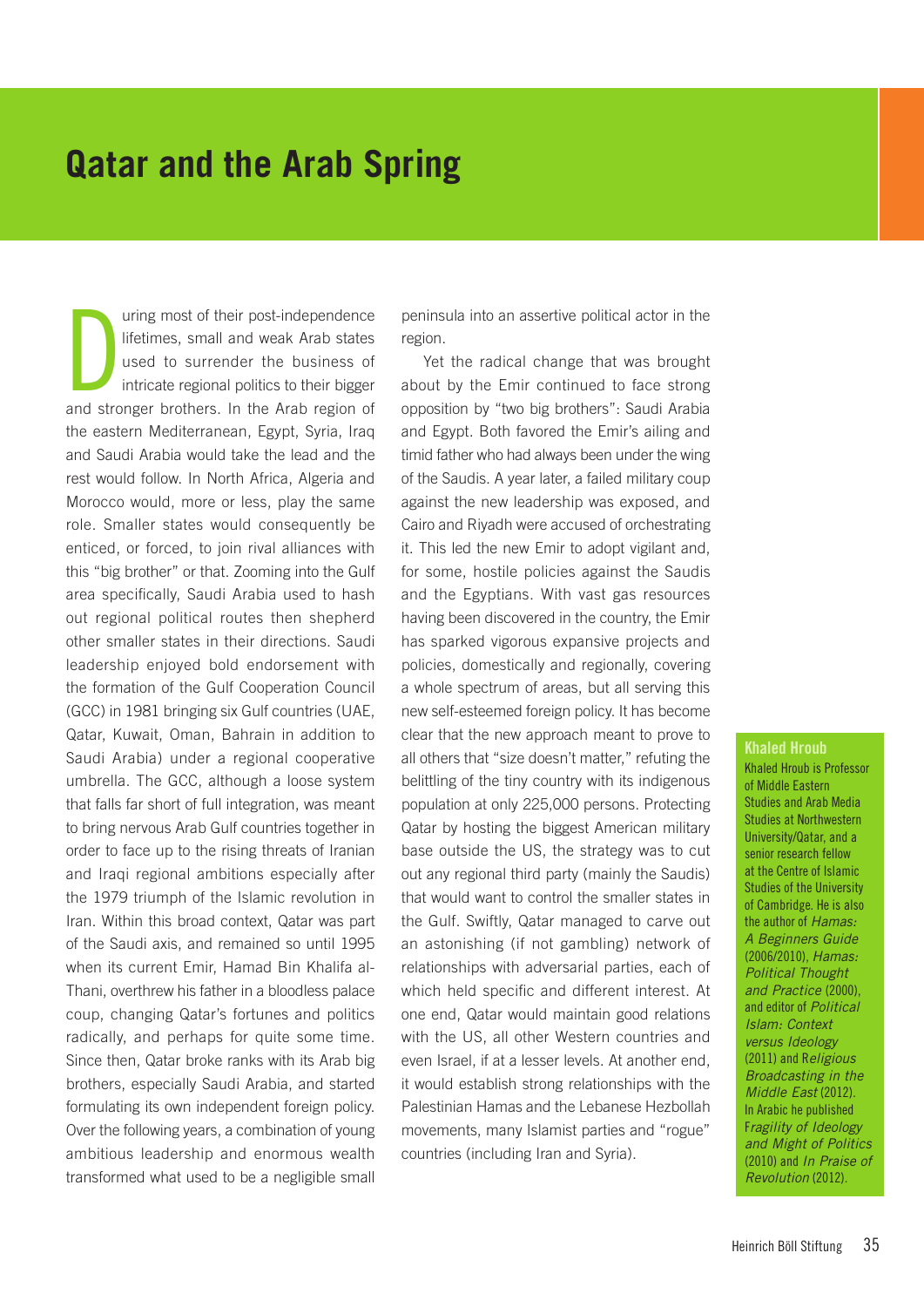# Qatar and the Arab Spring

During most of their post-independence lifetimes, small and weak Arab states used to surrender the business of intricate regional politics to their bigger and stronger brothers. In the Arab region of the eastern Mediterranean, Egypt, Syria, Iraq and Saudi Arabia would take the lead and the rest would follow. In North Africa, Algeria and Morocco would, more or less, play the same role. Smaller states would consequently be enticed, or forced, to join rival alliances with this "big brother" or that. Zooming into the Gulf area specifically, Saudi Arabia used to hash out regional political routes then shepherd other smaller states in their directions. Saudi leadership enjoyed bold endorsement with the formation of the Gulf Cooperation Council (GCC) in 1981 bringing six Gulf countries (UAE, Qatar, Kuwait, Oman, Bahrain in addition to Saudi Arabia) under a regional cooperative umbrella. The GCC, although a loose system that falls far short of full integration, was meant to bring nervous Arab Gulf countries together in order to face up to the rising threats of Iranian and Iraqi regional ambitions especially after the 1979 triumph of the Islamic revolution in Iran. Within this broad context, Qatar was part of the Saudi axis, and remained so until 1995 when its current Emir, Hamad Bin Khalifa al-Thani, overthrew his father in a bloodless palace coup, changing Qatar's fortunes and politics radically, and perhaps for quite some time. Since then, Qatar broke ranks with its Arab big brothers, especially Saudi Arabia, and started formulating its own independent foreign policy. Over the following years, a combination of young ambitious leadership and enormous wealth transformed what used to be a negligible small peninsula into an assertive political actor in the region.

Yet the radical change that was brought about by the Emir continued to face strong opposition by "two big brothers": Saudi Arabia and Egypt. Both favored the Emir's ailing and timid father who had always been under the wing of the Saudis. A year later, a failed military coup against the new leadership was exposed, and Cairo and Riyadh were accused of orchestrating it. This led the new Emir to adopt vigilant and, for some, hostile policies against the Saudis and the Egyptians. With vast gas resources having been discovered in the country, the Emir has sparked vigorous expansive projects and policies, domestically and regionally, covering a whole spectrum of areas, but all serving this new self-esteemed foreign policy. It has become clear that the new approach meant to prove to all others that "size doesn't matter," refuting the belittling of the tiny country with its indigenous population at only 225,000 persons. Protecting Qatar by hosting the biggest American military base outside the US, the strategy was to cut out any regional third party (mainly the Saudis) that would want to control the smaller states in the Gulf. Swiftly, Qatar managed to carve out an astonishing (if not gambling) network of relationships with adversarial parties, each of which held specific and different interest. At one end, Qatar would maintain good relations with the US, all other Western countries and even Israel, if at a lesser levels. At another end, it would establish strong relationships with the Palestinian Hamas and the Lebanese Hezbollah movements, many Islamist parties and "rogue" countries (including Iran and Syria).

**Khaled Hroub**

Khaled Hroub is Professor of Middle Eastern Studies and Arab Media Studies at Northwestern University/Qatar, and a senior research fellow at the Centre of Islamic Studies of the University of Cambridge. He is also the author of *Hamas: A Beginners Guide* (2006/2010), *Hamas: Political Thought and Practice* (2000), and editor of *Political Islam: Context versus Ideology* (2011) and *Religious Broadcasting in the Middle East* (2012). In Arabic he published *Fragility of Ideology and Might of Politics* (2010) and *In Praise of Revolution* (2012).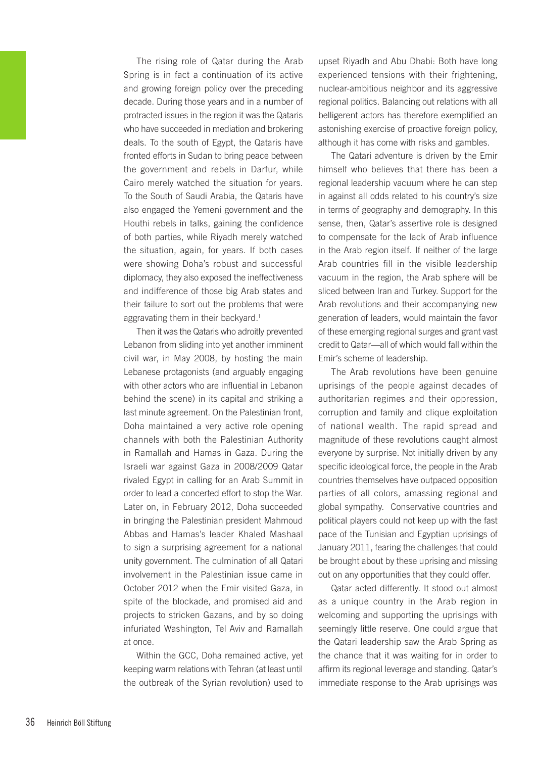The rising role of Qatar during the Arab Spring is in fact a continuation of its active and growing foreign policy over the preceding decade. During those years and in a number of protracted issues in the region it was the Qataris who have succeeded in mediation and brokering deals. To the south of Egypt, the Qataris have fronted efforts in Sudan to bring peace between the government and rebels in Darfur, while Cairo merely watched the situation for years. To the South of Saudi Arabia, the Qataris have also engaged the Yemeni government and the Houthi rebels in talks, gaining the confidence of both parties, while Riyadh merely watched the situation, again, for years. If both cases were showing Doha's robust and successful diplomacy, they also exposed the ineffectiveness and indifference of those big Arab states and their failure to sort out the problems that were aggravating them in their backyard.[1]

Then it was the Qataris who adroitly prevented Lebanon from sliding into yet another imminent civil war, in May 2008, by hosting the main Lebanese protagonists (and arguably engaging with other actors who are influential in Lebanon behind the scene) in its capital and striking a last minute agreement. On the Palestinian front, Doha maintained a very active role opening channels with both the Palestinian Authority in Ramallah and Hamas in Gaza. During the Israeli war against Gaza in 2008/2009 Qatar rivaled Egypt in calling for an Arab Summit in order to lead a concerted effort to stop the War. Later on, in February 2012, Doha succeeded in bringing the Palestinian president Mahmoud Abbas and Hamas's leader Khaled Mashaal to sign a surprising agreement for a national unity government. The culmination of all Qatari involvement in the Palestinian issue came in October 2012 when the Emir visited Gaza, in spite of the blockade, and promised aid and projects to stricken Gazans, and by so doing infuriated Washington, Tel Aviv and Ramallah at once.

Within the GCC, Doha remained active, yet keeping warm relations with Tehran (at least until the outbreak of the Syrian revolution) used to upset Riyadh and Abu Dhabi: Both have long experienced tensions with their frightening, nuclear-ambitious neighbor and its aggressive regional politics. Balancing out relations with all belligerent actors has therefore exemplified an astonishing exercise of proactive foreign policy, although it has come with risks and gambles.

The Qatari adventure is driven by the Emir himself who believes that there has been a regional leadership vacuum where he can step in against all odds related to his country's size in terms of geography and demography. In this sense, then, Qatar's assertive role is designed to compensate for the lack of Arab influence in the Arab region itself. If neither of the large Arab countries fill in the visible leadership vacuum in the region, the Arab sphere will be sliced between Iran and Turkey. Support for the Arab revolutions and their accompanying new generation of leaders, would maintain the favor of these emerging regional surges and grant vast credit to Qatar—all of which would fall within the Emir's scheme of leadership.

The Arab revolutions have been genuine uprisings of the people against decades of authoritarian regimes and their oppression, corruption and family and clique exploitation of national wealth. The rapid spread and magnitude of these revolutions caught almost everyone by surprise. Not initially driven by any specific ideological force, the people in the Arab countries themselves have outpaced opposition parties of all colors, amassing regional and global sympathy. Conservative countries and political players could not keep up with the fast pace of the Tunisian and Egyptian uprisings of January 2011, fearing the challenges that could be brought about by these uprising and missing out on any opportunities that they could offer.

Qatar acted differently. It stood out almost as a unique country in the Arab region in welcoming and supporting the uprisings with seemingly little reserve. One could argue that the Qatari leadership saw the Arab Spring as the chance that it was waiting for in order to affirm its regional leverage and standing. Qatar's immediate response to the Arab uprisings was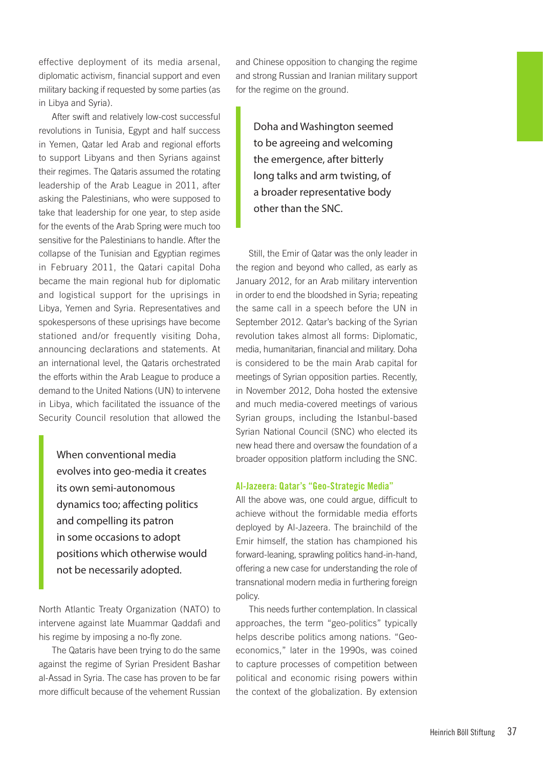effective deployment of its media arsenal, diplomatic activism, financial support and even military backing if requested by some parties (as in Libya and Syria).

After swift and relatively low-cost successful revolutions in Tunisia, Egypt and half success in Yemen, Qatar led Arab and regional efforts to support Libyans and then Syrians against their regimes. The Qataris assumed the rotating leadership of the Arab League in 2011, after asking the Palestinians, who were supposed to take that leadership for one year, to step aside for the events of the Arab Spring were much too sensitive for the Palestinians to handle. After the collapse of the Tunisian and Egyptian regimes in February 2011, the Qatari capital Doha became the main regional hub for diplomatic and logistical support for the uprisings in Libya, Yemen and Syria. Representatives and spokespersons of these uprisings have become stationed and/or frequently visiting Doha, announcing declarations and statements. At an international level, the Qataris orchestrated the efforts within the Arab League to produce a demand to the United Nations (UN) to intervene in Libya, which facilitated the issuance of the Security Council resolution that allowed the North Atlantic Treaty Organization (NATO) to intervene against late Muammar Qaddafi and his regime by imposing a no-fly zone.

> When conventional media evolves into geo-media it creates its own semi-autonomous dynamics too; affecting politics and compelling its patron in some occasions to adopt positions which otherwise would not be necessarily adopted.

The Qataris have been trying to do the same against the regime of Syrian President Bashar al-Assad in Syria. The case has proven to be far more difficult because of the vehement Russian and Chinese opposition to changing the regime and strong Russian and Iranian military support for the regime on the ground.

> Doha and Washington seemed to be agreeing and welcoming the emergence, after bitterly long talks and arm twisting, of a broader representative body other than the SNC.

Still, the Emir of Qatar was the only leader in the region and beyond who called, as early as January 2012, for an Arab military intervention in order to end the bloodshed in Syria; repeating the same call in a speech before the UN in September 2012. Qatar's backing of the Syrian revolution takes almost all forms: Diplomatic, media, humanitarian, financial and military. Doha is considered to be the main Arab capital for meetings of Syrian opposition parties. Recently, in November 2012, Doha hosted the extensive and much media-covered meetings of various Syrian groups, including the Istanbul-based Syrian National Council (SNC) who elected its new head there and oversaw the foundation of a broader opposition platform including the SNC.

### Al-Jazeera: Qatar's "Geo-Strategic Media"

All the above was, one could argue, difficult to achieve without the formidable media efforts deployed by Al-Jazeera. The brainchild of the Emir himself, the station has championed his forward-leaning, sprawling politics hand-in-hand, offering a new case for understanding the role of transnational modern media in furthering foreign policy.

This needs further contemplation. In classical approaches, the term "geo-politics" typically helps describe politics among nations. "Geo-economics," later in the 1990s, was coined to capture processes of competition between political and economic rising powers within the context of the globalization. By extension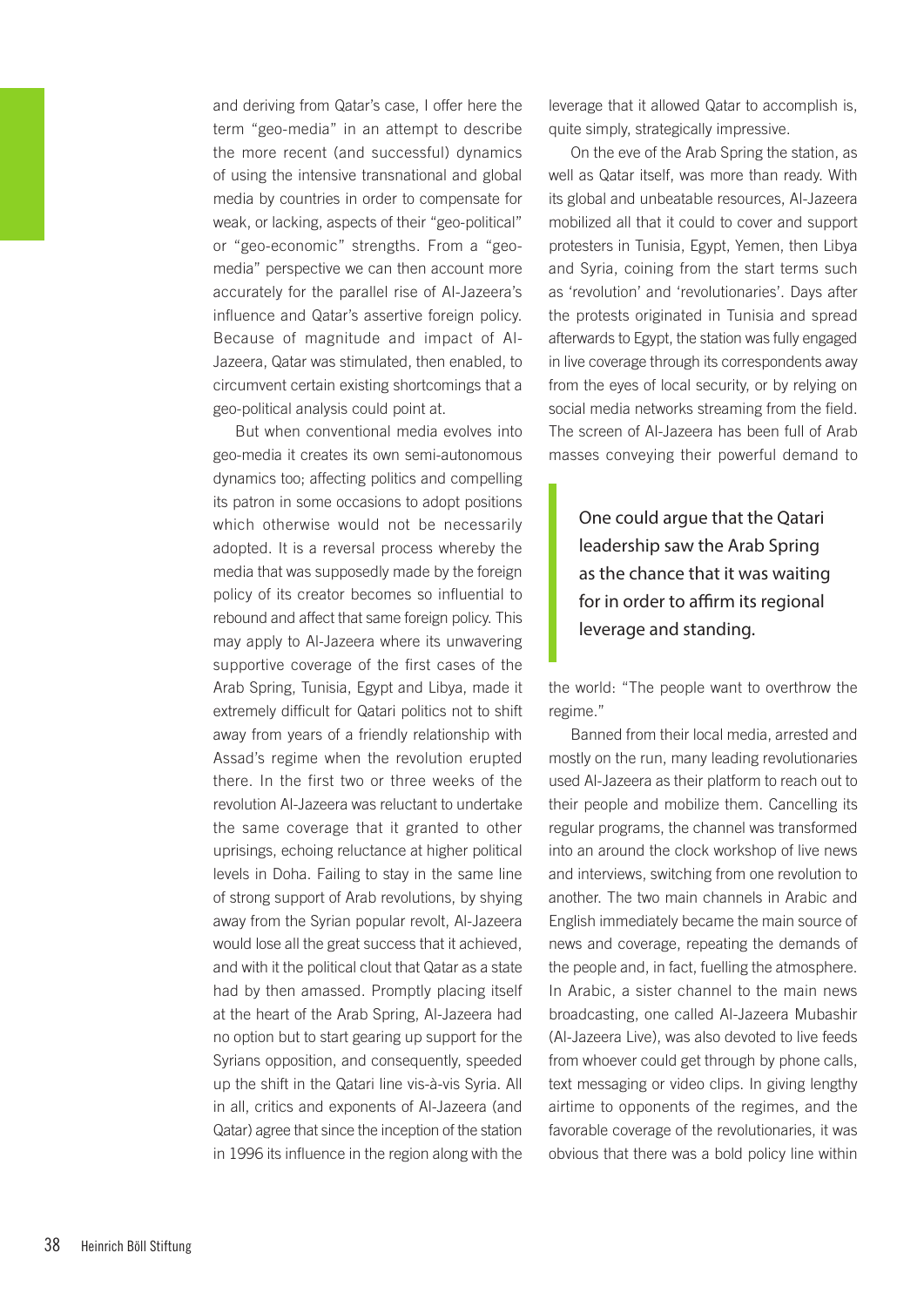and deriving from Qatar's case, I offer here the term "geo-media" in an attempt to describe the more recent (and successful) dynamics of using the intensive transnational and global media by countries in order to compensate for weak, or lacking, aspects of their "geo-political" or "geo-economic" strengths. From a "geo-media" perspective we can then account more accurately for the parallel rise of Al-Jazeera's influence and Qatar's assertive foreign policy. Because of magnitude and impact of Al-Jazeera, Qatar was stimulated, then enabled, to circumvent certain existing shortcomings that a geo-political analysis could point at.

But when conventional media evolves into geo-media it creates its own semi-autonomous dynamics too; affecting politics and compelling its patron in some occasions to adopt positions which otherwise would not be necessarily adopted. It is a reversal process whereby the media that was supposedly made by the foreign policy of its creator becomes so influential to rebound and affect that same foreign policy. This may apply to Al-Jazeera where its unwavering supportive coverage of the first cases of the Arab Spring, Tunisia, Egypt and Libya, made it extremely difficult for Qatari politics not to shift away from years of a friendly relationship with Assad's regime when the revolution erupted there. In the first two or three weeks of the revolution Al-Jazeera was reluctant to undertake the same coverage that it granted to other uprisings, echoing reluctance at higher political levels in Doha. Failing to stay in the same line of strong support of Arab revolutions, by shying away from the Syrian popular revolt, Al-Jazeera would lose all the great success that it achieved, and with it the political clout that Qatar as a state had by then amassed. Promptly placing itself at the heart of the Arab Spring, Al-Jazeera had no option but to start gearing up support for the Syrians opposition, and consequently, speeded up the shift in the Qatari line vis-à-vis Syria. All in all, critics and exponents of Al-Jazeera (and Qatar) agree that since the inception of the station in 1996 its influence in the region along with the leverage that it allowed Qatar to accomplish is, quite simply, strategically impressive.

On the eve of the Arab Spring the station, as well as Qatar itself, was more than ready. With its global and unbeatable resources, Al-Jazeera mobilized all that it could to cover and support protesters in Tunisia, Egypt, Yemen, then Libya and Syria, coining from the start terms such as 'revolution' and 'revolutionaries'. Days after the protests originated in Tunisia and spread afterwards to Egypt, the station was fully engaged in live coverage through its correspondents away from the eyes of local security, or by relying on social media networks streaming from the field. The screen of Al-Jazeera has been full of Arab masses conveying their powerful demand to the world: "The people want to overthrow the regime."

> One could argue that the Qatari leadership saw the Arab Spring as the chance that it was waiting for in order to affirm its regional leverage and standing.

Banned from their local media, arrested and mostly on the run, many leading revolutionaries used Al-Jazeera as their platform to reach out to their people and mobilize them. Cancelling its regular programs, the channel was transformed into an around the clock workshop of live news and interviews, switching from one revolution to another. The two main channels in Arabic and English immediately became the main source of news and coverage, repeating the demands of the people and, in fact, fuelling the atmosphere. In Arabic, a sister channel to the main news broadcasting, one called Al-Jazeera Mubashir (Al-Jazeera Live), was also devoted to live feeds from whoever could get through by phone calls, text messaging or video clips. In giving lengthy airtime to opponents of the regimes, and the favorable coverage of the revolutionaries, it was obvious that there was a bold policy line within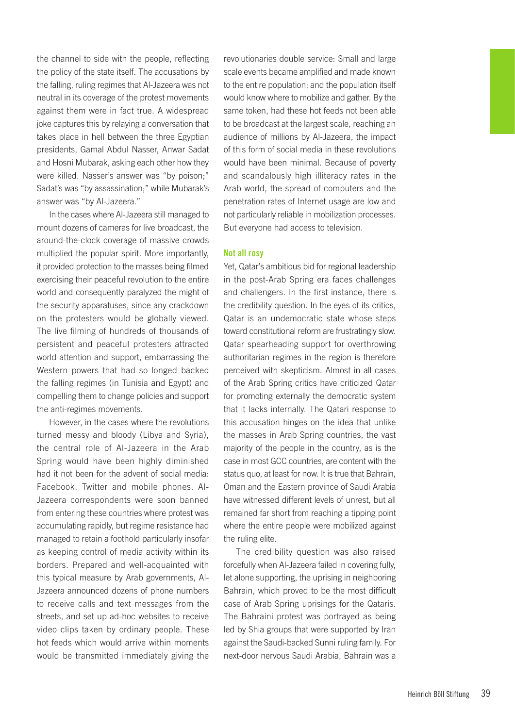the channel to side with the people, reflecting the policy of the state itself. The accusations by the falling, ruling regimes that Al-Jazeera was not neutral in its coverage of the protest movements against them were in fact true. A widespread joke captures this by relaying a conversation that takes place in hell between the three Egyptian presidents, Gamal Abdul Nasser, Anwar Sadat and Hosni Mubarak, asking each other how they were killed. Nasser's answer was "by poison;" Sadat's was "by assassination;" while Mubarak's answer was "by Al-Jazeera."

In the cases where Al-Jazeera still managed to mount dozens of cameras for live broadcast, the around-the-clock coverage of massive crowds multiplied the popular spirit. More importantly, it provided protection to the masses being filmed exercising their peaceful revolution to the entire world and consequently paralyzed the might of the security apparatuses, since any crackdown on the protesters would be globally viewed. The live filming of hundreds of thousands of persistent and peaceful protesters attracted world attention and support, embarrassing the Western powers that had so longed backed the falling regimes (in Tunisia and Egypt) and compelling them to change policies and support the anti-regimes movements.

However, in the cases where the revolutions turned messy and bloody (Libya and Syria), the central role of Al-Jazeera in the Arab Spring would have been highly diminished had it not been for the advent of social media: Facebook, Twitter and mobile phones. Al-Jazeera correspondents were soon banned from entering these countries where protest was accumulating rapidly, but regime resistance had managed to retain a foothold particularly insofar as keeping control of media activity within its borders. Prepared and well-acquainted with this typical measure by Arab governments, Al-Jazeera announced dozens of phone numbers to receive calls and text messages from the streets, and set up ad-hoc websites to receive video clips taken by ordinary people. These hot feeds which would arrive within moments would be transmitted immediately giving the revolutionaries double service: Small and large scale events became amplified and made known to the entire population; and the population itself would know where to mobilize and gather. By the same token, had these hot feeds not been able to be broadcast at the largest scale, reaching an audience of millions by Al-Jazeera, the impact of this form of social media in these revolutions would have been minimal. Because of poverty and scandalously high illiteracy rates in the Arab world, the spread of computers and the penetration rates of Internet usage are low and not particularly reliable in mobilization processes. But everyone had access to television.

### Not all rosy

Yet, Qatar's ambitious bid for regional leadership in the post-Arab Spring era faces challenges and challengers. In the first instance, there is the credibility question. In the eyes of its critics, Qatar is an undemocratic state whose steps toward constitutional reform are frustratingly slow. Qatar spearheading support for overthrowing authoritarian regimes in the region is therefore perceived with skepticism. Almost in all cases of the Arab Spring critics have criticized Qatar for promoting externally the democratic system that it lacks internally. The Qatari response to this accusation hinges on the idea that unlike the masses in Arab Spring countries, the vast majority of the people in the country, as is the case in most GCC countries, are content with the status quo, at least for now. It is true that Bahrain, Oman and the Eastern province of Saudi Arabia have witnessed different levels of unrest, but all remained far short from reaching a tipping point where the entire people were mobilized against the ruling elite.

The credibility question was also raised forcefully when Al-Jazeera failed in covering fully, let alone supporting, the uprising in neighboring Bahrain, which proved to be the most difficult case of Arab Spring uprisings for the Qataris. The Bahraini protest was portrayed as being led by Shia groups that were supported by Iran against the Saudi-backed Sunni ruling family. For next-door nervous Saudi Arabia, Bahrain was a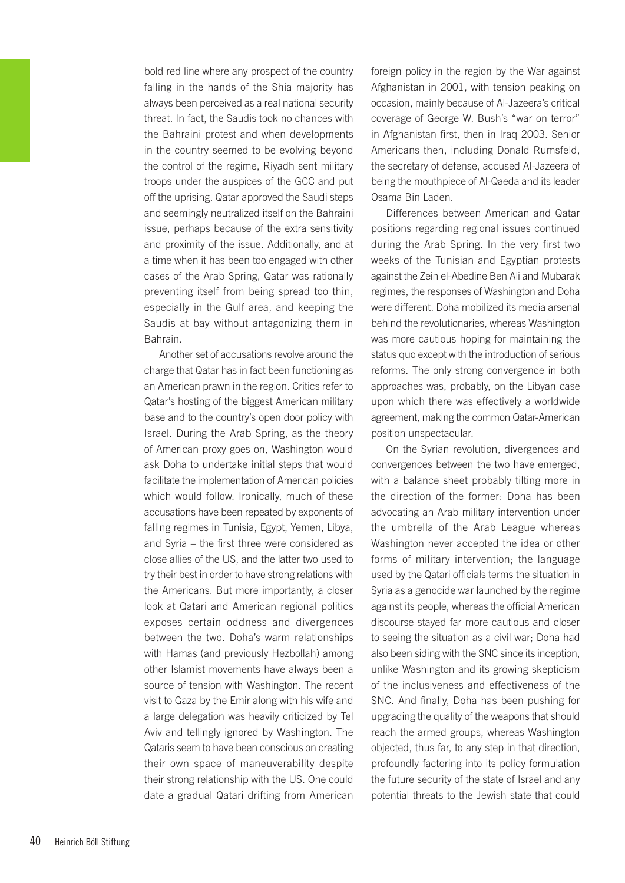bold red line where any prospect of the country falling in the hands of the Shia majority has always been perceived as a real national security threat. In fact, the Saudis took no chances with the Bahraini protest and when developments in the country seemed to be evolving beyond the control of the regime, Riyadh sent military troops under the auspices of the GCC and put off the uprising. Qatar approved the Saudi steps and seemingly neutralized itself on the Bahraini issue, perhaps because of the extra sensitivity and proximity of the issue. Additionally, and at a time when it has been too engaged with other cases of the Arab Spring, Qatar was rationally preventing itself from being spread too thin, especially in the Gulf area, and keeping the Saudis at bay without antagonizing them in Bahrain.

Another set of accusations revolve around the charge that Qatar has in fact been functioning as an American prawn in the region. Critics refer to Qatar's hosting of the biggest American military base and to the country's open door policy with Israel. During the Arab Spring, as the theory of American proxy goes on, Washington would ask Doha to undertake initial steps that would facilitate the implementation of American policies which would follow. Ironically, much of these accusations have been repeated by exponents of falling regimes in Tunisia, Egypt, Yemen, Libya, and Syria – the first three were considered as close allies of the US, and the latter two used to try their best in order to have strong relations with the Americans. But more importantly, a closer look at Qatari and American regional politics exposes certain oddness and divergences between the two. Doha's warm relationships with Hamas (and previously Hezbollah) among other Islamist movements have always been a source of tension with Washington. The recent visit to Gaza by the Emir along with his wife and a large delegation was heavily criticized by Tel Aviv and tellingly ignored by Washington. The Qataris seem to have been conscious on creating their own space of maneuverability despite their strong relationship with the US. One could date a gradual Qatari drifting from American foreign policy in the region by the War against Afghanistan in 2001, with tension peaking on occasion, mainly because of Al-Jazeera's critical coverage of George W. Bush's "war on terror" in Afghanistan first, then in Iraq 2003. Senior Americans then, including Donald Rumsfeld, the secretary of defense, accused Al-Jazeera of being the mouthpiece of Al-Qaeda and its leader Osama Bin Laden.

Differences between American and Qatar positions regarding regional issues continued during the Arab Spring. In the very first two weeks of the Tunisian and Egyptian protests against the Zein el-Abedine Ben Ali and Mubarak regimes, the responses of Washington and Doha were different. Doha mobilized its media arsenal behind the revolutionaries, whereas Washington was more cautious hoping for maintaining the status quo except with the introduction of serious reforms. The only strong convergence in both approaches was, probably, on the Libyan case upon which there was effectively a worldwide agreement, making the common Qatar-American position unspectacular.

On the Syrian revolution, divergences and convergences between the two have emerged, with a balance sheet probably tilting more in the direction of the former: Doha has been advocating an Arab military intervention under the umbrella of the Arab League whereas Washington never accepted the idea or other forms of military intervention; the language used by the Qatari officials terms the situation in Syria as a genocide war launched by the regime against its people, whereas the official American discourse stayed far more cautious and closer to seeing the situation as a civil war; Doha had also been siding with the SNC since its inception, unlike Washington and its growing skepticism of the inclusiveness and effectiveness of the SNC. And finally, Doha has been pushing for upgrading the quality of the weapons that should reach the armed groups, whereas Washington objected, thus far, to any step in that direction, profoundly factoring into its policy formulation the future security of the state of Israel and any potential threats to the Jewish state that could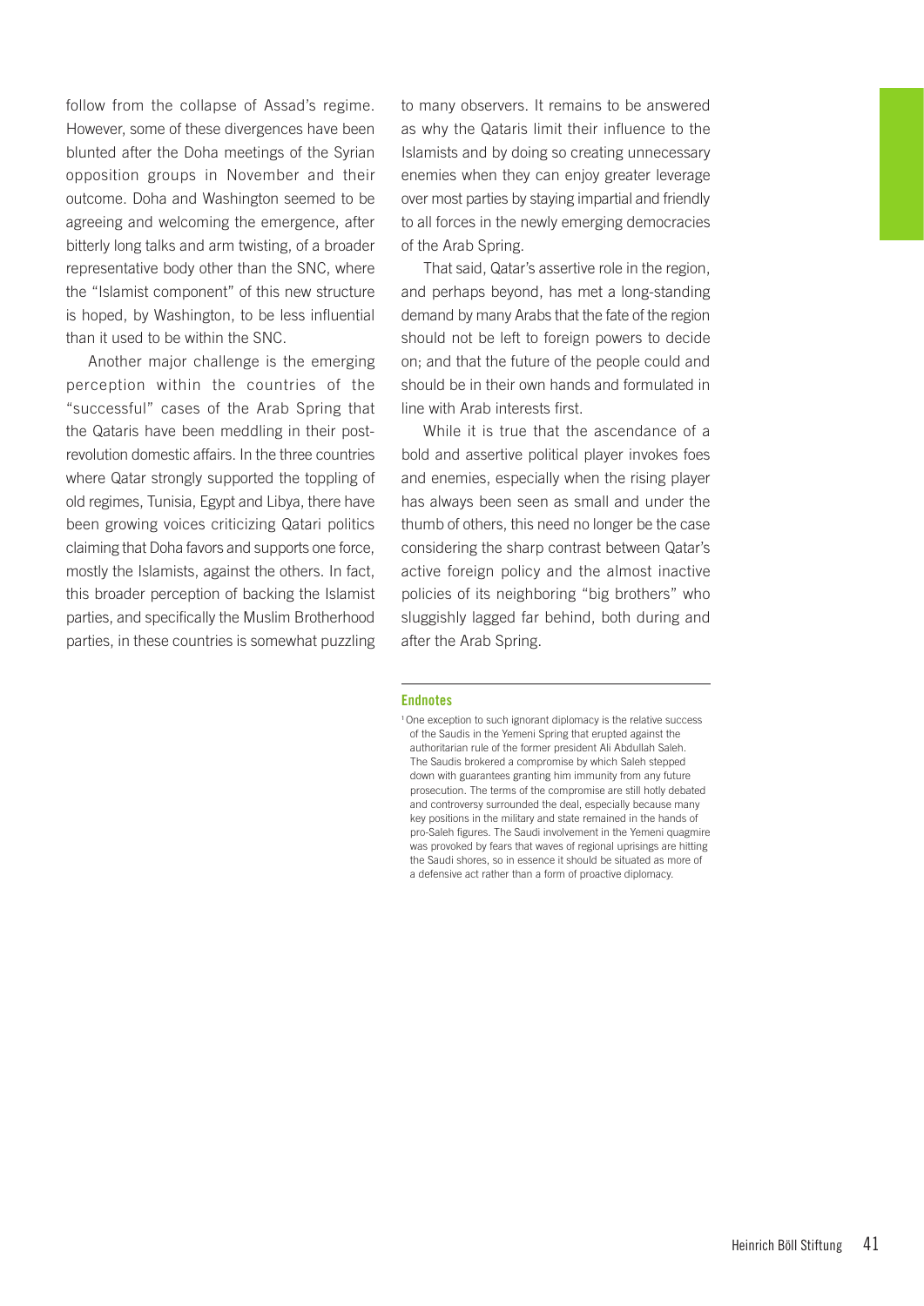follow from the collapse of Assad's regime. However, some of these divergences have been blunted after the Doha meetings of the Syrian opposition groups in November and their outcome. Doha and Washington seemed to be agreeing and welcoming the emergence, after bitterly long talks and arm twisting, of a broader representative body other than the SNC, where the "Islamist component" of this new structure is hoped, by Washington, to be less influential than it used to be within the SNC.

Another major challenge is the emerging perception within the countries of the "successful" cases of the Arab Spring that the Qataris have been meddling in their post-revolution domestic affairs. In the three countries where Qatar strongly supported the toppling of old regimes, Tunisia, Egypt and Libya, there have been growing voices criticizing Qatari politics claiming that Doha favors and supports one force, mostly the Islamists, against the others. In fact, this broader perception of backing the Islamist parties, and specifically the Muslim Brotherhood parties, in these countries is somewhat puzzling to many observers. It remains to be answered as why the Qataris limit their influence to the Islamists and by doing so creating unnecessary enemies when they can enjoy greater leverage over most parties by staying impartial and friendly to all forces in the newly emerging democracies of the Arab Spring.

That said, Qatar's assertive role in the region, and perhaps beyond, has met a long-standing demand by many Arabs that the fate of the region should not be left to foreign powers to decide on; and that the future of the people could and should be in their own hands and formulated in line with Arab interests first.

While it is true that the ascendance of a bold and assertive political player invokes foes and enemies, especially when the rising player has always been seen as small and under the thumb of others, this need no longer be the case considering the sharp contrast between Qatar's active foreign policy and the almost inactive policies of its neighboring "big brothers" who sluggishly lagged far behind, both during and after the Arab Spring.

### Endnotes

[1] One exception to such ignorant diplomacy is the relative success of the Saudis in the Yemeni Spring that erupted against the authoritarian rule of the former president Ali Abdullah Saleh. The Saudis brokered a compromise by which Saleh stepped down with guarantees granting him immunity from any future prosecution. The terms of the compromise are still hotly debated and controversy surrounded the deal, especially because many key positions in the military and state remained in the hands of pro-Saleh figures. The Saudi involvement in the Yemeni quagmire was provoked by fears that waves of regional uprisings are hitting the Saudi shores, so in essence it should be situated as more of a defensive act rather than a form of proactive diplomacy.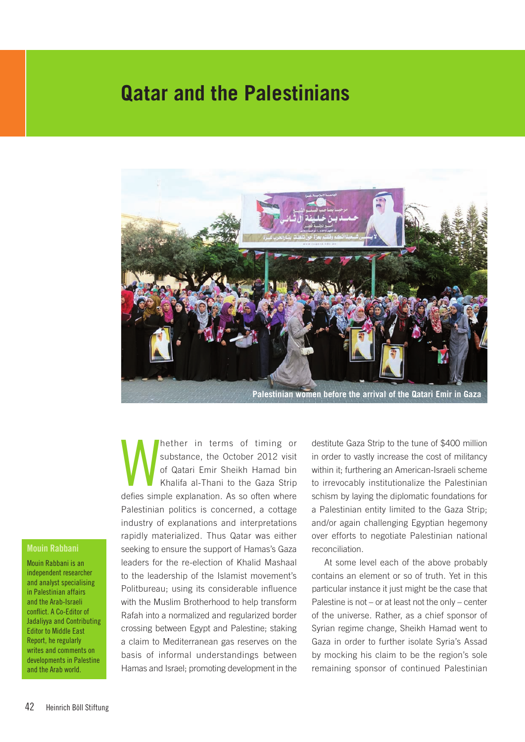# Qatar and the Palestinians

Palestinian women before the arrival of the Qatari Emir in Gaza

**Mouin Rabbani**

Mouin Rabbani is an independent researcher and analyst specialising in Palestinian affairs and the Arab-Israeli conflict. A Co-Editor of Jadaliyya and Contributing Editor to Middle East Report, he regularly writes and comments on developments in Palestine and the Arab world.

Whether in terms of timing or substance, the October 2012 visit of Qatari Emir Sheikh Hamad bin Khalifa al-Thani to the Gaza Strip defies simple explanation. As so often where Palestinian politics is concerned, a cottage industry of explanations and interpretations rapidly materialized. Thus Qatar was either seeking to ensure the support of Hamas's Gaza leaders for the re-election of Khalid Mashaal to the leadership of the Islamist movement's Politbureau; using its considerable influence with the Muslim Brotherhood to help transform Rafah into a normalized and regularized border crossing between Egypt and Palestine; staking a claim to Mediterranean gas reserves on the basis of informal understandings between Hamas and Israel; promoting development in the destitute Gaza Strip to the tune of $400 million in order to vastly increase the cost of militancy within it; furthering an American-Israeli scheme to irrevocably institutionalize the Palestinian schism by laying the diplomatic foundations for a Palestinian entity limited to the Gaza Strip; and/or again challenging Egyptian hegemony over efforts to negotiate Palestinian national reconciliation.

At some level each of the above probably contains an element or so of truth. Yet in this particular instance it just might be the case that Palestine is not – or at least not the only – center of the universe. Rather, as a chief sponsor of Syrian regime change, Sheikh Hamad went to Gaza in order to further isolate Syria's Assad by mocking his claim to be the region's sole remaining sponsor of continued Palestinian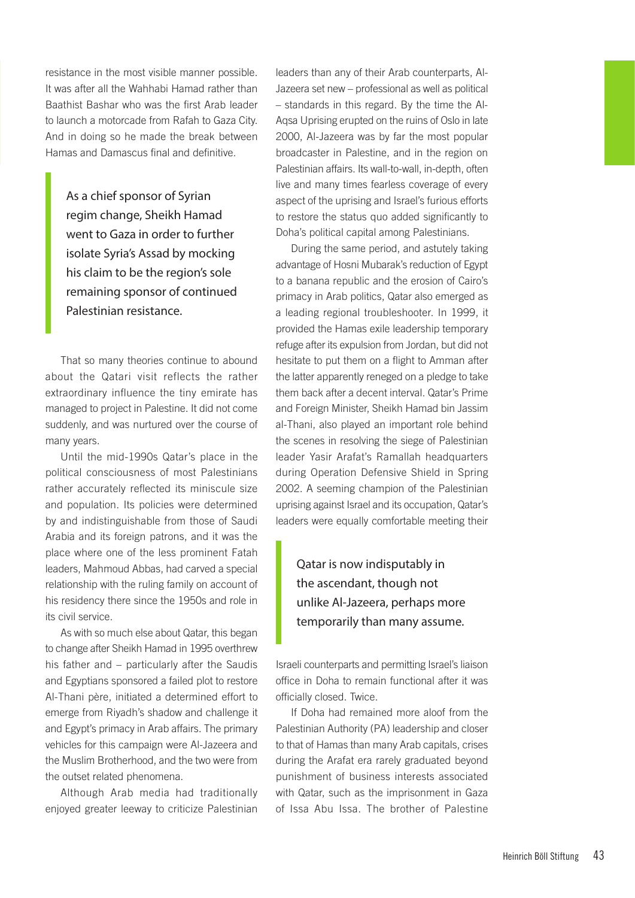resistance in the most visible manner possible. It was after all the Wahhabi Hamad rather than Baathist Bashar who was the first Arab leader to launch a motorcade from Rafah to Gaza City. And in doing so he made the break between Hamas and Damascus final and definitive.

> As a chief sponsor of Syrian regim change, Sheikh Hamad went to Gaza in order to further isolate Syria's Assad by mocking his claim to be the region's sole remaining sponsor of continued Palestinian resistance.

That so many theories continue to abound about the Qatari visit reflects the rather extraordinary influence the tiny emirate has managed to project in Palestine. It did not come suddenly, and was nurtured over the course of many years.

Until the mid-1990s Qatar's place in the political consciousness of most Palestinians rather accurately reflected its miniscule size and population. Its policies were determined by and indistinguishable from those of Saudi Arabia and its foreign patrons, and it was the place where one of the less prominent Fatah leaders, Mahmoud Abbas, had carved a special relationship with the ruling family on account of his residency there since the 1950s and role in its civil service.

As with so much else about Qatar, this began to change after Sheikh Hamad in 1995 overthrew his father and – particularly after the Saudis and Egyptians sponsored a failed plot to restore Al-Thani père, initiated a determined effort to emerge from Riyadh's shadow and challenge it and Egypt's primacy in Arab affairs. The primary vehicles for this campaign were Al-Jazeera and the Muslim Brotherhood, and the two were from the outset related phenomena.

Although Arab media had traditionally enjoyed greater leeway to criticize Palestinian leaders than any of their Arab counterparts, Al-Jazeera set new – professional as well as political – standards in this regard. By the time the Al-Aqsa Uprising erupted on the ruins of Oslo in late 2000, Al-Jazeera was by far the most popular broadcaster in Palestine, and in the region on Palestinian affairs. Its wall-to-wall, in-depth, often live and many times fearless coverage of every aspect of the uprising and Israel's furious efforts to restore the status quo added significantly to Doha's political capital among Palestinians.

During the same period, and astutely taking advantage of Hosni Mubarak's reduction of Egypt to a banana republic and the erosion of Cairo's primacy in Arab politics, Qatar also emerged as a leading regional troubleshooter. In 1999, it provided the Hamas exile leadership temporary refuge after its expulsion from Jordan, but did not hesitate to put them on a flight to Amman after the latter apparently reneged on a pledge to take them back after a decent interval. Qatar's Prime and Foreign Minister, Sheikh Hamad bin Jassim al-Thani, also played an important role behind the scenes in resolving the siege of Palestinian leader Yasir Arafat's Ramallah headquarters during Operation Defensive Shield in Spring 2002. A seeming champion of the Palestinian uprising against Israel and its occupation, Qatar's leaders were equally comfortable meeting their Israeli counterparts and permitting Israel's liaison office in Doha to remain functional after it was officially closed. Twice.

> Qatar is now indisputably in the ascendant, though not unlike Al-Jazeera, perhaps more temporarily than many assume.

If Doha had remained more aloof from the Palestinian Authority (PA) leadership and closer to that of Hamas than many Arab capitals, crises during the Arafat era rarely graduated beyond punishment of business interests associated with Qatar, such as the imprisonment in Gaza of Issa Abu Issa. The brother of Palestine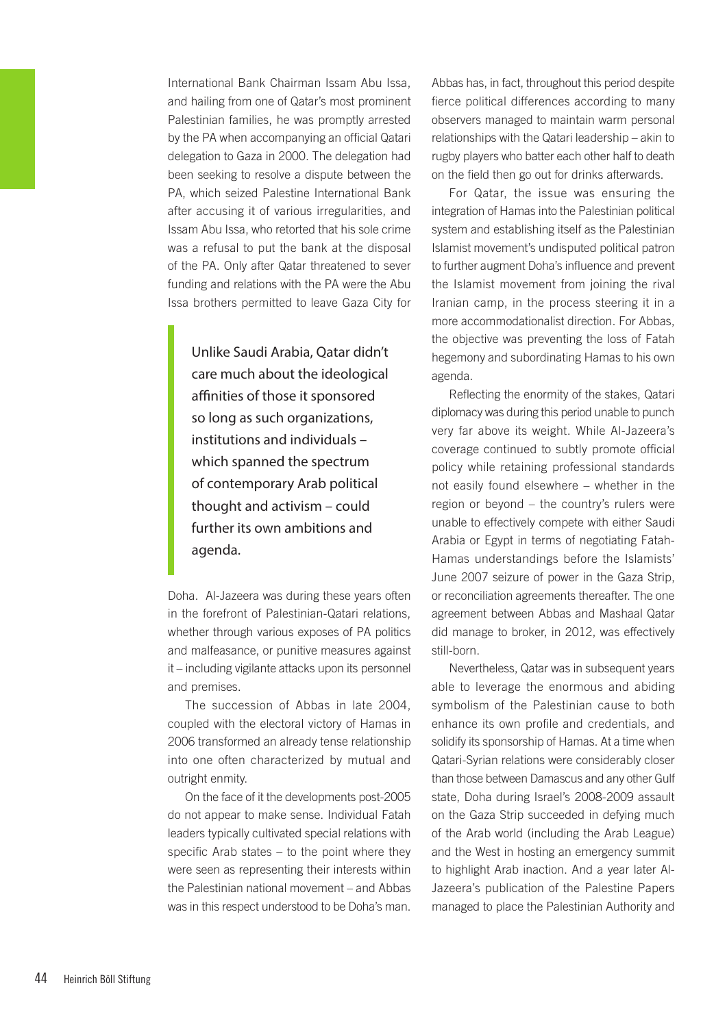International Bank Chairman Issam Abu Issa, and hailing from one of Qatar's most prominent Palestinian families, he was promptly arrested by the PA when accompanying an official Qatari delegation to Gaza in 2000. The delegation had been seeking to resolve a dispute between the PA, which seized Palestine International Bank after accusing it of various irregularities, and Issam Abu Issa, who retorted that his sole crime was a refusal to put the bank at the disposal of the PA. Only after Qatar threatened to sever funding and relations with the PA were the Abu Issa brothers permitted to leave Gaza City for Doha. Al-Jazeera was during these years often in the forefront of Palestinian-Qatari relations, whether through various exposes of PA politics and malfeasance, or punitive measures against it – including vigilante attacks upon its personnel and premises.

> Unlike Saudi Arabia, Qatar didn't care much about the ideological affinities of those it sponsored so long as such organizations, institutions and individuals – which spanned the spectrum of contemporary Arab political thought and activism – could further its own ambitions and agenda.

The succession of Abbas in late 2004, coupled with the electoral victory of Hamas in 2006 transformed an already tense relationship into one often characterized by mutual and outright enmity.

On the face of it the developments post-2005 do not appear to make sense. Individual Fatah leaders typically cultivated special relations with specific Arab states – to the point where they were seen as representing their interests within the Palestinian national movement – and Abbas was in this respect understood to be Doha's man. Abbas has, in fact, throughout this period despite fierce political differences according to many observers managed to maintain warm personal relationships with the Qatari leadership – akin to rugby players who batter each other half to death on the field then go out for drinks afterwards.

For Qatar, the issue was ensuring the integration of Hamas into the Palestinian political system and establishing itself as the Palestinian Islamist movement's undisputed political patron to further augment Doha's influence and prevent the Islamist movement from joining the rival Iranian camp, in the process steering it in a more accommodationalist direction. For Abbas, the objective was preventing the loss of Fatah hegemony and subordinating Hamas to his own agenda.

Reflecting the enormity of the stakes, Qatari diplomacy was during this period unable to punch very far above its weight. While Al-Jazeera's coverage continued to subtly promote official policy while retaining professional standards not easily found elsewhere – whether in the region or beyond – the country's rulers were unable to effectively compete with either Saudi Arabia or Egypt in terms of negotiating Fatah-Hamas understandings before the Islamists' June 2007 seizure of power in the Gaza Strip, or reconciliation agreements thereafter. The one agreement between Abbas and Mashaal Qatar did manage to broker, in 2012, was effectively still-born.

Nevertheless, Qatar was in subsequent years able to leverage the enormous and abiding symbolism of the Palestinian cause to both enhance its own profile and credentials, and solidify its sponsorship of Hamas. At a time when Qatari-Syrian relations were considerably closer than those between Damascus and any other Gulf state, Doha during Israel's 2008-2009 assault on the Gaza Strip succeeded in defying much of the Arab world (including the Arab League) and the West in hosting an emergency summit to highlight Arab inaction. And a year later Al-Jazeera's publication of the Palestine Papers managed to place the Palestinian Authority and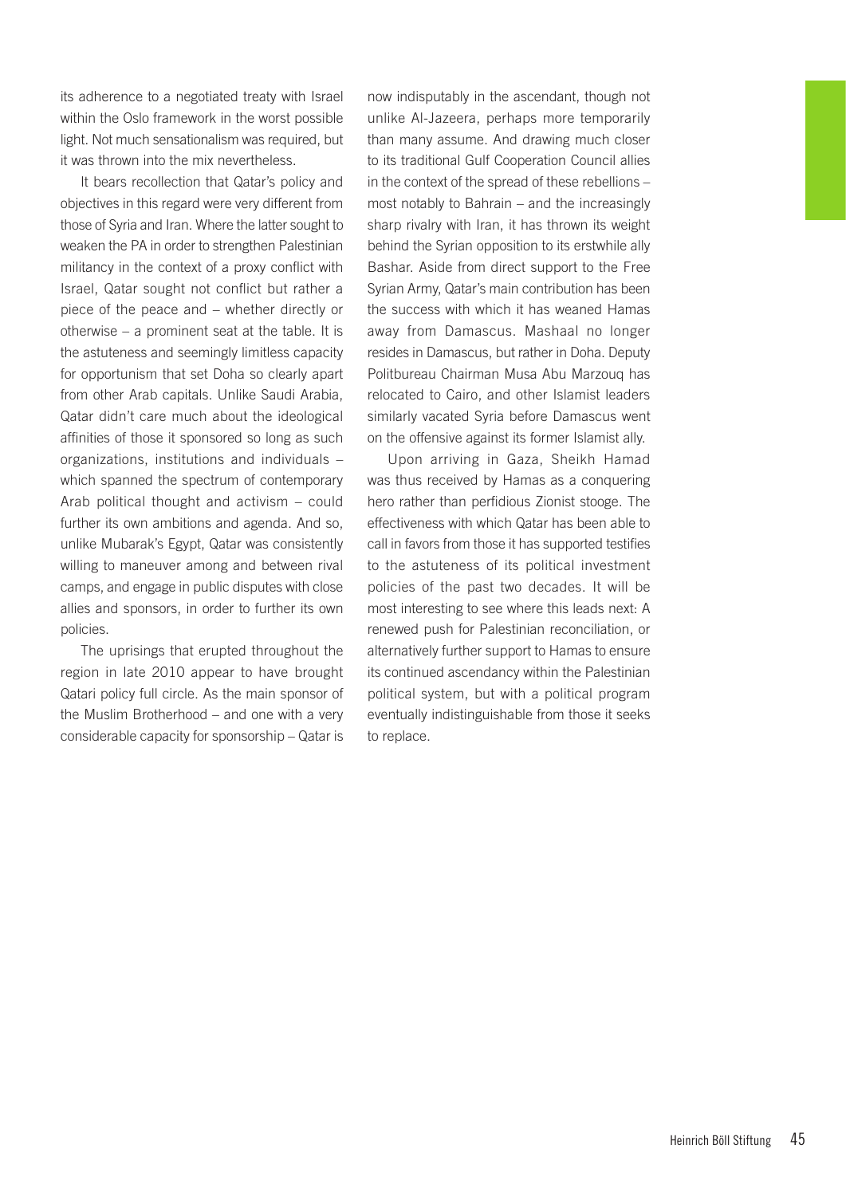its adherence to a negotiated treaty with Israel within the Oslo framework in the worst possible light. Not much sensationalism was required, but it was thrown into the mix nevertheless.

It bears recollection that Qatar's policy and objectives in this regard were very different from those of Syria and Iran. Where the latter sought to weaken the PA in order to strengthen Palestinian militancy in the context of a proxy conflict with Israel, Qatar sought not conflict but rather a piece of the peace and – whether directly or otherwise – a prominent seat at the table. It is the astuteness and seemingly limitless capacity for opportunism that set Doha so clearly apart from other Arab capitals. Unlike Saudi Arabia, Qatar didn't care much about the ideological affinities of those it sponsored so long as such organizations, institutions and individuals – which spanned the spectrum of contemporary Arab political thought and activism – could further its own ambitions and agenda. And so, unlike Mubarak's Egypt, Qatar was consistently willing to maneuver among and between rival camps, and engage in public disputes with close allies and sponsors, in order to further its own policies.

The uprisings that erupted throughout the region in late 2010 appear to have brought Qatari policy full circle. As the main sponsor of the Muslim Brotherhood – and one with a very considerable capacity for sponsorship – Qatar is now indisputably in the ascendant, though not unlike Al-Jazeera, perhaps more temporarily than many assume. And drawing much closer to its traditional Gulf Cooperation Council allies in the context of the spread of these rebellions – most notably to Bahrain – and the increasingly sharp rivalry with Iran, it has thrown its weight behind the Syrian opposition to its erstwhile ally Bashar. Aside from direct support to the Free Syrian Army, Qatar's main contribution has been the success with which it has weaned Hamas away from Damascus. Mashaal no longer resides in Damascus, but rather in Doha. Deputy Politbureau Chairman Musa Abu Marzouq has relocated to Cairo, and other Islamist leaders similarly vacated Syria before Damascus went on the offensive against its former Islamist ally.

Upon arriving in Gaza, Sheikh Hamad was thus received by Hamas as a conquering hero rather than perfidious Zionist stooge. The effectiveness with which Qatar has been able to call in favors from those it has supported testifies to the astuteness of its political investment policies of the past two decades. It will be most interesting to see where this leads next: A renewed push for Palestinian reconciliation, or alternatively further support to Hamas to ensure its continued ascendancy within the Palestinian political system, but with a political program eventually indistinguishable from those it seeks to replace.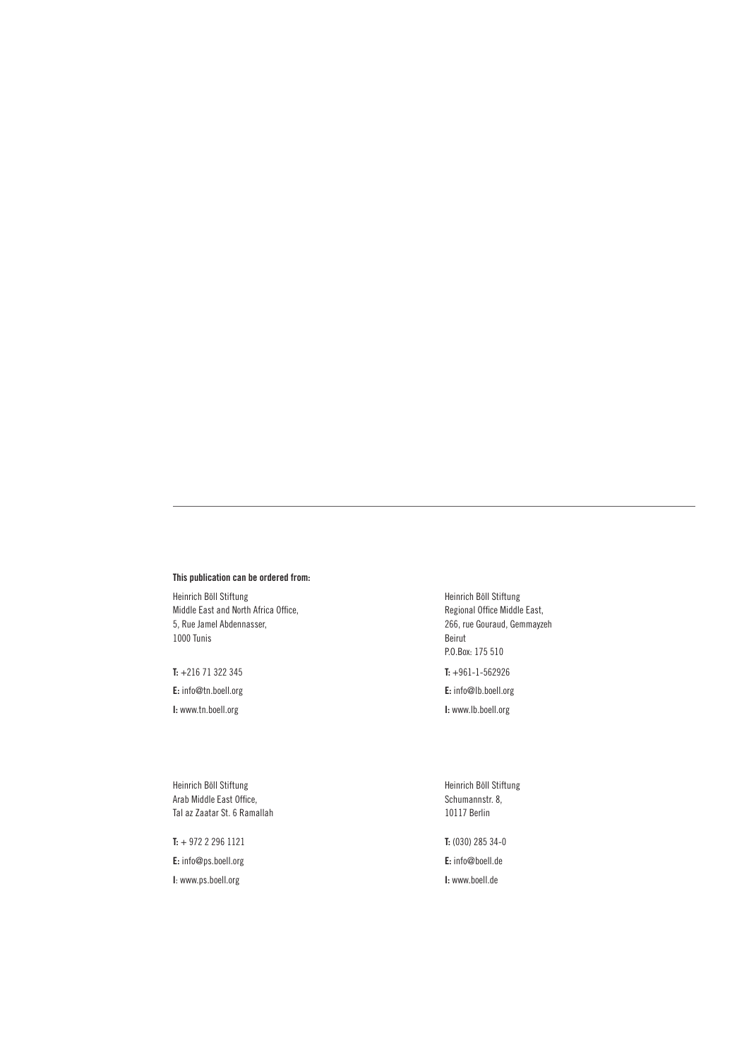---

**This publication can be ordered from:**

Heinrich Böll Stiftung
Middle East and North Africa Office,
5, Rue Jamel Abdennasser,
1000 Tunis

**T:** +216 71 322 345

**E:** info@tn.boell.org

**I:** www.tn.boell.org

Heinrich Böll Stiftung
Regional Office Middle East,
266, rue Gouraud, Gemmayzeh
Beirut
P.O.Box: 175 510

**T:** +961-1-562926

**E:** info@lb.boell.org

**I:** www.lb.boell.org

Heinrich Böll Stiftung
Arab Middle East Office,
Tal az Zaatar St. 6 Ramallah

**T:** + 972 2 296 1121

**E:** info@ps.boell.org

**I**: www.ps.boell.org

Heinrich Böll Stiftung
Schumannstr. 8,
10117 Berlin

**T:** (030) 285 34-0

**E:** info@boell.de

**I:** www.boell.de